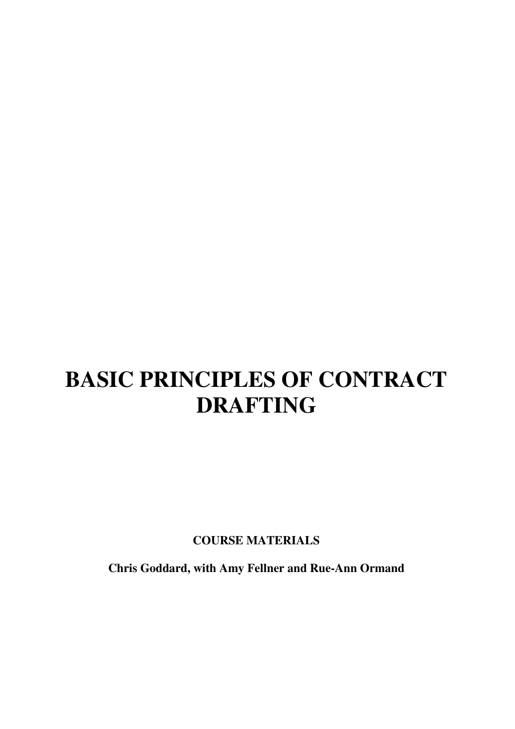# BASIC PRINCIPLES OF CONTRACT DRAFTING

**COURSE MATERIALS**

**Chris Goddard, with Amy Fellner and Rue-Ann Ormand**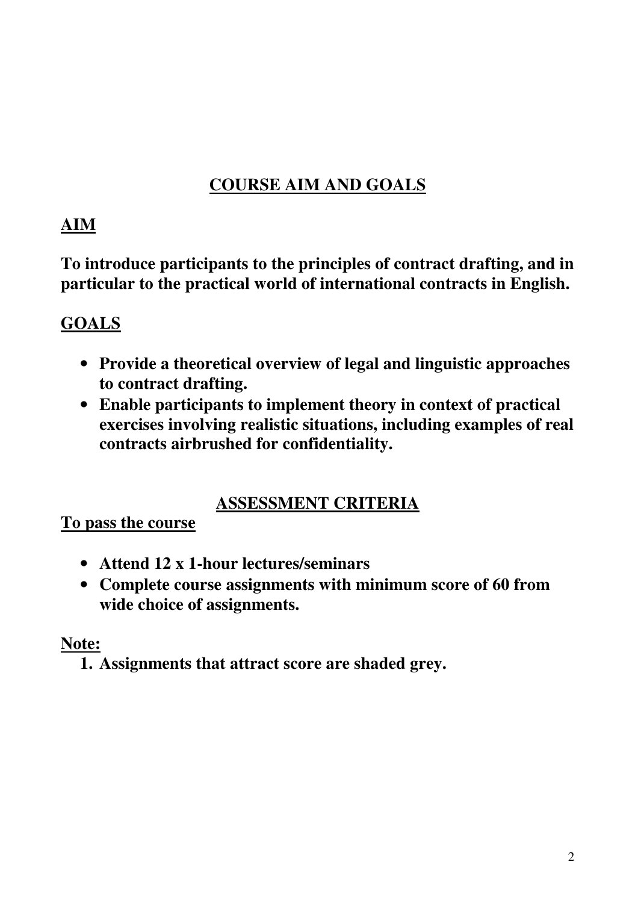# COURSE AIM AND GOALS

## AIM

**To introduce participants to the principles of contract drafting, and in particular to the practical world of international contracts in English.**

## GOALS

- **Provide a theoretical overview of legal and linguistic approaches to contract drafting.**
- **Enable participants to implement theory in context of practical exercises involving realistic situations, including examples of real contracts airbrushed for confidentiality.**

# ASSESSMENT CRITERIA

## To pass the course

- **Attend 12 x 1-hour lectures/seminars**
- **Complete course assignments with minimum score of 60 from wide choice of assignments.**

**Note:**

1. **Assignments that attract score are shaded grey.**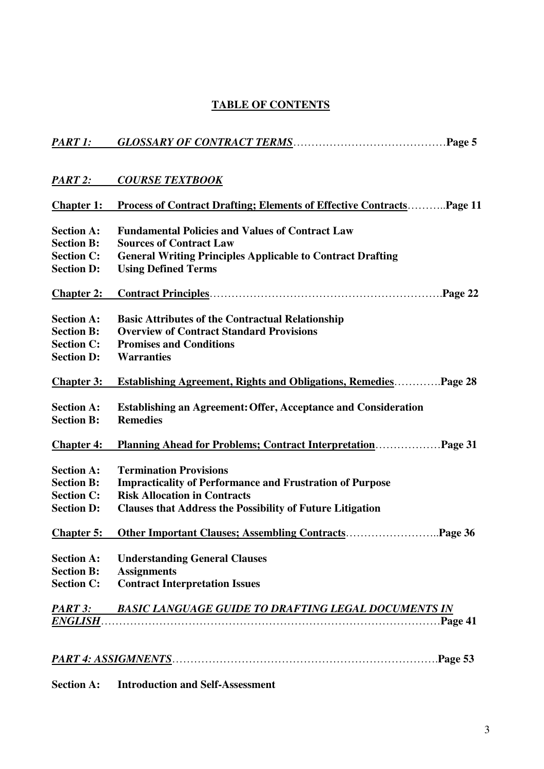# TABLE OF CONTENTS

***PART 1: GLOSSARY OF CONTRACT TERMS***……………………………………**Page 5**

***PART 2: COURSE TEXTBOOK***

**Chapter 1: Process of Contract Drafting; Elements of Effective Contracts**………..**Page 11**

**Section A: Fundamental Policies and Values of Contract Law**
**Section B: Sources of Contract Law**
**Section C: General Writing Principles Applicable to Contract Drafting**
**Section D: Using Defined Terms**

**Chapter 2: Contract Principles**………………………………………………………**Page 22**

**Section A: Basic Attributes of the Contractual Relationship**
**Section B: Overview of Contract Standard Provisions**
**Section C: Promises and Conditions**
**Section D: Warranties**

**Chapter 3: Establishing Agreement, Rights and Obligations, Remedies**………….**Page 28**

**Section A: Establishing an Agreement: Offer, Acceptance and Consideration**
**Section B: Remedies**

**Chapter 4: Planning Ahead for Problems; Contract Interpretation**………………**Page 31**

**Section A: Termination Provisions**
**Section B: Impracticality of Performance and Frustration of Purpose**
**Section C: Risk Allocation in Contracts**
**Section D: Clauses that Address the Possibility of Future Litigation**

**Chapter 5: Other Important Clauses; Assembling Contracts**……………………..**Page 36**

**Section A: Understanding General Clauses**
**Section B: Assignments**
**Section C: Contract Interpretation Issues**

***PART 3: BASIC LANGUAGE GUIDE TO DRAFTING LEGAL DOCUMENTS IN ENGLISH***…………………………………………………………………………**Page 41**

***PART 4: ASSIGMNENTS***……………………………………………………………**Page 53**

**Section A: Introduction and Self-Assessment**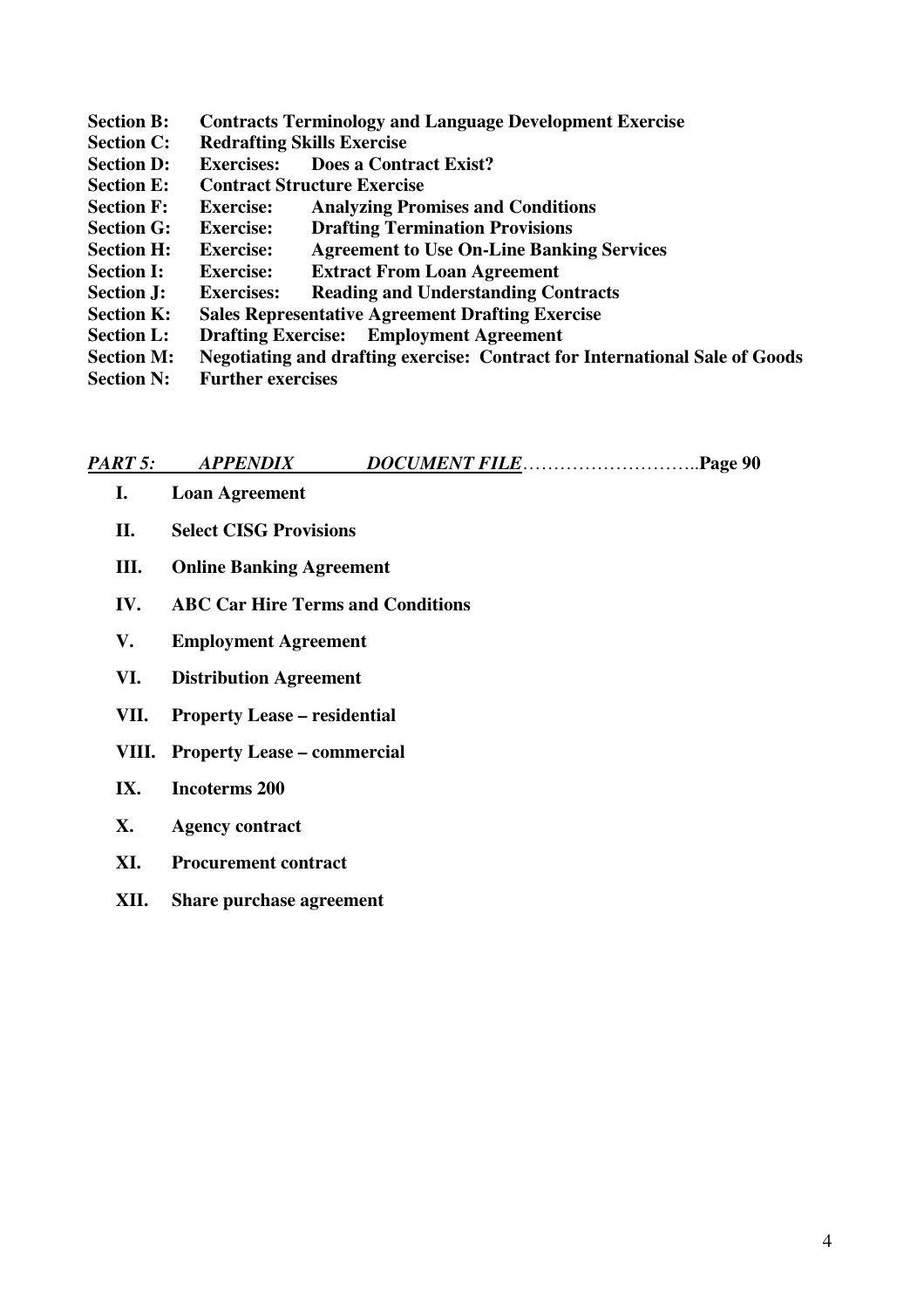**Section B:** **Contracts Terminology and Language Development Exercise**
**Section C:** **Redrafting Skills Exercise**
**Section D:** **Exercises: Does a Contract Exist?**
**Section E:** **Contract Structure Exercise**
**Section F:** **Exercise: Analyzing Promises and Conditions**
**Section G:** **Exercise: Drafting Termination Provisions**
**Section H:** **Exercise: Agreement to Use On-Line Banking Services**
**Section I:** **Exercise: Extract From Loan Agreement**
**Section J:** **Exercises: Reading and Understanding Contracts**
**Section K:** **Sales Representative Agreement Drafting Exercise**
**Section L:** **Drafting Exercise: Employment Agreement**
**Section M:** **Negotiating and drafting exercise: Contract for International Sale of Goods**
**Section N:** **Further exercises**

***PART 5: APPENDIX DOCUMENT FILE***……………………….**Page 90**

**I. Loan Agreement**

**II. Select CISG Provisions**

**III. Online Banking Agreement**

**IV. ABC Car Hire Terms and Conditions**

**V. Employment Agreement**

**VI. Distribution Agreement**

**VII. Property Lease – residential**

**VIII. Property Lease – commercial**

**IX. Incoterms 200**

**X. Agency contract**

**XI. Procurement contract**

**XII. Share purchase agreement**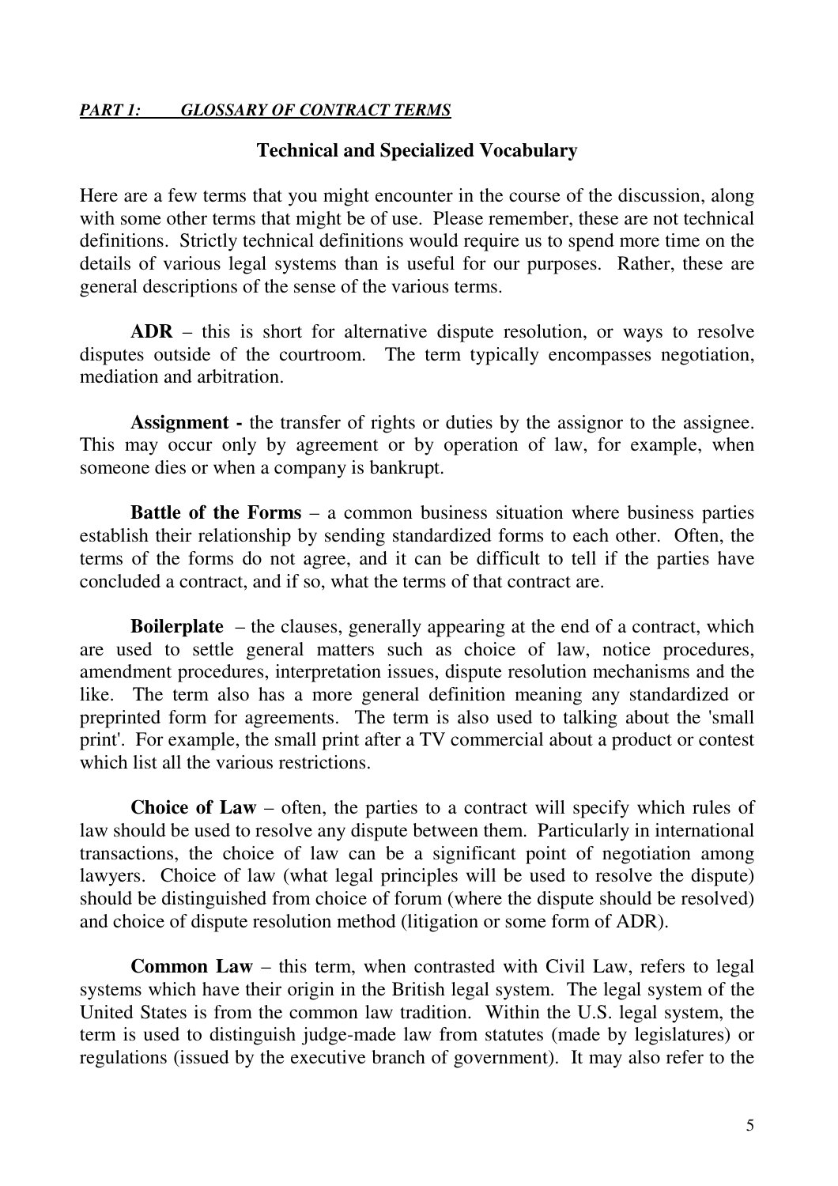***PART 1: GLOSSARY OF CONTRACT TERMS***

## Technical and Specialized Vocabulary

Here are a few terms that you might encounter in the course of the discussion, along with some other terms that might be of use. Please remember, these are not technical definitions. Strictly technical definitions would require us to spend more time on the details of various legal systems than is useful for our purposes. Rather, these are general descriptions of the sense of the various terms.

**ADR** – this is short for alternative dispute resolution, or ways to resolve disputes outside of the courtroom. The term typically encompasses negotiation, mediation and arbitration.

**Assignment -** the transfer of rights or duties by the assignor to the assignee. This may occur only by agreement or by operation of law, for example, when someone dies or when a company is bankrupt.

**Battle of the Forms** – a common business situation where business parties establish their relationship by sending standardized forms to each other. Often, the terms of the forms do not agree, and it can be difficult to tell if the parties have concluded a contract, and if so, what the terms of that contract are.

**Boilerplate** – the clauses, generally appearing at the end of a contract, which are used to settle general matters such as choice of law, notice procedures, amendment procedures, interpretation issues, dispute resolution mechanisms and the like. The term also has a more general definition meaning any standardized or preprinted form for agreements. The term is also used to talking about the 'small print'. For example, the small print after a TV commercial about a product or contest which list all the various restrictions.

**Choice of Law** – often, the parties to a contract will specify which rules of law should be used to resolve any dispute between them. Particularly in international transactions, the choice of law can be a significant point of negotiation among lawyers. Choice of law (what legal principles will be used to resolve the dispute) should be distinguished from choice of forum (where the dispute should be resolved) and choice of dispute resolution method (litigation or some form of ADR).

**Common Law** – this term, when contrasted with Civil Law, refers to legal systems which have their origin in the British legal system. The legal system of the United States is from the common law tradition. Within the U.S. legal system, the term is used to distinguish judge-made law from statutes (made by legislatures) or regulations (issued by the executive branch of government). It may also refer to the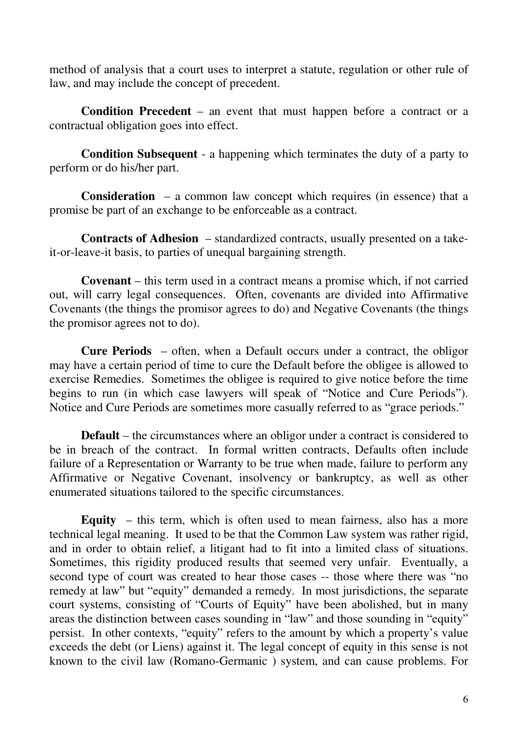method of analysis that a court uses to interpret a statute, regulation or other rule of law, and may include the concept of precedent.

**Condition Precedent** – an event that must happen before a contract or a contractual obligation goes into effect.

**Condition Subsequent** - a happening which terminates the duty of a party to perform or do his/her part.

**Consideration** – a common law concept which requires (in essence) that a promise be part of an exchange to be enforceable as a contract.

**Contracts of Adhesion** – standardized contracts, usually presented on a take-it-or-leave-it basis, to parties of unequal bargaining strength.

**Covenant** – this term used in a contract means a promise which, if not carried out, will carry legal consequences. Often, covenants are divided into Affirmative Covenants (the things the promisor agrees to do) and Negative Covenants (the things the promisor agrees not to do).

**Cure Periods** – often, when a Default occurs under a contract, the obligor may have a certain period of time to cure the Default before the obligee is allowed to exercise Remedies. Sometimes the obligee is required to give notice before the time begins to run (in which case lawyers will speak of "Notice and Cure Periods"). Notice and Cure Periods are sometimes more casually referred to as "grace periods."

**Default** – the circumstances where an obligor under a contract is considered to be in breach of the contract. In formal written contracts, Defaults often include failure of a Representation or Warranty to be true when made, failure to perform any Affirmative or Negative Covenant, insolvency or bankruptcy, as well as other enumerated situations tailored to the specific circumstances.

**Equity** – this term, which is often used to mean fairness, also has a more technical legal meaning. It used to be that the Common Law system was rather rigid, and in order to obtain relief, a litigant had to fit into a limited class of situations. Sometimes, this rigidity produced results that seemed very unfair. Eventually, a second type of court was created to hear those cases -- those where there was "no remedy at law" but "equity" demanded a remedy. In most jurisdictions, the separate court systems, consisting of "Courts of Equity" have been abolished, but in many areas the distinction between cases sounding in "law" and those sounding in "equity" persist. In other contexts, "equity" refers to the amount by which a property's value exceeds the debt (or Liens) against it. The legal concept of equity in this sense is not known to the civil law (Romano-Germanic ) system, and can cause problems. For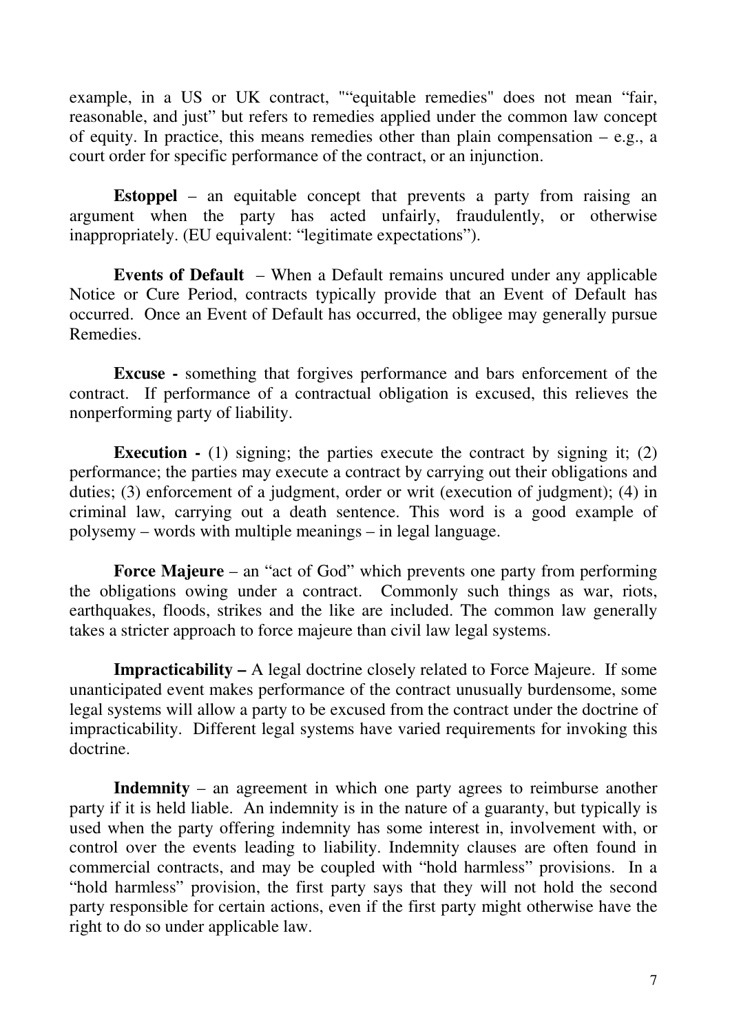example, in a US or UK contract, "“equitable remedies" does not mean “fair, reasonable, and just” but refers to remedies applied under the common law concept of equity. In practice, this means remedies other than plain compensation – e.g., a court order for specific performance of the contract, or an injunction.

**Estoppel** – an equitable concept that prevents a party from raising an argument when the party has acted unfairly, fraudulently, or otherwise inappropriately. (EU equivalent: “legitimate expectations”).

**Events of Default** – When a Default remains uncured under any applicable Notice or Cure Period, contracts typically provide that an Event of Default has occurred. Once an Event of Default has occurred, the obligee may generally pursue Remedies.

**Excuse -** something that forgives performance and bars enforcement of the contract. If performance of a contractual obligation is excused, this relieves the nonperforming party of liability.

**Execution -** (1) signing; the parties execute the contract by signing it; (2) performance; the parties may execute a contract by carrying out their obligations and duties; (3) enforcement of a judgment, order or writ (execution of judgment); (4) in criminal law, carrying out a death sentence. This word is a good example of polysemy – words with multiple meanings – in legal language.

**Force Majeure** – an “act of God” which prevents one party from performing the obligations owing under a contract. Commonly such things as war, riots, earthquakes, floods, strikes and the like are included. The common law generally takes a stricter approach to force majeure than civil law legal systems.

**Impracticability –** A legal doctrine closely related to Force Majeure. If some unanticipated event makes performance of the contract unusually burdensome, some legal systems will allow a party to be excused from the contract under the doctrine of impracticability. Different legal systems have varied requirements for invoking this doctrine.

**Indemnity** – an agreement in which one party agrees to reimburse another party if it is held liable. An indemnity is in the nature of a guaranty, but typically is used when the party offering indemnity has some interest in, involvement with, or control over the events leading to liability. Indemnity clauses are often found in commercial contracts, and may be coupled with “hold harmless” provisions. In a “hold harmless” provision, the first party says that they will not hold the second party responsible for certain actions, even if the first party might otherwise have the right to do so under applicable law.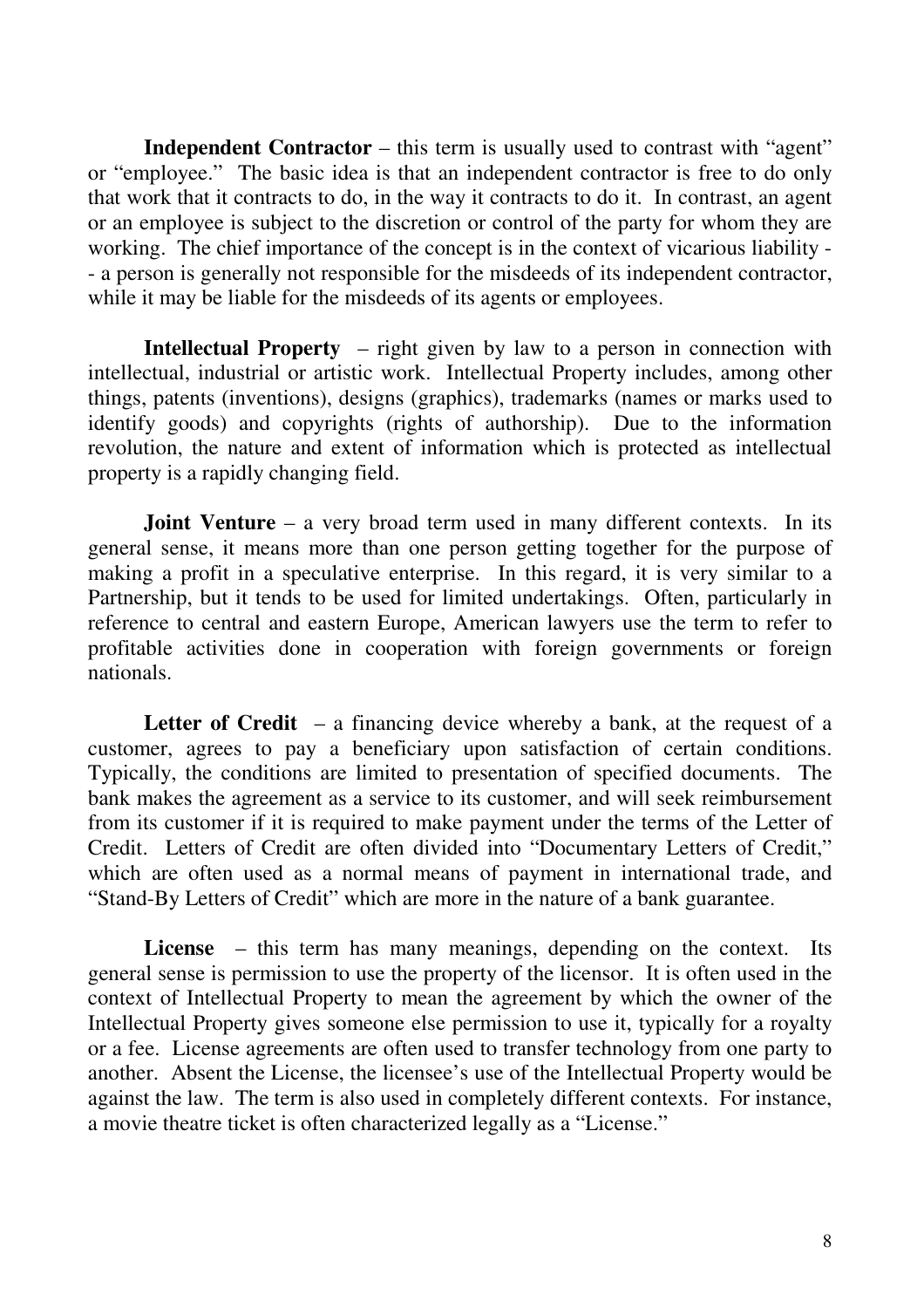**Independent Contractor** – this term is usually used to contrast with "agent" or "employee." The basic idea is that an independent contractor is free to do only that work that it contracts to do, in the way it contracts to do it. In contrast, an agent or an employee is subject to the discretion or control of the party for whom they are working. The chief importance of the concept is in the context of vicarious liability -- a person is generally not responsible for the misdeeds of its independent contractor, while it may be liable for the misdeeds of its agents or employees.

**Intellectual Property** – right given by law to a person in connection with intellectual, industrial or artistic work. Intellectual Property includes, among other things, patents (inventions), designs (graphics), trademarks (names or marks used to identify goods) and copyrights (rights of authorship). Due to the information revolution, the nature and extent of information which is protected as intellectual property is a rapidly changing field.

**Joint Venture** – a very broad term used in many different contexts. In its general sense, it means more than one person getting together for the purpose of making a profit in a speculative enterprise. In this regard, it is very similar to a Partnership, but it tends to be used for limited undertakings. Often, particularly in reference to central and eastern Europe, American lawyers use the term to refer to profitable activities done in cooperation with foreign governments or foreign nationals.

**Letter of Credit** – a financing device whereby a bank, at the request of a customer, agrees to pay a beneficiary upon satisfaction of certain conditions. Typically, the conditions are limited to presentation of specified documents. The bank makes the agreement as a service to its customer, and will seek reimbursement from its customer if it is required to make payment under the terms of the Letter of Credit. Letters of Credit are often divided into "Documentary Letters of Credit," which are often used as a normal means of payment in international trade, and "Stand-By Letters of Credit" which are more in the nature of a bank guarantee.

**License** – this term has many meanings, depending on the context. Its general sense is permission to use the property of the licensor. It is often used in the context of Intellectual Property to mean the agreement by which the owner of the Intellectual Property gives someone else permission to use it, typically for a royalty or a fee. License agreements are often used to transfer technology from one party to another. Absent the License, the licensee's use of the Intellectual Property would be against the law. The term is also used in completely different contexts. For instance, a movie theatre ticket is often characterized legally as a "License."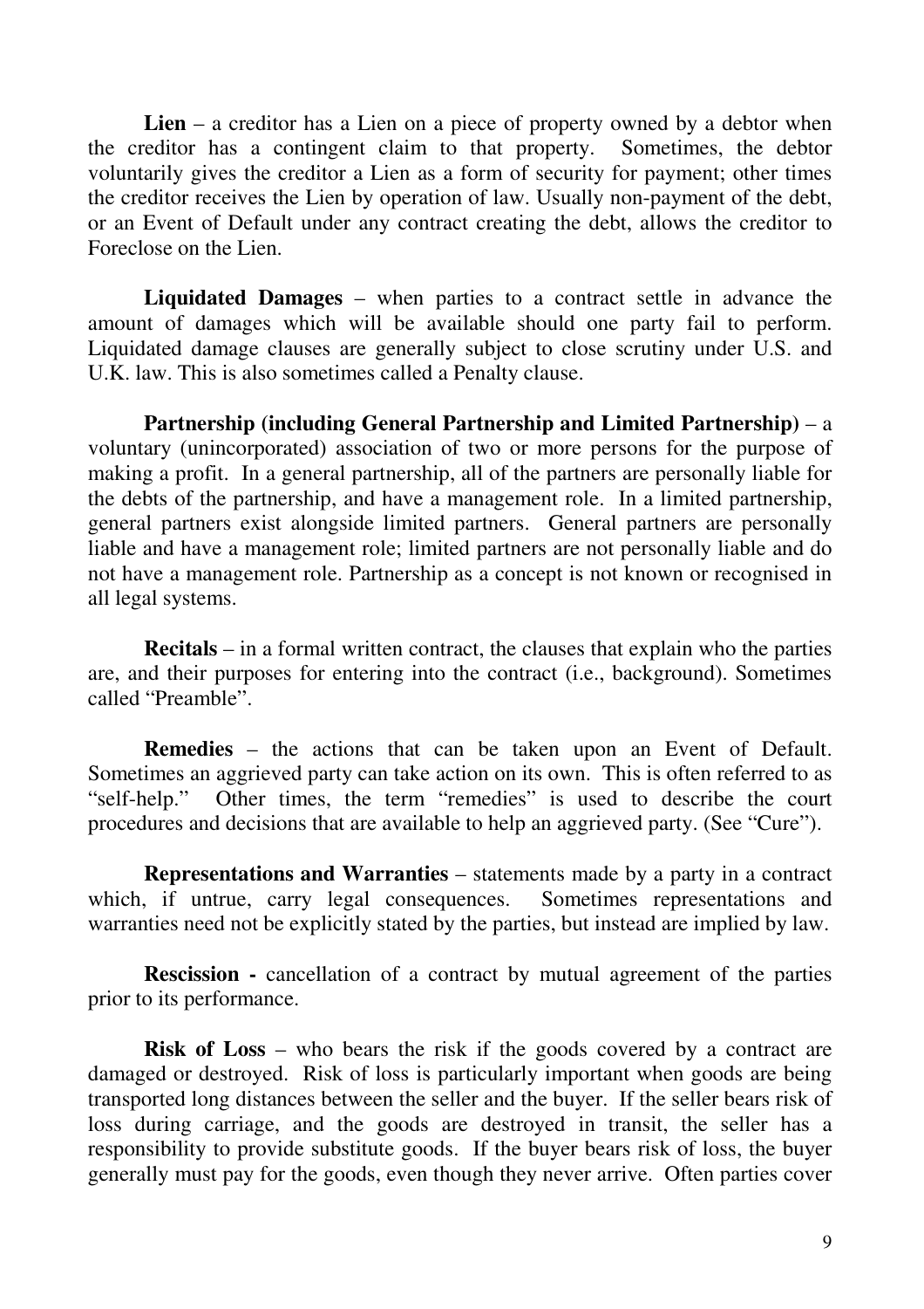**Lien** – a creditor has a Lien on a piece of property owned by a debtor when the creditor has a contingent claim to that property. Sometimes, the debtor voluntarily gives the creditor a Lien as a form of security for payment; other times the creditor receives the Lien by operation of law. Usually non-payment of the debt, or an Event of Default under any contract creating the debt, allows the creditor to Foreclose on the Lien.

**Liquidated Damages** – when parties to a contract settle in advance the amount of damages which will be available should one party fail to perform. Liquidated damage clauses are generally subject to close scrutiny under U.S. and U.K. law. This is also sometimes called a Penalty clause.

**Partnership (including General Partnership and Limited Partnership)** – a voluntary (unincorporated) association of two or more persons for the purpose of making a profit. In a general partnership, all of the partners are personally liable for the debts of the partnership, and have a management role. In a limited partnership, general partners exist alongside limited partners. General partners are personally liable and have a management role; limited partners are not personally liable and do not have a management role. Partnership as a concept is not known or recognised in all legal systems.

**Recitals** – in a formal written contract, the clauses that explain who the parties are, and their purposes for entering into the contract (i.e., background). Sometimes called "Preamble".

**Remedies** – the actions that can be taken upon an Event of Default. Sometimes an aggrieved party can take action on its own. This is often referred to as "self-help." Other times, the term "remedies" is used to describe the court procedures and decisions that are available to help an aggrieved party. (See "Cure").

**Representations and Warranties** – statements made by a party in a contract which, if untrue, carry legal consequences. Sometimes representations and warranties need not be explicitly stated by the parties, but instead are implied by law.

**Rescission -** cancellation of a contract by mutual agreement of the parties prior to its performance.

**Risk of Loss** – who bears the risk if the goods covered by a contract are damaged or destroyed. Risk of loss is particularly important when goods are being transported long distances between the seller and the buyer. If the seller bears risk of loss during carriage, and the goods are destroyed in transit, the seller has a responsibility to provide substitute goods. If the buyer bears risk of loss, the buyer generally must pay for the goods, even though they never arrive. Often parties cover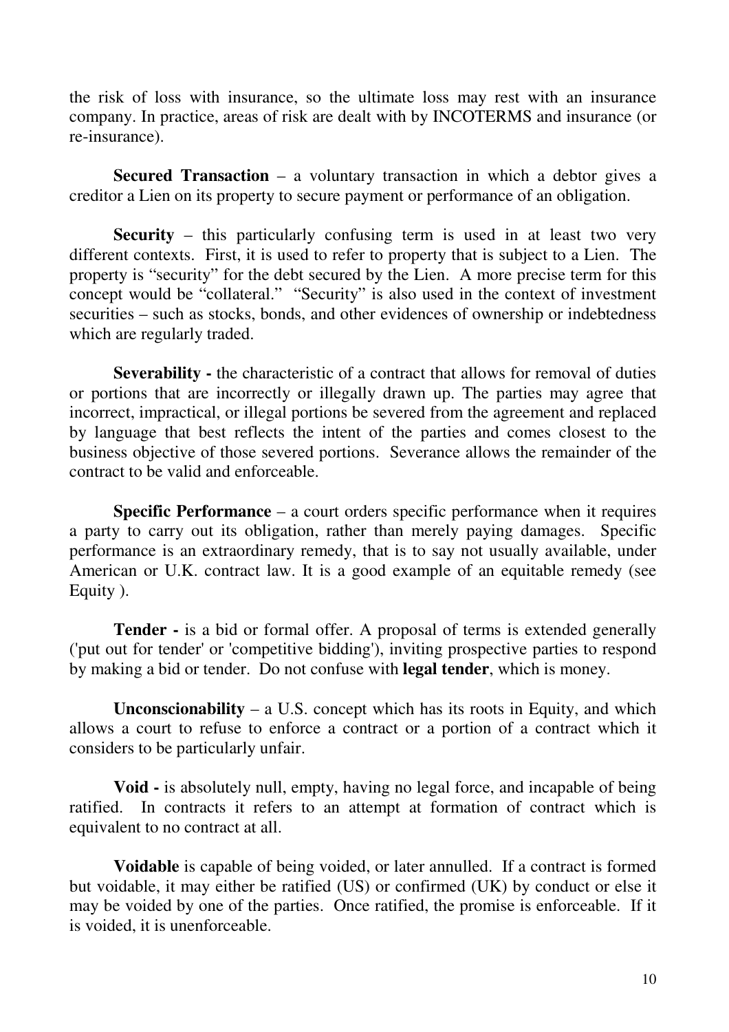the risk of loss with insurance, so the ultimate loss may rest with an insurance company. In practice, areas of risk are dealt with by INCOTERMS and insurance (or re-insurance).

**Secured Transaction** – a voluntary transaction in which a debtor gives a creditor a Lien on its property to secure payment or performance of an obligation.

**Security** – this particularly confusing term is used in at least two very different contexts. First, it is used to refer to property that is subject to a Lien. The property is "security" for the debt secured by the Lien. A more precise term for this concept would be "collateral." "Security" is also used in the context of investment securities – such as stocks, bonds, and other evidences of ownership or indebtedness which are regularly traded.

**Severability -** the characteristic of a contract that allows for removal of duties or portions that are incorrectly or illegally drawn up. The parties may agree that incorrect, impractical, or illegal portions be severed from the agreement and replaced by language that best reflects the intent of the parties and comes closest to the business objective of those severed portions. Severance allows the remainder of the contract to be valid and enforceable.

**Specific Performance** – a court orders specific performance when it requires a party to carry out its obligation, rather than merely paying damages. Specific performance is an extraordinary remedy, that is to say not usually available, under American or U.K. contract law. It is a good example of an equitable remedy (see Equity ).

**Tender -** is a bid or formal offer. A proposal of terms is extended generally ('put out for tender' or 'competitive bidding'), inviting prospective parties to respond by making a bid or tender. Do not confuse with **legal tender**, which is money.

**Unconscionability** – a U.S. concept which has its roots in Equity, and which allows a court to refuse to enforce a contract or a portion of a contract which it considers to be particularly unfair.

**Void -** is absolutely null, empty, having no legal force, and incapable of being ratified. In contracts it refers to an attempt at formation of contract which is equivalent to no contract at all.

**Voidable** is capable of being voided, or later annulled. If a contract is formed but voidable, it may either be ratified (US) or confirmed (UK) by conduct or else it may be voided by one of the parties. Once ratified, the promise is enforceable. If it is voided, it is unenforceable.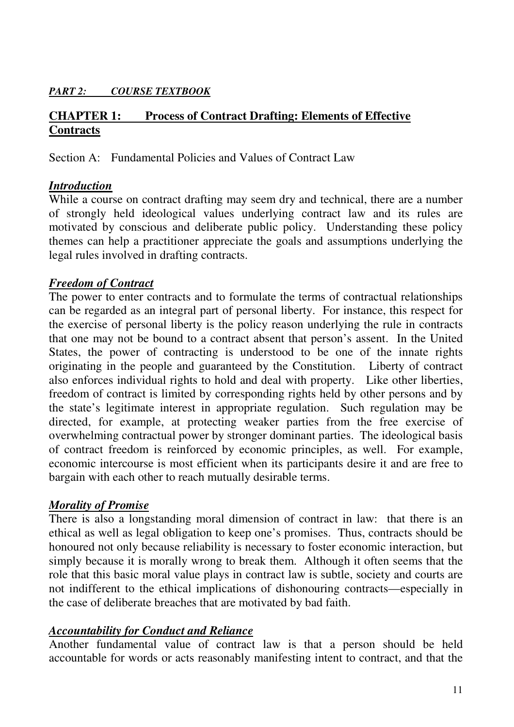***PART 2: COURSE TEXTBOOK***

## **CHAPTER 1: Process of Contract Drafting: Elements of Effective Contracts**

Section A: Fundamental Policies and Values of Contract Law

### ***Introduction***

While a course on contract drafting may seem dry and technical, there are a number of strongly held ideological values underlying contract law and its rules are motivated by conscious and deliberate public policy. Understanding these policy themes can help a practitioner appreciate the goals and assumptions underlying the legal rules involved in drafting contracts.

### ***Freedom of Contract***

The power to enter contracts and to formulate the terms of contractual relationships can be regarded as an integral part of personal liberty. For instance, this respect for the exercise of personal liberty is the policy reason underlying the rule in contracts that one may not be bound to a contract absent that person's assent. In the United States, the power of contracting is understood to be one of the innate rights originating in the people and guaranteed by the Constitution. Liberty of contract also enforces individual rights to hold and deal with property. Like other liberties, freedom of contract is limited by corresponding rights held by other persons and by the state's legitimate interest in appropriate regulation. Such regulation may be directed, for example, at protecting weaker parties from the free exercise of overwhelming contractual power by stronger dominant parties. The ideological basis of contract freedom is reinforced by economic principles, as well. For example, economic intercourse is most efficient when its participants desire it and are free to bargain with each other to reach mutually desirable terms.

### ***Morality of Promise***

There is also a longstanding moral dimension of contract in law: that there is an ethical as well as legal obligation to keep one's promises. Thus, contracts should be honoured not only because reliability is necessary to foster economic interaction, but simply because it is morally wrong to break them. Although it often seems that the role that this basic moral value plays in contract law is subtle, society and courts are not indifferent to the ethical implications of dishonouring contracts—especially in the case of deliberate breaches that are motivated by bad faith.

### ***Accountability for Conduct and Reliance***

Another fundamental value of contract law is that a person should be held accountable for words or acts reasonably manifesting intent to contract, and that the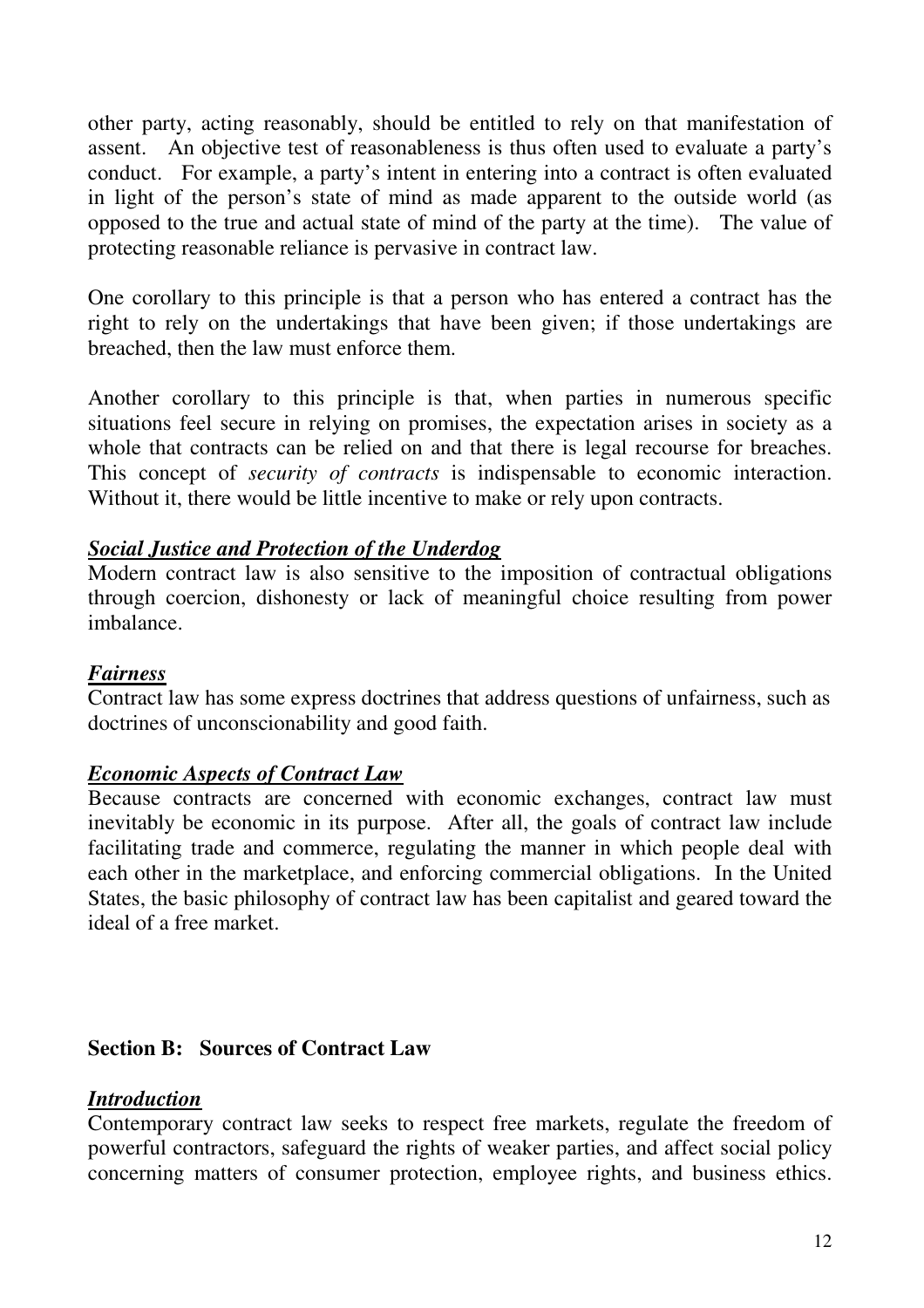other party, acting reasonably, should be entitled to rely on that manifestation of assent. An objective test of reasonableness is thus often used to evaluate a party's conduct. For example, a party's intent in entering into a contract is often evaluated in light of the person's state of mind as made apparent to the outside world (as opposed to the true and actual state of mind of the party at the time). The value of protecting reasonable reliance is pervasive in contract law.

One corollary to this principle is that a person who has entered a contract has the right to rely on the undertakings that have been given; if those undertakings are breached, then the law must enforce them.

Another corollary to this principle is that, when parties in numerous specific situations feel secure in relying on promises, the expectation arises in society as a whole that contracts can be relied on and that there is legal recourse for breaches. This concept of *security of contracts* is indispensable to economic interaction. Without it, there would be little incentive to make or rely upon contracts.

***Social Justice and Protection of the Underdog***

Modern contract law is also sensitive to the imposition of contractual obligations through coercion, dishonesty or lack of meaningful choice resulting from power imbalance.

***Fairness***

Contract law has some express doctrines that address questions of unfairness, such as doctrines of unconscionability and good faith.

***Economic Aspects of Contract Law***

Because contracts are concerned with economic exchanges, contract law must inevitably be economic in its purpose. After all, the goals of contract law include facilitating trade and commerce, regulating the manner in which people deal with each other in the marketplace, and enforcing commercial obligations. In the United States, the basic philosophy of contract law has been capitalist and geared toward the ideal of a free market.

## Section B: Sources of Contract Law

***Introduction***

Contemporary contract law seeks to respect free markets, regulate the freedom of powerful contractors, safeguard the rights of weaker parties, and affect social policy concerning matters of consumer protection, employee rights, and business ethics.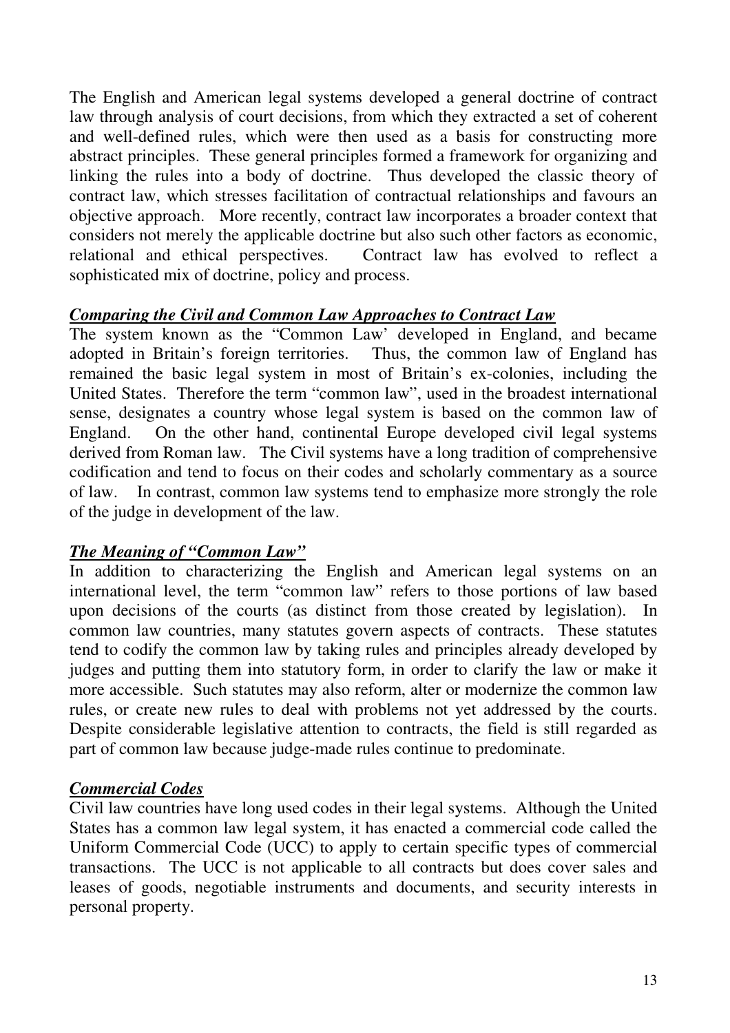The English and American legal systems developed a general doctrine of contract law through analysis of court decisions, from which they extracted a set of coherent and well-defined rules, which were then used as a basis for constructing more abstract principles. These general principles formed a framework for organizing and linking the rules into a body of doctrine. Thus developed the classic theory of contract law, which stresses facilitation of contractual relationships and favours an objective approach. More recently, contract law incorporates a broader context that considers not merely the applicable doctrine but also such other factors as economic, relational and ethical perspectives. Contract law has evolved to reflect a sophisticated mix of doctrine, policy and process.

### ***Comparing the Civil and Common Law Approaches to Contract Law***

The system known as the "Common Law' developed in England, and became adopted in Britain's foreign territories. Thus, the common law of England has remained the basic legal system in most of Britain's ex-colonies, including the United States. Therefore the term "common law", used in the broadest international sense, designates a country whose legal system is based on the common law of England. On the other hand, continental Europe developed civil legal systems derived from Roman law. The Civil systems have a long tradition of comprehensive codification and tend to focus on their codes and scholarly commentary as a source of law. In contrast, common law systems tend to emphasize more strongly the role of the judge in development of the law.

### ***The Meaning of "Common Law"***

In addition to characterizing the English and American legal systems on an international level, the term "common law" refers to those portions of law based upon decisions of the courts (as distinct from those created by legislation). In common law countries, many statutes govern aspects of contracts. These statutes tend to codify the common law by taking rules and principles already developed by judges and putting them into statutory form, in order to clarify the law or make it more accessible. Such statutes may also reform, alter or modernize the common law rules, or create new rules to deal with problems not yet addressed by the courts. Despite considerable legislative attention to contracts, the field is still regarded as part of common law because judge-made rules continue to predominate.

### ***Commercial Codes***

Civil law countries have long used codes in their legal systems. Although the United States has a common law legal system, it has enacted a commercial code called the Uniform Commercial Code (UCC) to apply to certain specific types of commercial transactions. The UCC is not applicable to all contracts but does cover sales and leases of goods, negotiable instruments and documents, and security interests in personal property.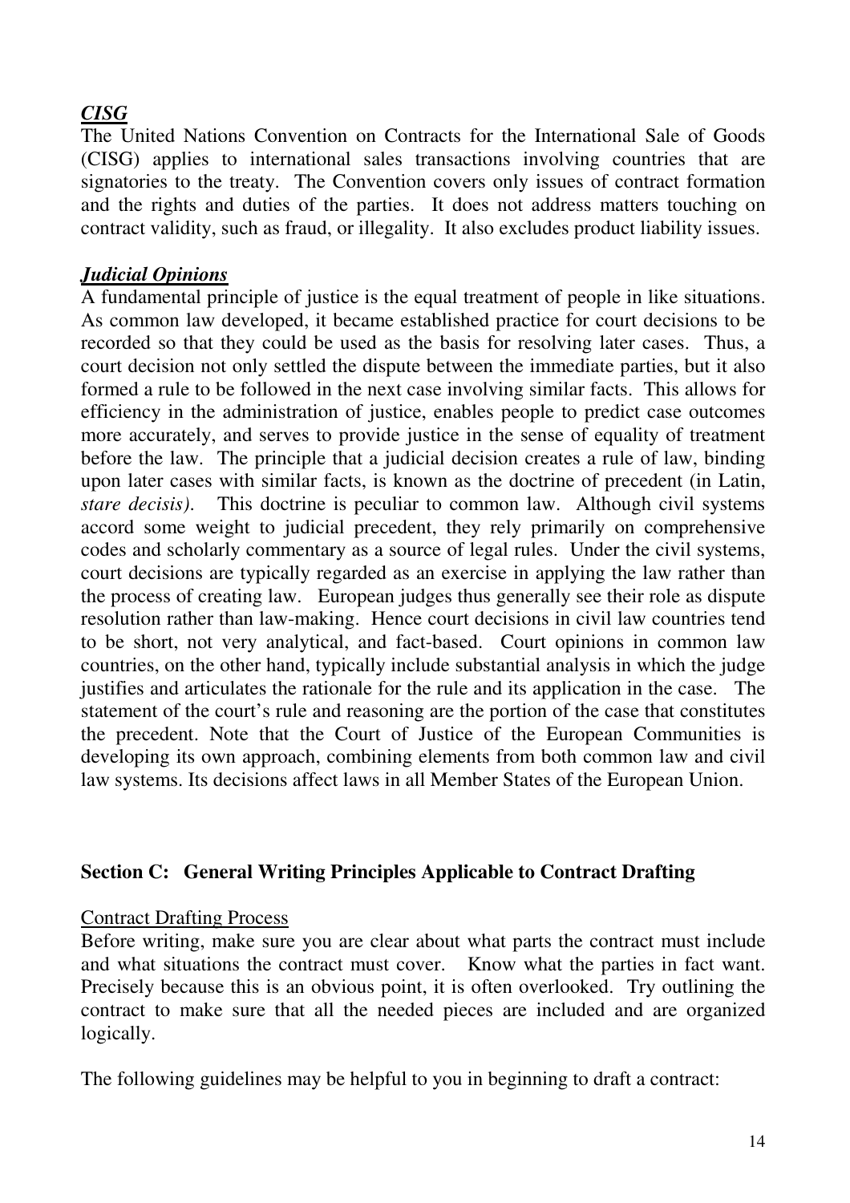### ***CISG***

The United Nations Convention on Contracts for the International Sale of Goods (CISG) applies to international sales transactions involving countries that are signatories to the treaty. The Convention covers only issues of contract formation and the rights and duties of the parties. It does not address matters touching on contract validity, such as fraud, or illegality. It also excludes product liability issues.

### ***Judicial Opinions***

A fundamental principle of justice is the equal treatment of people in like situations. As common law developed, it became established practice for court decisions to be recorded so that they could be used as the basis for resolving later cases. Thus, a court decision not only settled the dispute between the immediate parties, but it also formed a rule to be followed in the next case involving similar facts. This allows for efficiency in the administration of justice, enables people to predict case outcomes more accurately, and serves to provide justice in the sense of equality of treatment before the law. The principle that a judicial decision creates a rule of law, binding upon later cases with similar facts, is known as the doctrine of precedent (in Latin, *stare decisis)*. This doctrine is peculiar to common law. Although civil systems accord some weight to judicial precedent, they rely primarily on comprehensive codes and scholarly commentary as a source of legal rules. Under the civil systems, court decisions are typically regarded as an exercise in applying the law rather than the process of creating law. European judges thus generally see their role as dispute resolution rather than law-making. Hence court decisions in civil law countries tend to be short, not very analytical, and fact-based. Court opinions in common law countries, on the other hand, typically include substantial analysis in which the judge justifies and articulates the rationale for the rule and its application in the case. The statement of the court's rule and reasoning are the portion of the case that constitutes the precedent. Note that the Court of Justice of the European Communities is developing its own approach, combining elements from both common law and civil law systems. Its decisions affect laws in all Member States of the European Union.

## **Section C: General Writing Principles Applicable to Contract Drafting**

<u>Contract Drafting Process</u>

Before writing, make sure you are clear about what parts the contract must include and what situations the contract must cover. Know what the parties in fact want. Precisely because this is an obvious point, it is often overlooked. Try outlining the contract to make sure that all the needed pieces are included and are organized logically.

The following guidelines may be helpful to you in beginning to draft a contract: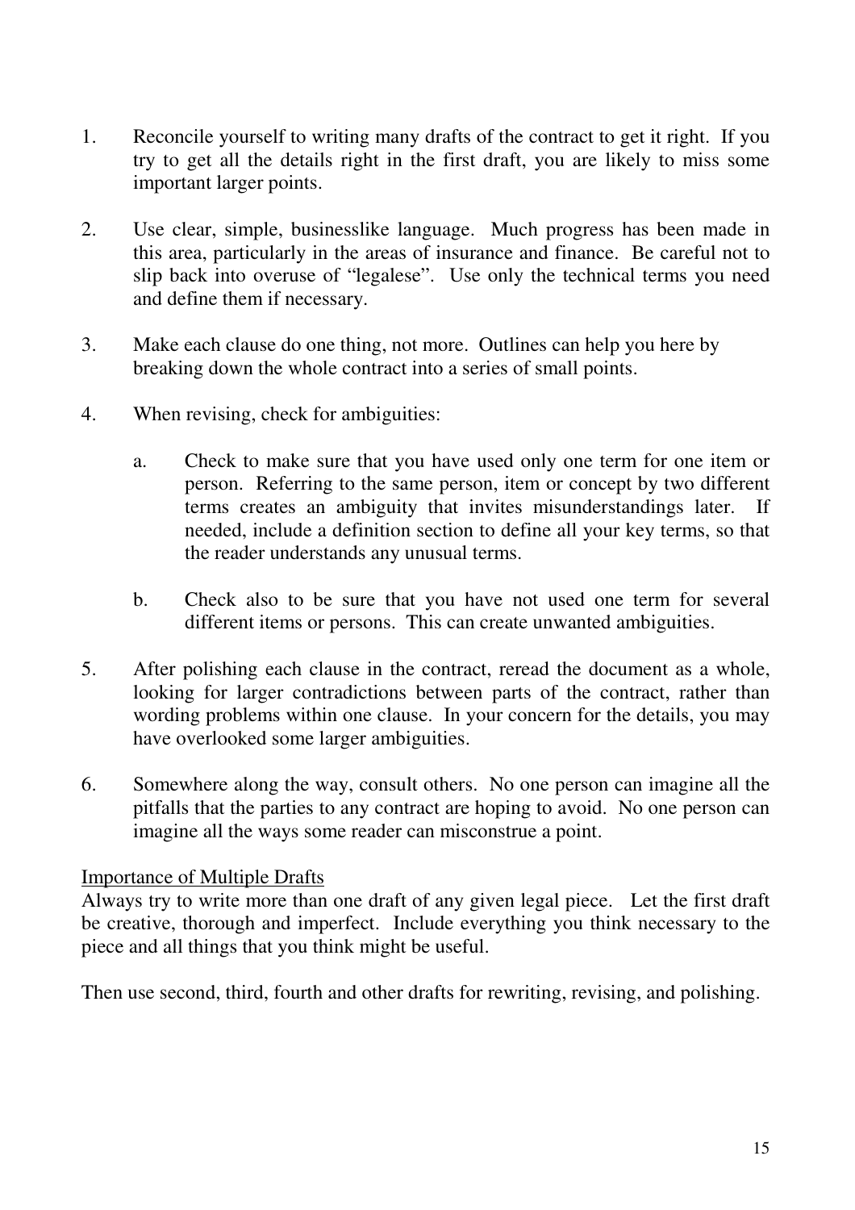1. Reconcile yourself to writing many drafts of the contract to get it right. If you try to get all the details right in the first draft, you are likely to miss some important larger points.

2. Use clear, simple, businesslike language. Much progress has been made in this area, particularly in the areas of insurance and finance. Be careful not to slip back into overuse of "legalese". Use only the technical terms you need and define them if necessary.

3. Make each clause do one thing, not more. Outlines can help you here by breaking down the whole contract into a series of small points.

4. When revising, check for ambiguities:

   a. Check to make sure that you have used only one term for one item or person. Referring to the same person, item or concept by two different terms creates an ambiguity that invites misunderstandings later. If needed, include a definition section to define all your key terms, so that the reader understands any unusual terms.

   b. Check also to be sure that you have not used one term for several different items or persons. This can create unwanted ambiguities.

5. After polishing each clause in the contract, reread the document as a whole, looking for larger contradictions between parts of the contract, rather than wording problems within one clause. In your concern for the details, you may have overlooked some larger ambiguities.

6. Somewhere along the way, consult others. No one person can imagine all the pitfalls that the parties to any contract are hoping to avoid. No one person can imagine all the ways some reader can misconstrue a point.

<u>Importance of Multiple Drafts</u>

Always try to write more than one draft of any given legal piece. Let the first draft be creative, thorough and imperfect. Include everything you think necessary to the piece and all things that you think might be useful.

Then use second, third, fourth and other drafts for rewriting, revising, and polishing.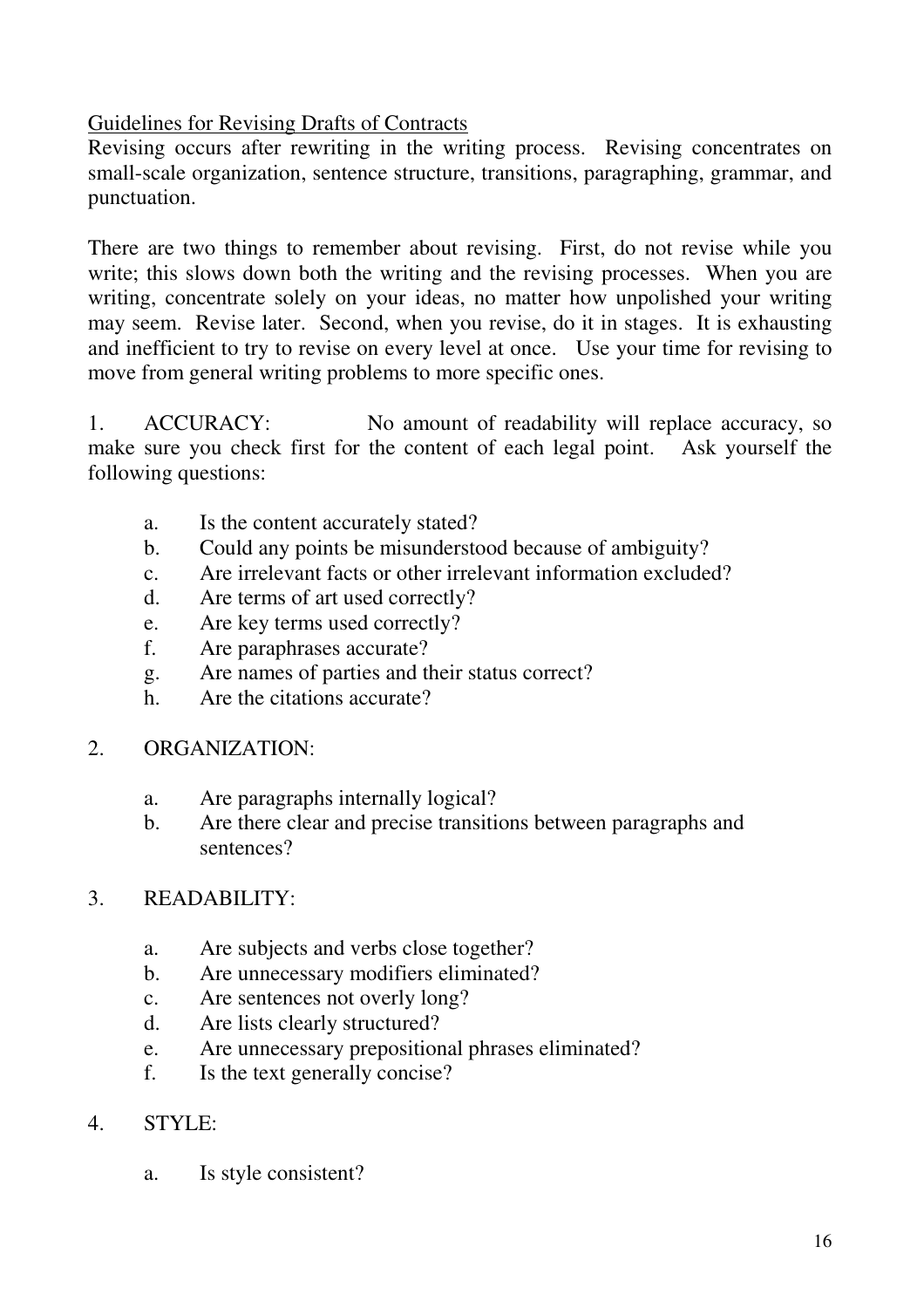## Guidelines for Revising Drafts of Contracts

Revising occurs after rewriting in the writing process. Revising concentrates on small-scale organization, sentence structure, transitions, paragraphing, grammar, and punctuation.

There are two things to remember about revising. First, do not revise while you write; this slows down both the writing and the revising processes. When you are writing, concentrate solely on your ideas, no matter how unpolished your writing may seem. Revise later. Second, when you revise, do it in stages. It is exhausting and inefficient to try to revise on every level at once. Use your time for revising to move from general writing problems to more specific ones.

1. ACCURACY: No amount of readability will replace accuracy, so make sure you check first for the content of each legal point. Ask yourself the following questions:

   a. Is the content accurately stated?
   b. Could any points be misunderstood because of ambiguity?
   c. Are irrelevant facts or other irrelevant information excluded?
   d. Are terms of art used correctly?
   e. Are key terms used correctly?
   f. Are paraphrases accurate?
   g. Are names of parties and their status correct?
   h. Are the citations accurate?

2. ORGANIZATION:

   a. Are paragraphs internally logical?
   b. Are there clear and precise transitions between paragraphs and sentences?

3. READABILITY:

   a. Are subjects and verbs close together?
   b. Are unnecessary modifiers eliminated?
   c. Are sentences not overly long?
   d. Are lists clearly structured?
   e. Are unnecessary prepositional phrases eliminated?
   f. Is the text generally concise?

4. STYLE:

   a. Is style consistent?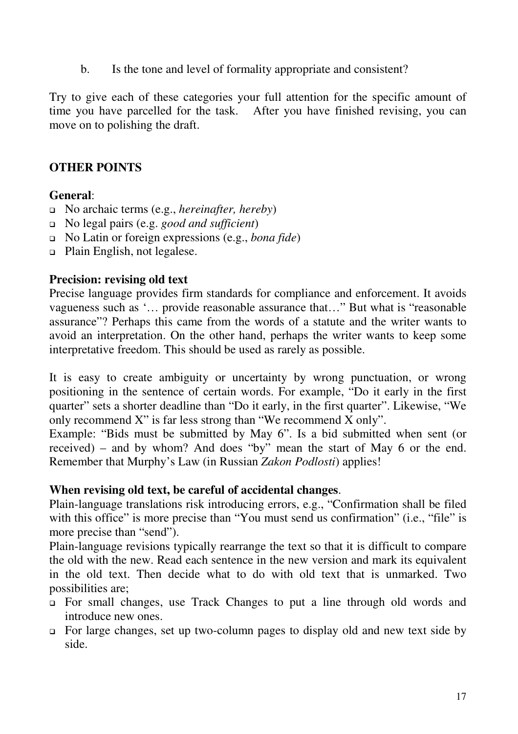b. Is the tone and level of formality appropriate and consistent?

Try to give each of these categories your full attention for the specific amount of time you have parcelled for the task. After you have finished revising, you can move on to polishing the draft.

## OTHER POINTS

**General**:

- No archaic terms (e.g., *hereinafter, hereby*)
- No legal pairs (e.g. *good and sufficient*)
- No Latin or foreign expressions (e.g., *bona fide*)
- Plain English, not legalese.

**Precision: revising old text**

Precise language provides firm standards for compliance and enforcement. It avoids vagueness such as '… provide reasonable assurance that…" But what is "reasonable assurance"? Perhaps this came from the words of a statute and the writer wants to avoid an interpretation. On the other hand, perhaps the writer wants to keep some interpretative freedom. This should be used as rarely as possible.

It is easy to create ambiguity or uncertainty by wrong punctuation, or wrong positioning in the sentence of certain words. For example, "Do it early in the first quarter" sets a shorter deadline than "Do it early, in the first quarter". Likewise, "We only recommend X" is far less strong than "We recommend X only".

Example: "Bids must be submitted by May 6". Is a bid submitted when sent (or received) – and by whom? And does "by" mean the start of May 6 or the end. Remember that Murphy's Law (in Russian *Zakon Podlosti*) applies!

**When revising old text, be careful of accidental changes**.

Plain-language translations risk introducing errors, e.g., "Confirmation shall be filed with this office" is more precise than "You must send us confirmation" (i.e., "file" is more precise than "send").

Plain-language revisions typically rearrange the text so that it is difficult to compare the old with the new. Read each sentence in the new version and mark its equivalent in the old text. Then decide what to do with old text that is unmarked. Two possibilities are;

- For small changes, use Track Changes to put a line through old words and introduce new ones.
- For large changes, set up two-column pages to display old and new text side by side.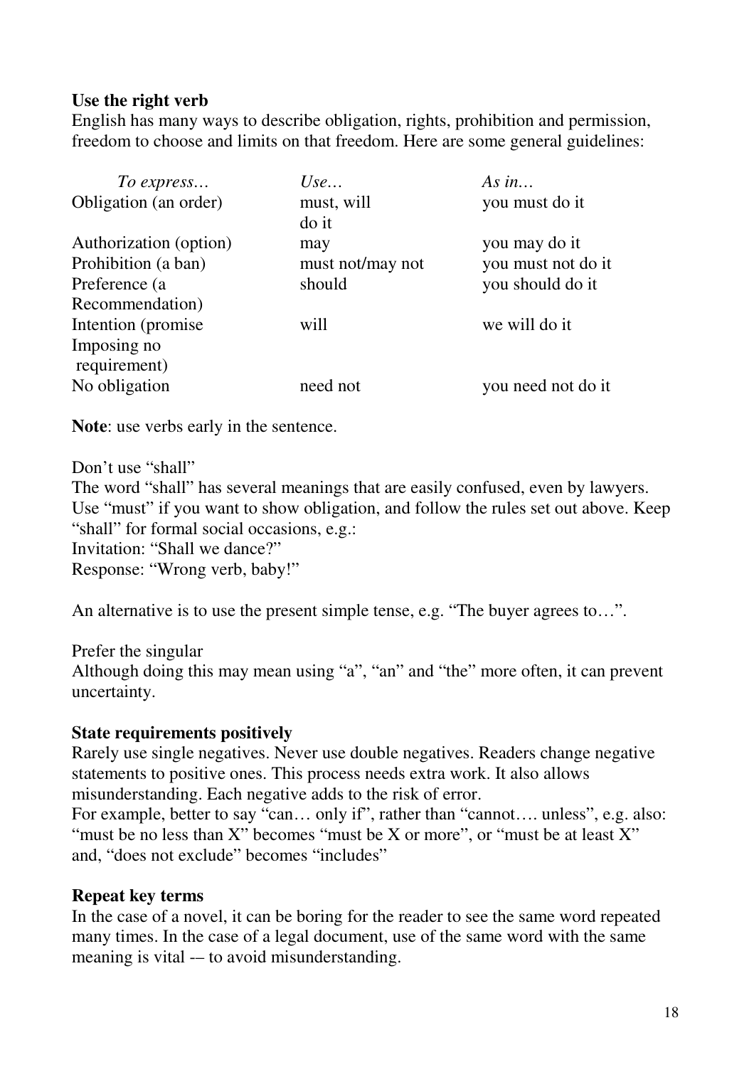**Use the right verb**

English has many ways to describe obligation, rights, prohibition and permission, freedom to choose and limits on that freedom. Here are some general guidelines:

| *To express…* | *Use…* | *As in…* |
|---|---|---|
| Obligation (an order) | must, will do it | you must do it |
| Authorization (option) | may | you may do it |
| Prohibition (a ban) | must not/may not | you must not do it |
| Preference (a Recommendation) | should | you should do it |
| Intention (promise | will | we will do it |
| Imposing no requirement) | | |
| No obligation | need not | you need not do it |

**Note**: use verbs early in the sentence.

Don't use "shall"

The word "shall" has several meanings that are easily confused, even by lawyers. Use "must" if you want to show obligation, and follow the rules set out above. Keep "shall" for formal social occasions, e.g.:

Invitation: "Shall we dance?"

Response: "Wrong verb, baby!"

An alternative is to use the present simple tense, e.g. "The buyer agrees to…".

Prefer the singular

Although doing this may mean using "a", "an" and "the" more often, it can prevent uncertainty.

**State requirements positively**

Rarely use single negatives. Never use double negatives. Readers change negative statements to positive ones. This process needs extra work. It also allows misunderstanding. Each negative adds to the risk of error.

For example, better to say "can… only if", rather than "cannot…. unless", e.g. also: "must be no less than X" becomes "must be X or more", or "must be at least X" and, "does not exclude" becomes "includes"

**Repeat key terms**

In the case of a novel, it can be boring for the reader to see the same word repeated many times. In the case of a legal document, use of the same word with the same meaning is vital -– to avoid misunderstanding.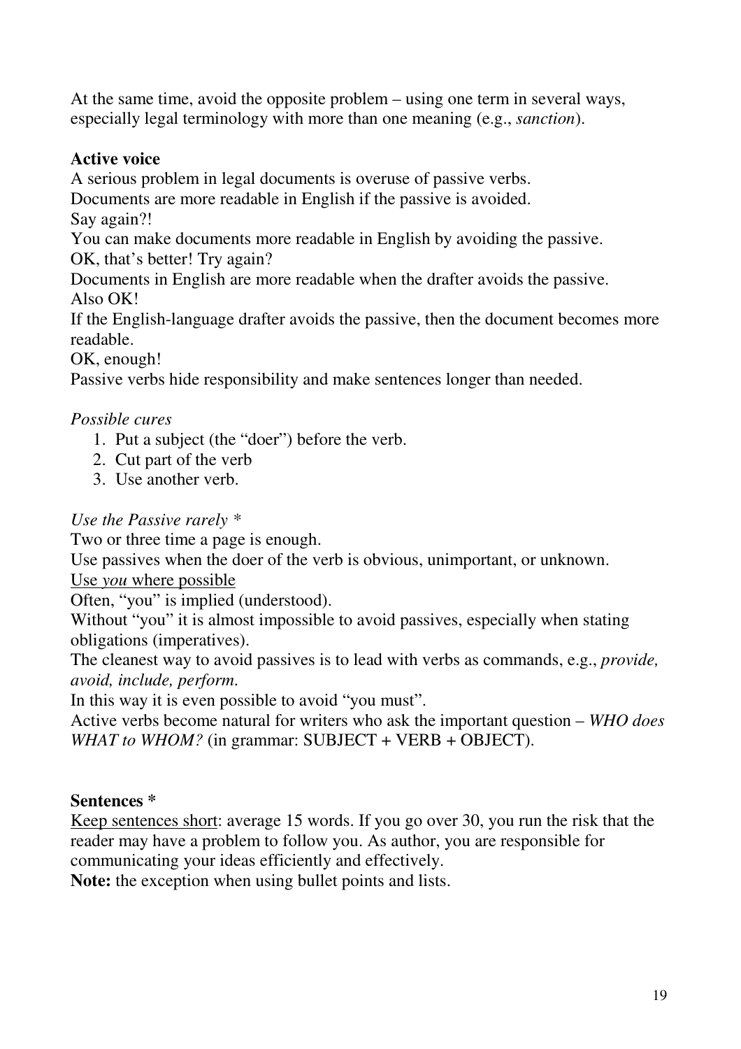At the same time, avoid the opposite problem – using one term in several ways, especially legal terminology with more than one meaning (e.g., *sanction*).

**Active voice**

A serious problem in legal documents is overuse of passive verbs.
Documents are more readable in English if the passive is avoided.
Say again?!
You can make documents more readable in English by avoiding the passive.
OK, that's better! Try again?
Documents in English are more readable when the drafter avoids the passive.
Also OK!
If the English-language drafter avoids the passive, then the document becomes more readable.
OK, enough!
Passive verbs hide responsibility and make sentences longer than needed.

*Possible cures*

1. Put a subject (the "doer") before the verb.
2. Cut part of the verb
3. Use another verb.

*Use the Passive rarely* *

Two or three time a page is enough.
Use passives when the doer of the verb is obvious, unimportant, or unknown.
<u>Use *you* where possible</u>
Often, "you" is implied (understood).
Without "you" it is almost impossible to avoid passives, especially when stating obligations (imperatives).
The cleanest way to avoid passives is to lead with verbs as commands, e.g., *provide, avoid, include, perform.*
In this way it is even possible to avoid "you must".
Active verbs become natural for writers who ask the important question – *WHO does WHAT to WHOM?* (in grammar: SUBJECT + VERB + OBJECT).

**Sentences ***

<u>Keep sentences short</u>: average 15 words. If you go over 30, you run the risk that the reader may have a problem to follow you. As author, you are responsible for communicating your ideas efficiently and effectively.
**Note:** the exception when using bullet points and lists.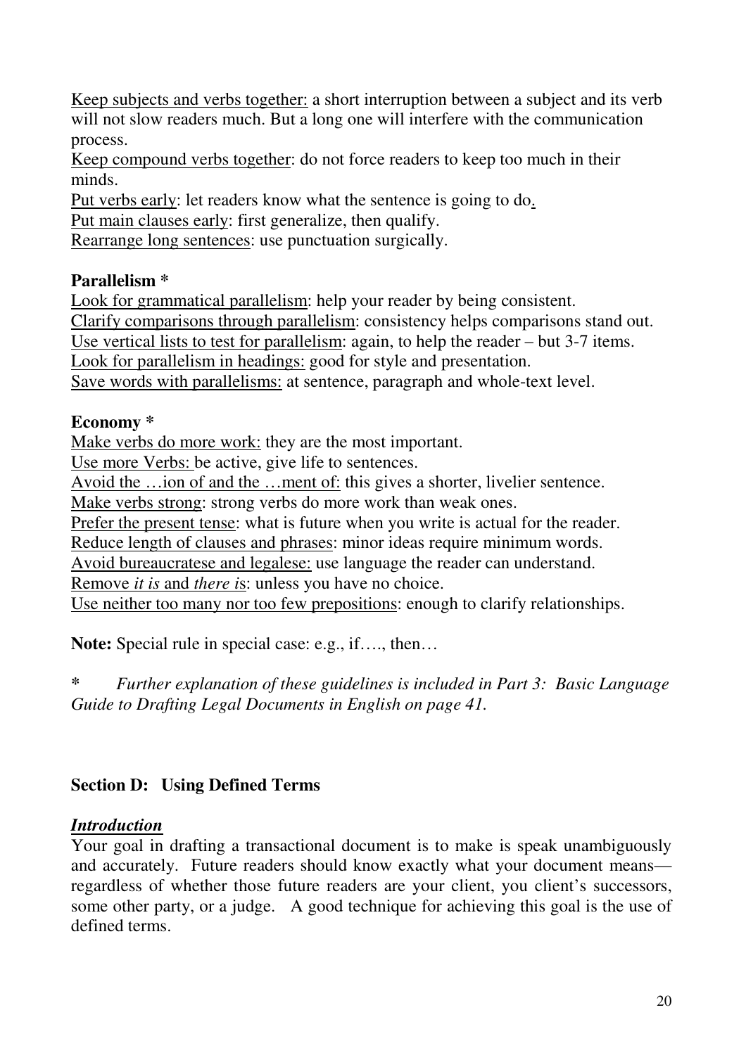<u>Keep subjects and verbs together:</u> a short interruption between a subject and its verb will not slow readers much. But a long one will interfere with the communication process.
<u>Keep compound verbs together</u>: do not force readers to keep too much in their minds.
<u>Put verbs early</u>: let readers know what the sentence is going to do.
<u>Put main clauses early</u>: first generalize, then qualify.
<u>Rearrange long sentences</u>: use punctuation surgically.

**Parallelism ***
<u>Look for grammatical parallelism</u>: help your reader by being consistent.
<u>Clarify comparisons through parallelism</u>: consistency helps comparisons stand out.
<u>Use vertical lists to test for parallelism</u>: again, to help the reader – but 3-7 items.
<u>Look for parallelism in headings:</u> good for style and presentation.
<u>Save words with parallelisms:</u> at sentence, paragraph and whole-text level.

**Economy ***
<u>Make verbs do more work:</u> they are the most important.
<u>Use more Verbs:</u> be active, give life to sentences.
<u>Avoid the …ion of and the …ment of:</u> this gives a shorter, livelier sentence.
<u>Make verbs strong</u>: strong verbs do more work than weak ones.
<u>Prefer the present tense</u>: what is future when you write is actual for the reader.
<u>Reduce length of clauses and phrases</u>: minor ideas require minimum words.
<u>Avoid bureaucratese and legalese:</u> use language the reader can understand.
<u>Remove *it is* and *there i*s</u>: unless you have no choice.
<u>Use neither too many nor too few prepositions</u>: enough to clarify relationships.

**Note:** Special rule in special case: e.g., if…., then…

**\*** *Further explanation of these guidelines is included in Part 3: Basic Language Guide to Drafting Legal Documents in English on page 41.*

## Section D: Using Defined Terms

***<u>Introduction</u>***
Your goal in drafting a transactional document is to make is speak unambiguously and accurately. Future readers should know exactly what your document means—regardless of whether those future readers are your client, you client's successors, some other party, or a judge. A good technique for achieving this goal is the use of defined terms.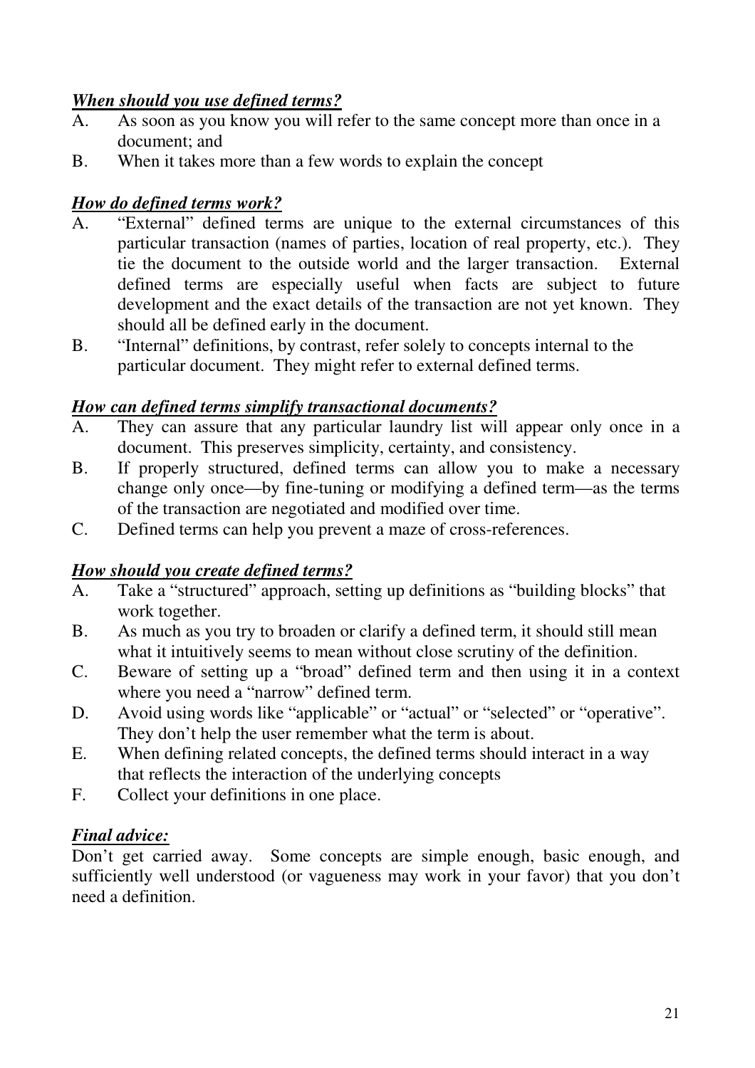***When should you use defined terms?***

A. As soon as you know you will refer to the same concept more than once in a document; and

B. When it takes more than a few words to explain the concept

***How do defined terms work?***

A. "External" defined terms are unique to the external circumstances of this particular transaction (names of parties, location of real property, etc.). They tie the document to the outside world and the larger transaction. External defined terms are especially useful when facts are subject to future development and the exact details of the transaction are not yet known. They should all be defined early in the document.

B. "Internal" definitions, by contrast, refer solely to concepts internal to the particular document. They might refer to external defined terms.

***How can defined terms simplify transactional documents?***

A. They can assure that any particular laundry list will appear only once in a document. This preserves simplicity, certainty, and consistency.

B. If properly structured, defined terms can allow you to make a necessary change only once—by fine-tuning or modifying a defined term—as the terms of the transaction are negotiated and modified over time.

C. Defined terms can help you prevent a maze of cross-references.

***How should you create defined terms?***

A. Take a "structured" approach, setting up definitions as "building blocks" that work together.

B. As much as you try to broaden or clarify a defined term, it should still mean what it intuitively seems to mean without close scrutiny of the definition.

C. Beware of setting up a "broad" defined term and then using it in a context where you need a "narrow" defined term.

D. Avoid using words like "applicable" or "actual" or "selected" or "operative". They don't help the user remember what the term is about.

E. When defining related concepts, the defined terms should interact in a way that reflects the interaction of the underlying concepts

F. Collect your definitions in one place.

***Final advice:***

Don't get carried away. Some concepts are simple enough, basic enough, and sufficiently well understood (or vagueness may work in your favor) that you don't need a definition.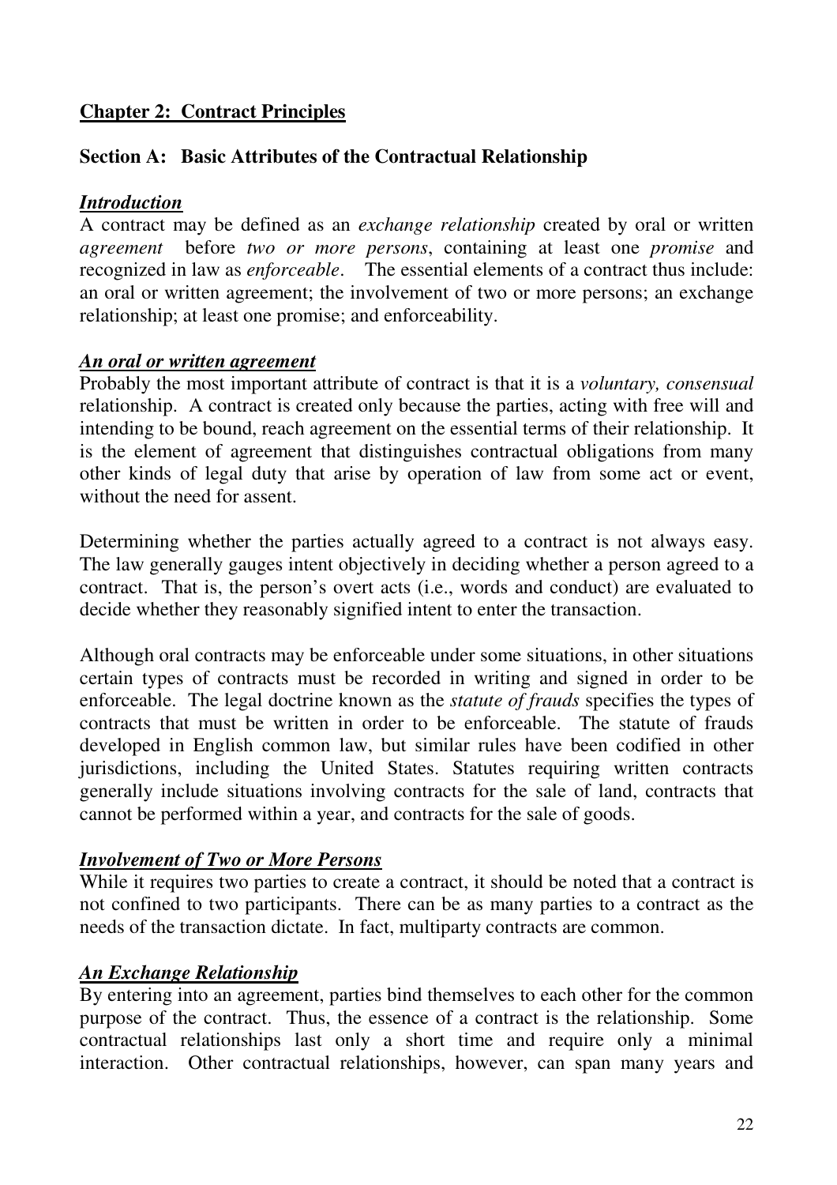## **Chapter 2: Contract Principles**

### **Section A: Basic Attributes of the Contractual Relationship**

***Introduction***

A contract may be defined as an *exchange relationship* created by oral or written *agreement* before *two or more persons*, containing at least one *promise* and recognized in law as *enforceable*. The essential elements of a contract thus include: an oral or written agreement; the involvement of two or more persons; an exchange relationship; at least one promise; and enforceability.

***An oral or written agreement***

Probably the most important attribute of contract is that it is a *voluntary, consensual* relationship. A contract is created only because the parties, acting with free will and intending to be bound, reach agreement on the essential terms of their relationship. It is the element of agreement that distinguishes contractual obligations from many other kinds of legal duty that arise by operation of law from some act or event, without the need for assent.

Determining whether the parties actually agreed to a contract is not always easy. The law generally gauges intent objectively in deciding whether a person agreed to a contract. That is, the person's overt acts (i.e., words and conduct) are evaluated to decide whether they reasonably signified intent to enter the transaction.

Although oral contracts may be enforceable under some situations, in other situations certain types of contracts must be recorded in writing and signed in order to be enforceable. The legal doctrine known as the *statute of frauds* specifies the types of contracts that must be written in order to be enforceable. The statute of frauds developed in English common law, but similar rules have been codified in other jurisdictions, including the United States. Statutes requiring written contracts generally include situations involving contracts for the sale of land, contracts that cannot be performed within a year, and contracts for the sale of goods.

***Involvement of Two or More Persons***

While it requires two parties to create a contract, it should be noted that a contract is not confined to two participants. There can be as many parties to a contract as the needs of the transaction dictate. In fact, multiparty contracts are common.

***An Exchange Relationship***

By entering into an agreement, parties bind themselves to each other for the common purpose of the contract. Thus, the essence of a contract is the relationship. Some contractual relationships last only a short time and require only a minimal interaction. Other contractual relationships, however, can span many years and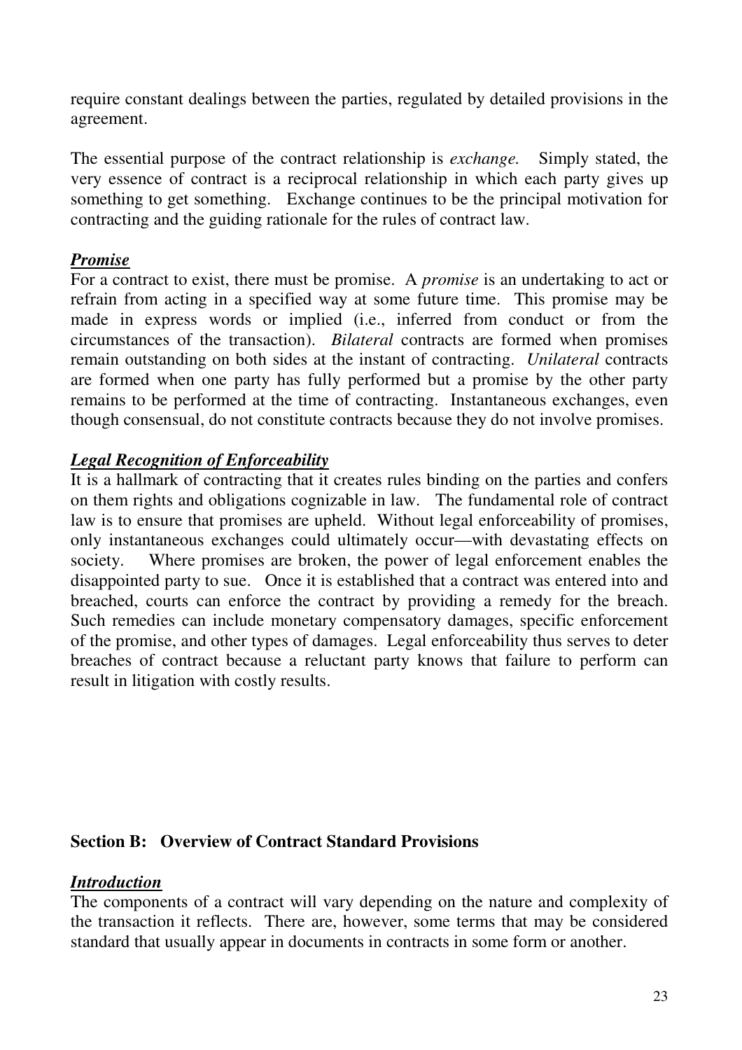require constant dealings between the parties, regulated by detailed provisions in the agreement.

The essential purpose of the contract relationship is *exchange.* Simply stated, the very essence of contract is a reciprocal relationship in which each party gives up something to get something. Exchange continues to be the principal motivation for contracting and the guiding rationale for the rules of contract law.

***Promise***

For a contract to exist, there must be promise. A *promise* is an undertaking to act or refrain from acting in a specified way at some future time. This promise may be made in express words or implied (i.e., inferred from conduct or from the circumstances of the transaction). *Bilateral* contracts are formed when promises remain outstanding on both sides at the instant of contracting. *Unilateral* contracts are formed when one party has fully performed but a promise by the other party remains to be performed at the time of contracting. Instantaneous exchanges, even though consensual, do not constitute contracts because they do not involve promises.

***Legal Recognition of Enforceability***

It is a hallmark of contracting that it creates rules binding on the parties and confers on them rights and obligations cognizable in law. The fundamental role of contract law is to ensure that promises are upheld. Without legal enforceability of promises, only instantaneous exchanges could ultimately occur—with devastating effects on society. Where promises are broken, the power of legal enforcement enables the disappointed party to sue. Once it is established that a contract was entered into and breached, courts can enforce the contract by providing a remedy for the breach. Such remedies can include monetary compensatory damages, specific enforcement of the promise, and other types of damages. Legal enforceability thus serves to deter breaches of contract because a reluctant party knows that failure to perform can result in litigation with costly results.

## Section B: Overview of Contract Standard Provisions

***Introduction***

The components of a contract will vary depending on the nature and complexity of the transaction it reflects. There are, however, some terms that may be considered standard that usually appear in documents in contracts in some form or another.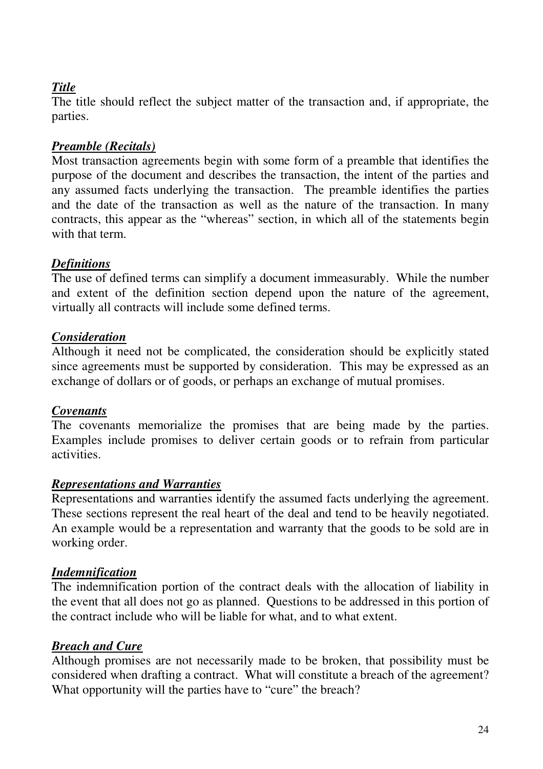***Title***

The title should reflect the subject matter of the transaction and, if appropriate, the parties.

***Preamble (Recitals)***

Most transaction agreements begin with some form of a preamble that identifies the purpose of the document and describes the transaction, the intent of the parties and any assumed facts underlying the transaction. The preamble identifies the parties and the date of the transaction as well as the nature of the transaction. In many contracts, this appear as the "whereas" section, in which all of the statements begin with that term.

***Definitions***

The use of defined terms can simplify a document immeasurably. While the number and extent of the definition section depend upon the nature of the agreement, virtually all contracts will include some defined terms.

***Consideration***

Although it need not be complicated, the consideration should be explicitly stated since agreements must be supported by consideration. This may be expressed as an exchange of dollars or of goods, or perhaps an exchange of mutual promises.

***Covenants***

The covenants memorialize the promises that are being made by the parties. Examples include promises to deliver certain goods or to refrain from particular activities.

***Representations and Warranties***

Representations and warranties identify the assumed facts underlying the agreement. These sections represent the real heart of the deal and tend to be heavily negotiated. An example would be a representation and warranty that the goods to be sold are in working order.

***Indemnification***

The indemnification portion of the contract deals with the allocation of liability in the event that all does not go as planned. Questions to be addressed in this portion of the contract include who will be liable for what, and to what extent.

***Breach and Cure***

Although promises are not necessarily made to be broken, that possibility must be considered when drafting a contract. What will constitute a breach of the agreement? What opportunity will the parties have to "cure" the breach?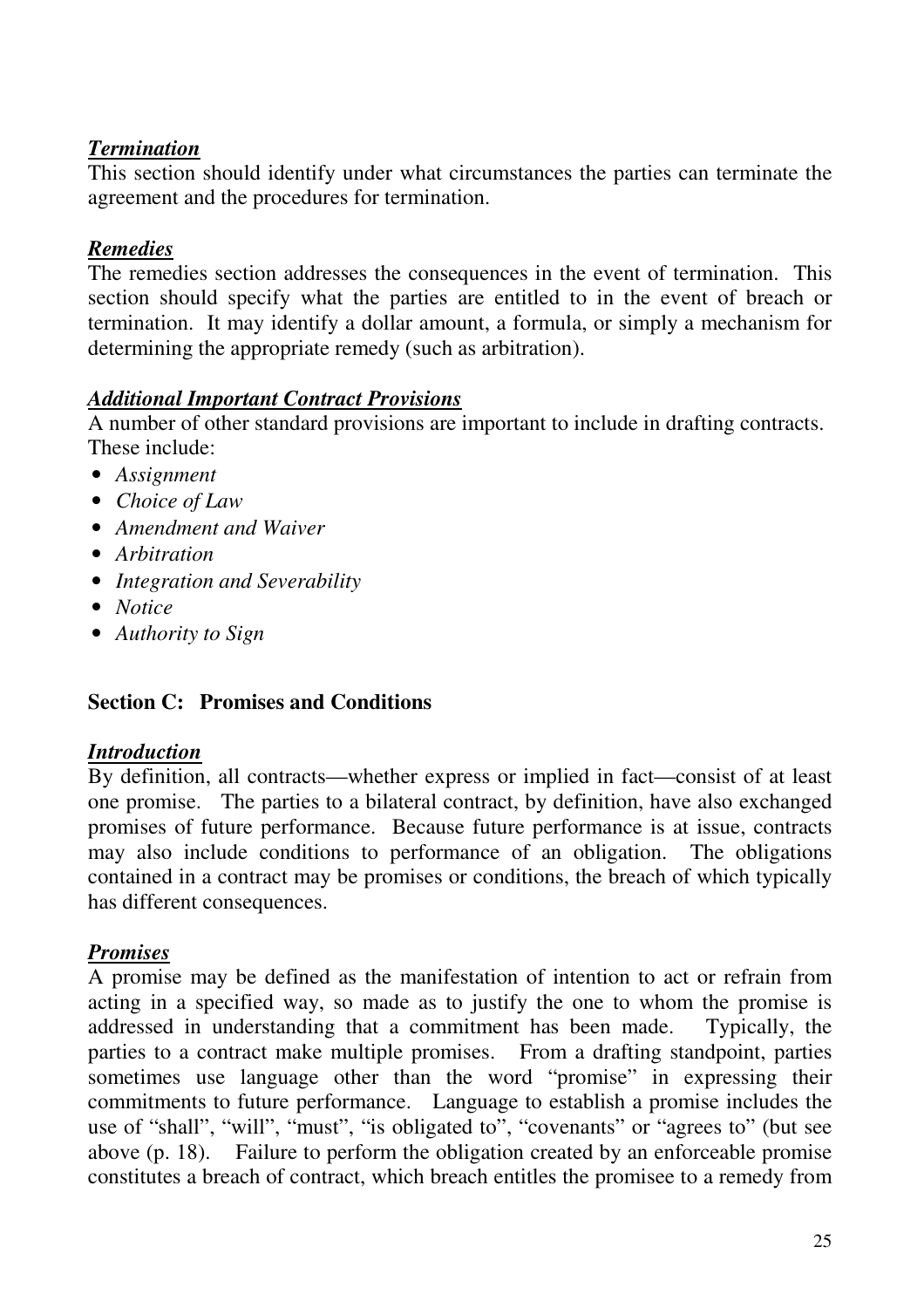***Termination***
This section should identify under what circumstances the parties can terminate the agreement and the procedures for termination.

***Remedies***
The remedies section addresses the consequences in the event of termination. This section should specify what the parties are entitled to in the event of breach or termination. It may identify a dollar amount, a formula, or simply a mechanism for determining the appropriate remedy (such as arbitration).

***Additional Important Contract Provisions***
A number of other standard provisions are important to include in drafting contracts. These include:

- *Assignment*
- *Choice of Law*
- *Amendment and Waiver*
- *Arbitration*
- *Integration and Severability*
- *Notice*
- *Authority to Sign*

**Section C: Promises and Conditions**

***Introduction***
By definition, all contracts—whether express or implied in fact—consist of at least one promise. The parties to a bilateral contract, by definition, have also exchanged promises of future performance. Because future performance is at issue, contracts may also include conditions to performance of an obligation. The obligations contained in a contract may be promises or conditions, the breach of which typically has different consequences.

***Promises***
A promise may be defined as the manifestation of intention to act or refrain from acting in a specified way, so made as to justify the one to whom the promise is addressed in understanding that a commitment has been made. Typically, the parties to a contract make multiple promises. From a drafting standpoint, parties sometimes use language other than the word "promise" in expressing their commitments to future performance. Language to establish a promise includes the use of "shall", "will", "must", "is obligated to", "covenants" or "agrees to" (but see above (p. 18). Failure to perform the obligation created by an enforceable promise constitutes a breach of contract, which breach entitles the promisee to a remedy from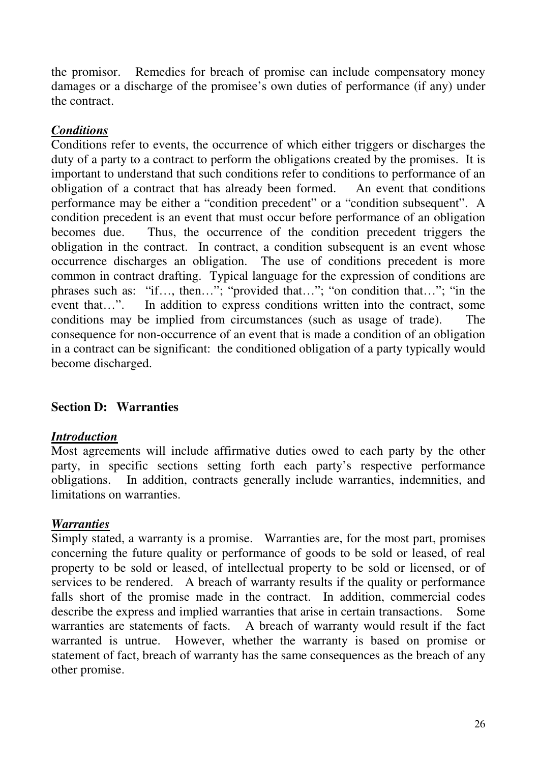the promisor. Remedies for breach of promise can include compensatory money damages or a discharge of the promisee's own duties of performance (if any) under the contract.

***Conditions***

Conditions refer to events, the occurrence of which either triggers or discharges the duty of a party to a contract to perform the obligations created by the promises. It is important to understand that such conditions refer to conditions to performance of an obligation of a contract that has already been formed. An event that conditions performance may be either a "condition precedent" or a "condition subsequent". A condition precedent is an event that must occur before performance of an obligation becomes due. Thus, the occurrence of the condition precedent triggers the obligation in the contract. In contract, a condition subsequent is an event whose occurrence discharges an obligation. The use of conditions precedent is more common in contract drafting. Typical language for the expression of conditions are phrases such as: "if…, then…"; "provided that…"; "on condition that…"; "in the event that…". In addition to express conditions written into the contract, some conditions may be implied from circumstances (such as usage of trade). The consequence for non-occurrence of an event that is made a condition of an obligation in a contract can be significant: the conditioned obligation of a party typically would become discharged.

## Section D: Warranties

***Introduction***

Most agreements will include affirmative duties owed to each party by the other party, in specific sections setting forth each party's respective performance obligations. In addition, contracts generally include warranties, indemnities, and limitations on warranties.

***Warranties***

Simply stated, a warranty is a promise. Warranties are, for the most part, promises concerning the future quality or performance of goods to be sold or leased, of real property to be sold or leased, of intellectual property to be sold or licensed, or of services to be rendered. A breach of warranty results if the quality or performance falls short of the promise made in the contract. In addition, commercial codes describe the express and implied warranties that arise in certain transactions. Some warranties are statements of facts. A breach of warranty would result if the fact warranted is untrue. However, whether the warranty is based on promise or statement of fact, breach of warranty has the same consequences as the breach of any other promise.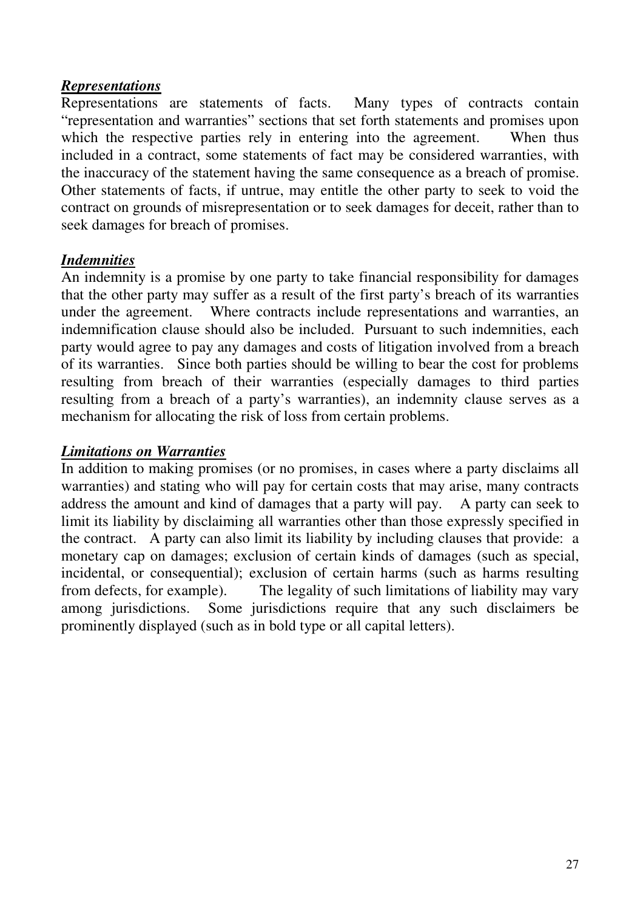***Representations***

Representations are statements of facts. Many types of contracts contain "representation and warranties" sections that set forth statements and promises upon which the respective parties rely in entering into the agreement. When thus included in a contract, some statements of fact may be considered warranties, with the inaccuracy of the statement having the same consequence as a breach of promise. Other statements of facts, if untrue, may entitle the other party to seek to void the contract on grounds of misrepresentation or to seek damages for deceit, rather than to seek damages for breach of promises.

***Indemnities***

An indemnity is a promise by one party to take financial responsibility for damages that the other party may suffer as a result of the first party's breach of its warranties under the agreement. Where contracts include representations and warranties, an indemnification clause should also be included. Pursuant to such indemnities, each party would agree to pay any damages and costs of litigation involved from a breach of its warranties. Since both parties should be willing to bear the cost for problems resulting from breach of their warranties (especially damages to third parties resulting from a breach of a party's warranties), an indemnity clause serves as a mechanism for allocating the risk of loss from certain problems.

***Limitations on Warranties***

In addition to making promises (or no promises, in cases where a party disclaims all warranties) and stating who will pay for certain costs that may arise, many contracts address the amount and kind of damages that a party will pay. A party can seek to limit its liability by disclaiming all warranties other than those expressly specified in the contract. A party can also limit its liability by including clauses that provide: a monetary cap on damages; exclusion of certain kinds of damages (such as special, incidental, or consequential); exclusion of certain harms (such as harms resulting from defects, for example). The legality of such limitations of liability may vary among jurisdictions. Some jurisdictions require that any such disclaimers be prominently displayed (such as in bold type or all capital letters).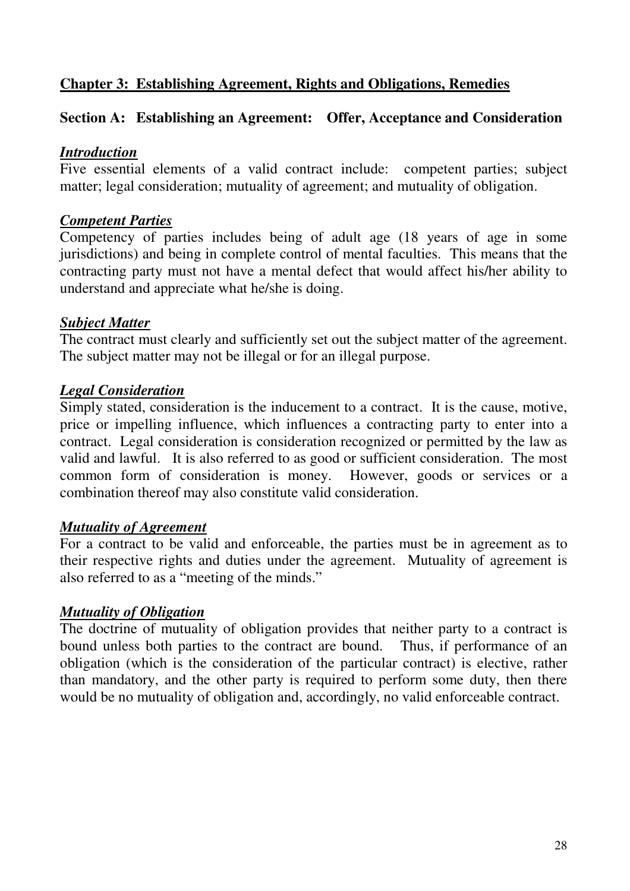## Chapter 3: Establishing Agreement, Rights and Obligations, Remedies

### Section A: Establishing an Agreement: Offer, Acceptance and Consideration

#### *Introduction*

Five essential elements of a valid contract include: competent parties; subject matter; legal consideration; mutuality of agreement; and mutuality of obligation.

#### *Competent Parties*

Competency of parties includes being of adult age (18 years of age in some jurisdictions) and being in complete control of mental faculties. This means that the contracting party must not have a mental defect that would affect his/her ability to understand and appreciate what he/she is doing.

#### *Subject Matter*

The contract must clearly and sufficiently set out the subject matter of the agreement. The subject matter may not be illegal or for an illegal purpose.

#### *Legal Consideration*

Simply stated, consideration is the inducement to a contract. It is the cause, motive, price or impelling influence, which influences a contracting party to enter into a contract. Legal consideration is consideration recognized or permitted by the law as valid and lawful. It is also referred to as good or sufficient consideration. The most common form of consideration is money. However, goods or services or a combination thereof may also constitute valid consideration.

#### *Mutuality of Agreement*

For a contract to be valid and enforceable, the parties must be in agreement as to their respective rights and duties under the agreement. Mutuality of agreement is also referred to as a "meeting of the minds."

#### *Mutuality of Obligation*

The doctrine of mutuality of obligation provides that neither party to a contract is bound unless both parties to the contract are bound. Thus, if performance of an obligation (which is the consideration of the particular contract) is elective, rather than mandatory, and the other party is required to perform some duty, then there would be no mutuality of obligation and, accordingly, no valid enforceable contract.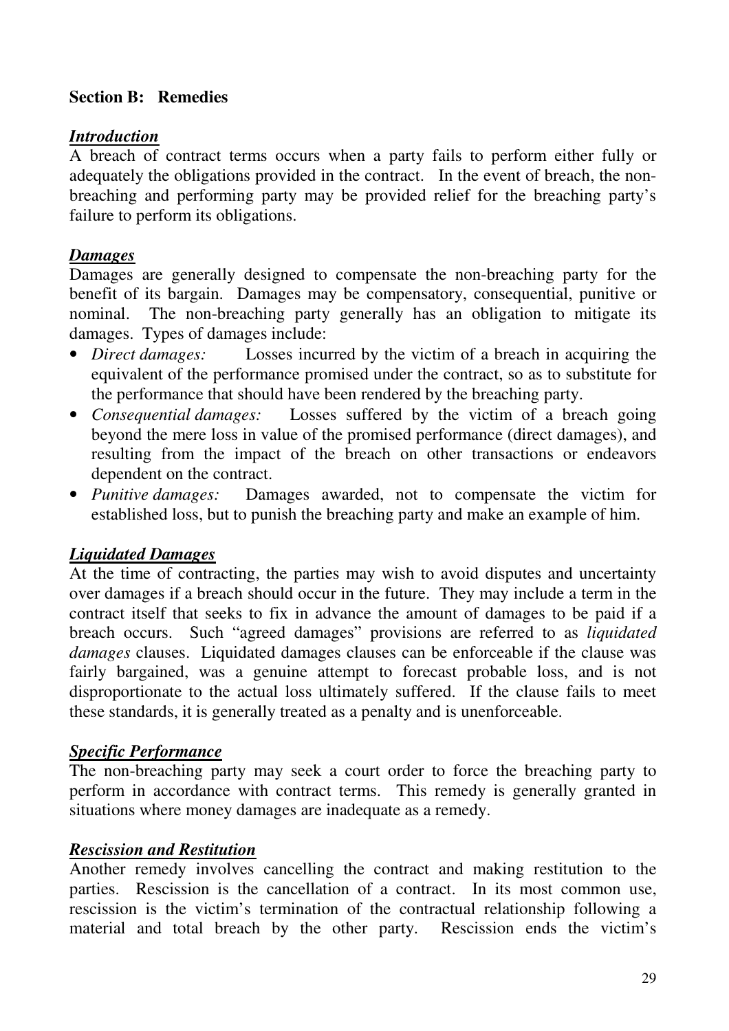**Section B: Remedies**

***Introduction***

A breach of contract terms occurs when a party fails to perform either fully or adequately the obligations provided in the contract. In the event of breach, the non-breaching and performing party may be provided relief for the breaching party's failure to perform its obligations.

***Damages***

Damages are generally designed to compensate the non-breaching party for the benefit of its bargain. Damages may be compensatory, consequential, punitive or nominal. The non-breaching party generally has an obligation to mitigate its damages. Types of damages include:

- *Direct damages:* Losses incurred by the victim of a breach in acquiring the equivalent of the performance promised under the contract, so as to substitute for the performance that should have been rendered by the breaching party.
- *Consequential damages:* Losses suffered by the victim of a breach going beyond the mere loss in value of the promised performance (direct damages), and resulting from the impact of the breach on other transactions or endeavors dependent on the contract.
- *Punitive damages:* Damages awarded, not to compensate the victim for established loss, but to punish the breaching party and make an example of him.

***Liquidated Damages***

At the time of contracting, the parties may wish to avoid disputes and uncertainty over damages if a breach should occur in the future. They may include a term in the contract itself that seeks to fix in advance the amount of damages to be paid if a breach occurs. Such "agreed damages" provisions are referred to as *liquidated damages* clauses. Liquidated damages clauses can be enforceable if the clause was fairly bargained, was a genuine attempt to forecast probable loss, and is not disproportionate to the actual loss ultimately suffered. If the clause fails to meet these standards, it is generally treated as a penalty and is unenforceable.

***Specific Performance***

The non-breaching party may seek a court order to force the breaching party to perform in accordance with contract terms. This remedy is generally granted in situations where money damages are inadequate as a remedy.

***Rescission and Restitution***

Another remedy involves cancelling the contract and making restitution to the parties. Rescission is the cancellation of a contract. In its most common use, rescission is the victim's termination of the contractual relationship following a material and total breach by the other party. Rescission ends the victim's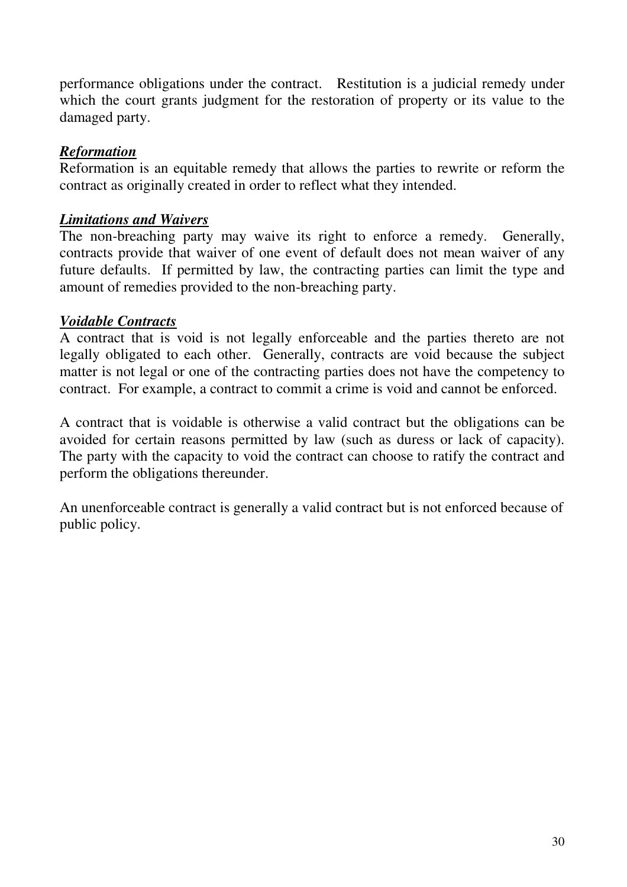performance obligations under the contract. Restitution is a judicial remedy under which the court grants judgment for the restoration of property or its value to the damaged party.

***Reformation***

Reformation is an equitable remedy that allows the parties to rewrite or reform the contract as originally created in order to reflect what they intended.

***Limitations and Waivers***

The non-breaching party may waive its right to enforce a remedy. Generally, contracts provide that waiver of one event of default does not mean waiver of any future defaults. If permitted by law, the contracting parties can limit the type and amount of remedies provided to the non-breaching party.

***Voidable Contracts***

A contract that is void is not legally enforceable and the parties thereto are not legally obligated to each other. Generally, contracts are void because the subject matter is not legal or one of the contracting parties does not have the competency to contract. For example, a contract to commit a crime is void and cannot be enforced.

A contract that is voidable is otherwise a valid contract but the obligations can be avoided for certain reasons permitted by law (such as duress or lack of capacity). The party with the capacity to void the contract can choose to ratify the contract and perform the obligations thereunder.

An unenforceable contract is generally a valid contract but is not enforced because of public policy.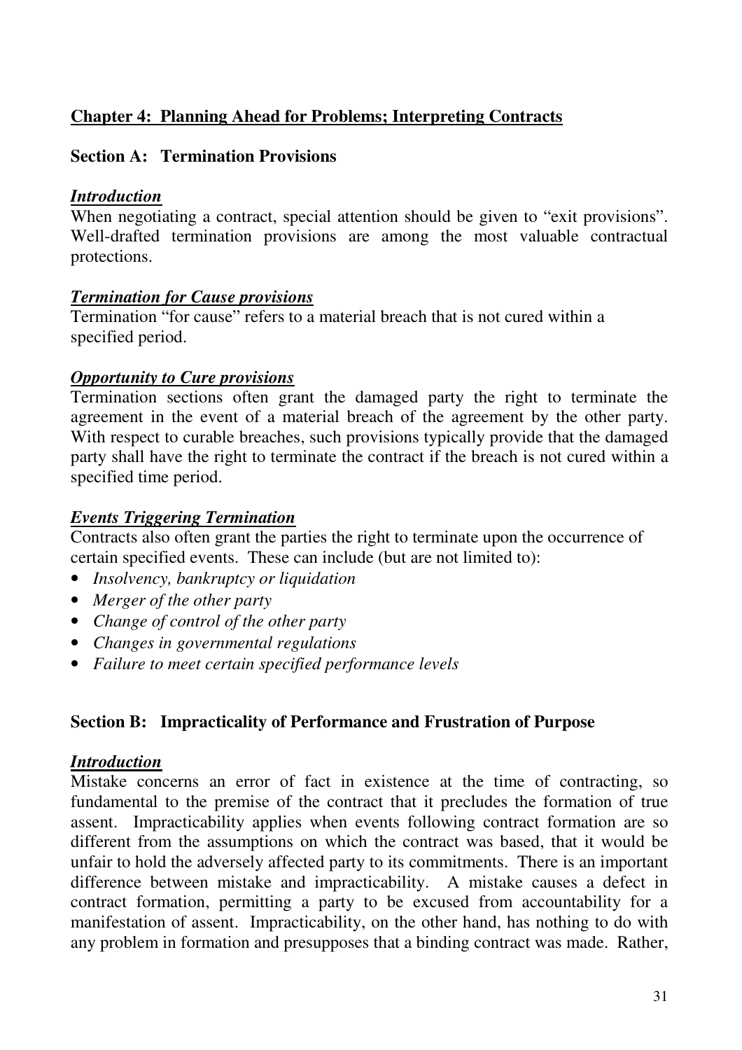## **Chapter 4: Planning Ahead for Problems; Interpreting Contracts**

### Section A: Termination Provisions

***Introduction***
When negotiating a contract, special attention should be given to "exit provisions". Well-drafted termination provisions are among the most valuable contractual protections.

***Termination for Cause provisions***
Termination "for cause" refers to a material breach that is not cured within a specified period.

***Opportunity to Cure provisions***
Termination sections often grant the damaged party the right to terminate the agreement in the event of a material breach of the agreement by the other party. With respect to curable breaches, such provisions typically provide that the damaged party shall have the right to terminate the contract if the breach is not cured within a specified time period.

***Events Triggering Termination***
Contracts also often grant the parties the right to terminate upon the occurrence of certain specified events. These can include (but are not limited to):

- *Insolvency, bankruptcy or liquidation*
- *Merger of the other party*
- *Change of control of the other party*
- *Changes in governmental regulations*
- *Failure to meet certain specified performance levels*

### Section B: Impracticality of Performance and Frustration of Purpose

***Introduction***
Mistake concerns an error of fact in existence at the time of contracting, so fundamental to the premise of the contract that it precludes the formation of true assent. Impracticability applies when events following contract formation are so different from the assumptions on which the contract was based, that it would be unfair to hold the adversely affected party to its commitments. There is an important difference between mistake and impracticability. A mistake causes a defect in contract formation, permitting a party to be excused from accountability for a manifestation of assent. Impracticability, on the other hand, has nothing to do with any problem in formation and presupposes that a binding contract was made. Rather,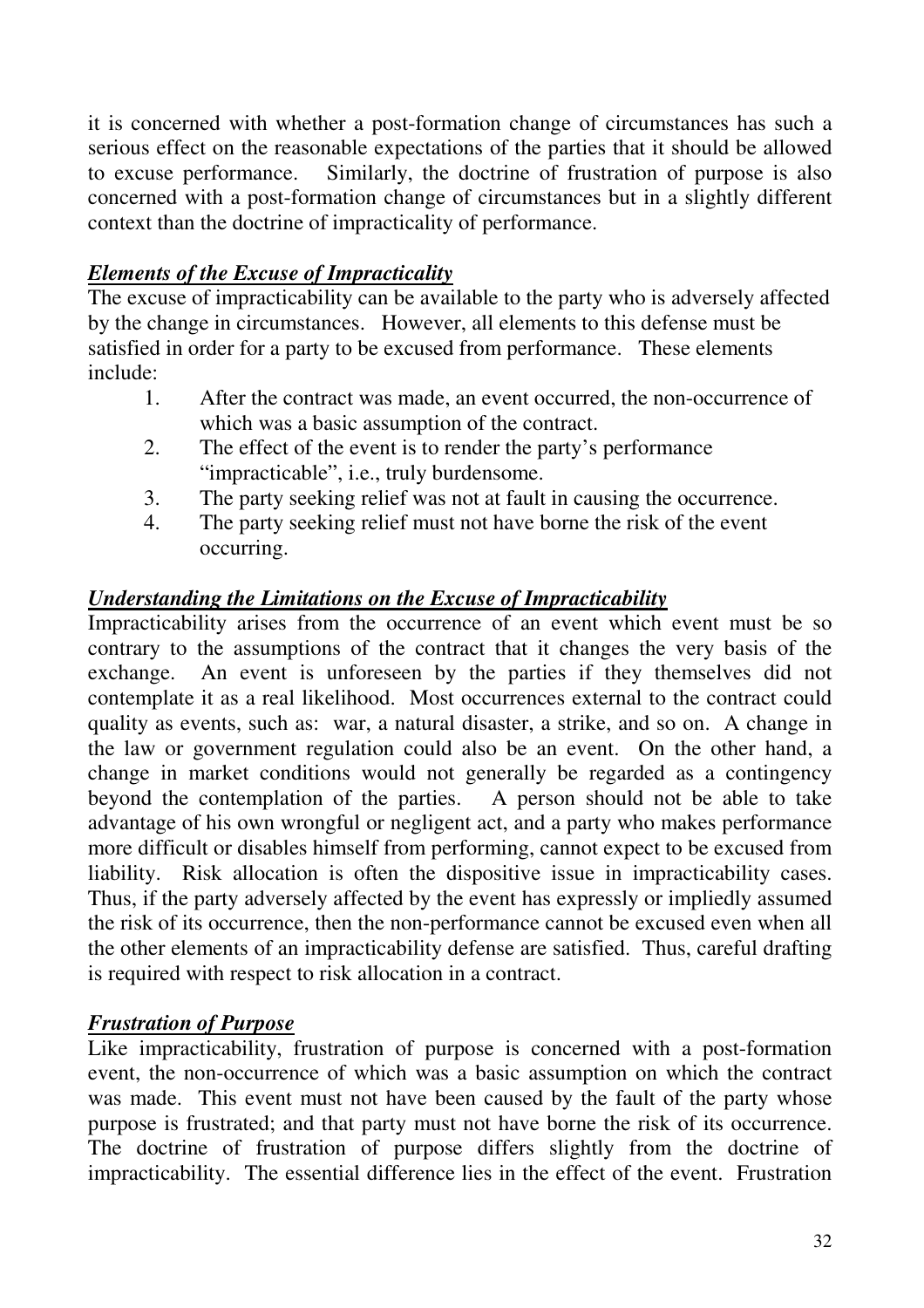it is concerned with whether a post-formation change of circumstances has such a serious effect on the reasonable expectations of the parties that it should be allowed to excuse performance. Similarly, the doctrine of frustration of purpose is also concerned with a post-formation change of circumstances but in a slightly different context than the doctrine of impracticality of performance.

***Elements of the Excuse of Impracticality***

The excuse of impracticability can be available to the party who is adversely affected by the change in circumstances. However, all elements to this defense must be satisfied in order for a party to be excused from performance. These elements include:

1. After the contract was made, an event occurred, the non-occurrence of which was a basic assumption of the contract.
2. The effect of the event is to render the party's performance "impracticable", i.e., truly burdensome.
3. The party seeking relief was not at fault in causing the occurrence.
4. The party seeking relief must not have borne the risk of the event occurring.

***Understanding the Limitations on the Excuse of Impracticability***

Impracticability arises from the occurrence of an event which event must be so contrary to the assumptions of the contract that it changes the very basis of the exchange. An event is unforeseen by the parties if they themselves did not contemplate it as a real likelihood. Most occurrences external to the contract could quality as events, such as: war, a natural disaster, a strike, and so on. A change in the law or government regulation could also be an event. On the other hand, a change in market conditions would not generally be regarded as a contingency beyond the contemplation of the parties. A person should not be able to take advantage of his own wrongful or negligent act, and a party who makes performance more difficult or disables himself from performing, cannot expect to be excused from liability. Risk allocation is often the dispositive issue in impracticability cases. Thus, if the party adversely affected by the event has expressly or impliedly assumed the risk of its occurrence, then the non-performance cannot be excused even when all the other elements of an impracticability defense are satisfied. Thus, careful drafting is required with respect to risk allocation in a contract.

***Frustration of Purpose***

Like impracticability, frustration of purpose is concerned with a post-formation event, the non-occurrence of which was a basic assumption on which the contract was made. This event must not have been caused by the fault of the party whose purpose is frustrated; and that party must not have borne the risk of its occurrence. The doctrine of frustration of purpose differs slightly from the doctrine of impracticability. The essential difference lies in the effect of the event. Frustration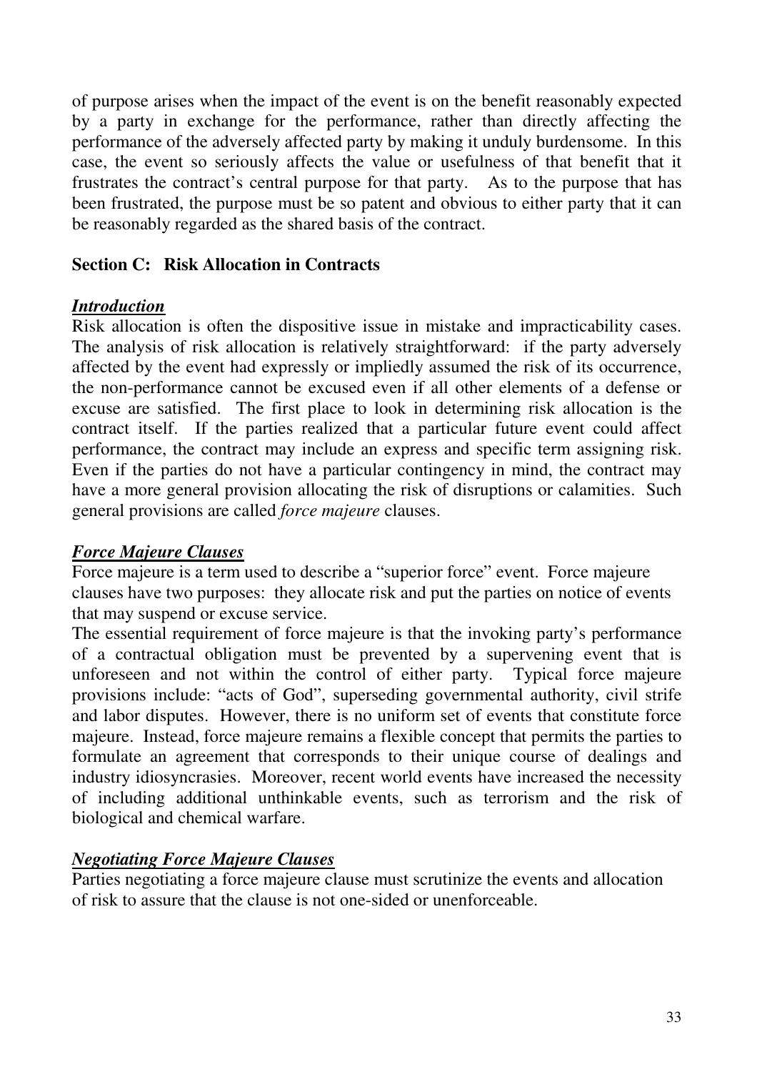of purpose arises when the impact of the event is on the benefit reasonably expected by a party in exchange for the performance, rather than directly affecting the performance of the adversely affected party by making it unduly burdensome. In this case, the event so seriously affects the value or usefulness of that benefit that it frustrates the contract's central purpose for that party. As to the purpose that has been frustrated, the purpose must be so patent and obvious to either party that it can be reasonably regarded as the shared basis of the contract.

## Section C: Risk Allocation in Contracts

### ***Introduction***

Risk allocation is often the dispositive issue in mistake and impracticability cases. The analysis of risk allocation is relatively straightforward: if the party adversely affected by the event had expressly or impliedly assumed the risk of its occurrence, the non-performance cannot be excused even if all other elements of a defense or excuse are satisfied. The first place to look in determining risk allocation is the contract itself. If the parties realized that a particular future event could affect performance, the contract may include an express and specific term assigning risk. Even if the parties do not have a particular contingency in mind, the contract may have a more general provision allocating the risk of disruptions or calamities. Such general provisions are called *force majeure* clauses.

### ***Force Majeure Clauses***

Force majeure is a term used to describe a "superior force" event. Force majeure clauses have two purposes: they allocate risk and put the parties on notice of events that may suspend or excuse service.

The essential requirement of force majeure is that the invoking party's performance of a contractual obligation must be prevented by a supervening event that is unforeseen and not within the control of either party. Typical force majeure provisions include: "acts of God", superseding governmental authority, civil strife and labor disputes. However, there is no uniform set of events that constitute force majeure. Instead, force majeure remains a flexible concept that permits the parties to formulate an agreement that corresponds to their unique course of dealings and industry idiosyncrasies. Moreover, recent world events have increased the necessity of including additional unthinkable events, such as terrorism and the risk of biological and chemical warfare.

### ***Negotiating Force Majeure Clauses***

Parties negotiating a force majeure clause must scrutinize the events and allocation of risk to assure that the clause is not one-sided or unenforceable.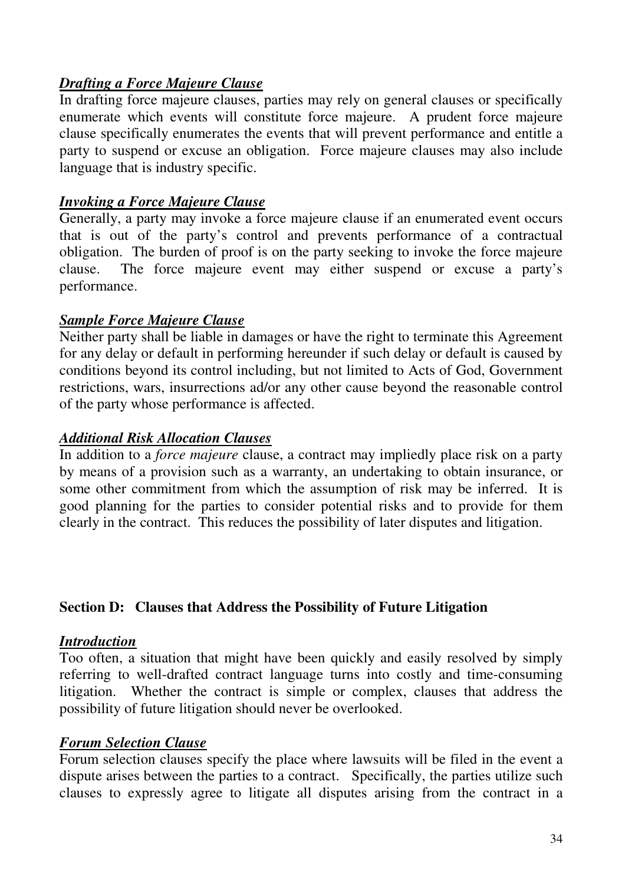***Drafting a Force Majeure Clause***

In drafting force majeure clauses, parties may rely on general clauses or specifically enumerate which events will constitute force majeure. A prudent force majeure clause specifically enumerates the events that will prevent performance and entitle a party to suspend or excuse an obligation. Force majeure clauses may also include language that is industry specific.

***Invoking a Force Majeure Clause***

Generally, a party may invoke a force majeure clause if an enumerated event occurs that is out of the party's control and prevents performance of a contractual obligation. The burden of proof is on the party seeking to invoke the force majeure clause. The force majeure event may either suspend or excuse a party's performance.

***Sample Force Majeure Clause***

Neither party shall be liable in damages or have the right to terminate this Agreement for any delay or default in performing hereunder if such delay or default is caused by conditions beyond its control including, but not limited to Acts of God, Government restrictions, wars, insurrections ad/or any other cause beyond the reasonable control of the party whose performance is affected.

***Additional Risk Allocation Clauses***

In addition to a *force majeure* clause, a contract may impliedly place risk on a party by means of a provision such as a warranty, an undertaking to obtain insurance, or some other commitment from which the assumption of risk may be inferred. It is good planning for the parties to consider potential risks and to provide for them clearly in the contract. This reduces the possibility of later disputes and litigation.

## Section D: Clauses that Address the Possibility of Future Litigation

***Introduction***

Too often, a situation that might have been quickly and easily resolved by simply referring to well-drafted contract language turns into costly and time-consuming litigation. Whether the contract is simple or complex, clauses that address the possibility of future litigation should never be overlooked.

***Forum Selection Clause***

Forum selection clauses specify the place where lawsuits will be filed in the event a dispute arises between the parties to a contract. Specifically, the parties utilize such clauses to expressly agree to litigate all disputes arising from the contract in a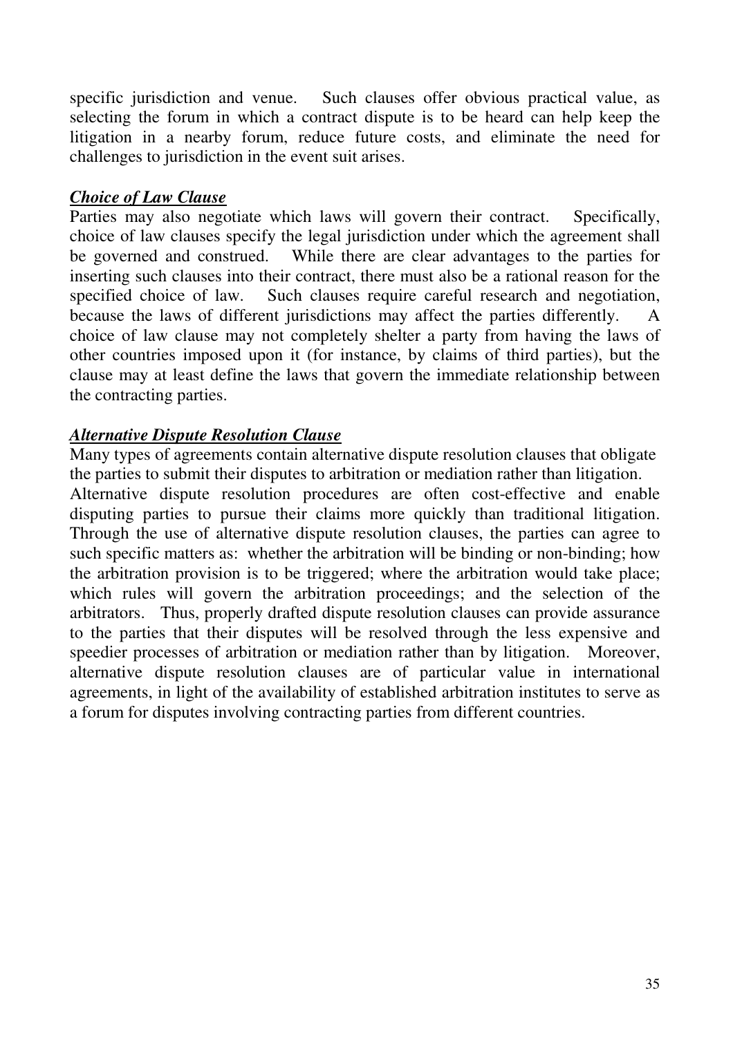specific jurisdiction and venue. Such clauses offer obvious practical value, as selecting the forum in which a contract dispute is to be heard can help keep the litigation in a nearby forum, reduce future costs, and eliminate the need for challenges to jurisdiction in the event suit arises.

***Choice of Law Clause***

Parties may also negotiate which laws will govern their contract. Specifically, choice of law clauses specify the legal jurisdiction under which the agreement shall be governed and construed. While there are clear advantages to the parties for inserting such clauses into their contract, there must also be a rational reason for the specified choice of law. Such clauses require careful research and negotiation, because the laws of different jurisdictions may affect the parties differently. A choice of law clause may not completely shelter a party from having the laws of other countries imposed upon it (for instance, by claims of third parties), but the clause may at least define the laws that govern the immediate relationship between the contracting parties.

***Alternative Dispute Resolution Clause***

Many types of agreements contain alternative dispute resolution clauses that obligate the parties to submit their disputes to arbitration or mediation rather than litigation. Alternative dispute resolution procedures are often cost-effective and enable disputing parties to pursue their claims more quickly than traditional litigation. Through the use of alternative dispute resolution clauses, the parties can agree to such specific matters as: whether the arbitration will be binding or non-binding; how the arbitration provision is to be triggered; where the arbitration would take place; which rules will govern the arbitration proceedings; and the selection of the arbitrators. Thus, properly drafted dispute resolution clauses can provide assurance to the parties that their disputes will be resolved through the less expensive and speedier processes of arbitration or mediation rather than by litigation. Moreover, alternative dispute resolution clauses are of particular value in international agreements, in light of the availability of established arbitration institutes to serve as a forum for disputes involving contracting parties from different countries.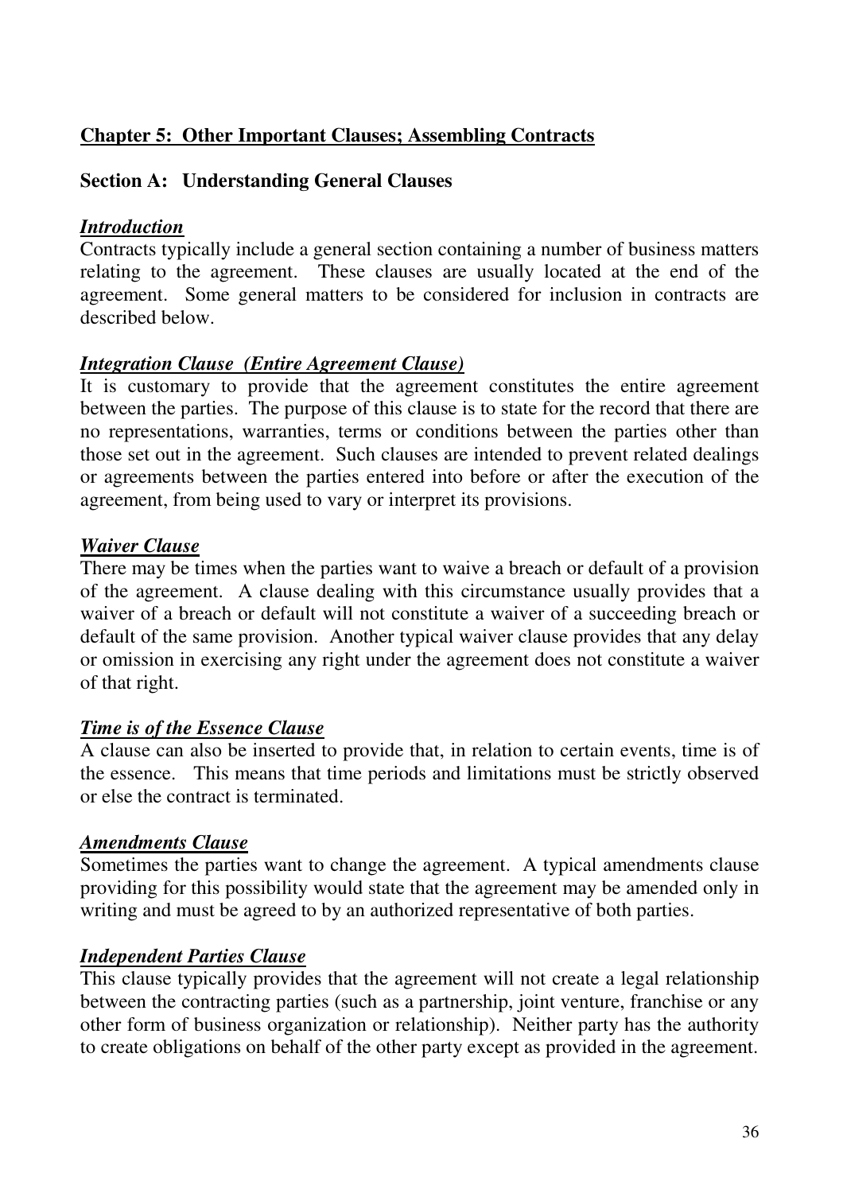# Chapter 5: Other Important Clauses; Assembling Contracts

## Section A: Understanding General Clauses

### *Introduction*

Contracts typically include a general section containing a number of business matters relating to the agreement. These clauses are usually located at the end of the agreement. Some general matters to be considered for inclusion in contracts are described below.

### *Integration Clause (Entire Agreement Clause)*

It is customary to provide that the agreement constitutes the entire agreement between the parties. The purpose of this clause is to state for the record that there are no representations, warranties, terms or conditions between the parties other than those set out in the agreement. Such clauses are intended to prevent related dealings or agreements between the parties entered into before or after the execution of the agreement, from being used to vary or interpret its provisions.

### *Waiver Clause*

There may be times when the parties want to waive a breach or default of a provision of the agreement. A clause dealing with this circumstance usually provides that a waiver of a breach or default will not constitute a waiver of a succeeding breach or default of the same provision. Another typical waiver clause provides that any delay or omission in exercising any right under the agreement does not constitute a waiver of that right.

### *Time is of the Essence Clause*

A clause can also be inserted to provide that, in relation to certain events, time is of the essence. This means that time periods and limitations must be strictly observed or else the contract is terminated.

### *Amendments Clause*

Sometimes the parties want to change the agreement. A typical amendments clause providing for this possibility would state that the agreement may be amended only in writing and must be agreed to by an authorized representative of both parties.

### *Independent Parties Clause*

This clause typically provides that the agreement will not create a legal relationship between the contracting parties (such as a partnership, joint venture, franchise or any other form of business organization or relationship). Neither party has the authority to create obligations on behalf of the other party except as provided in the agreement.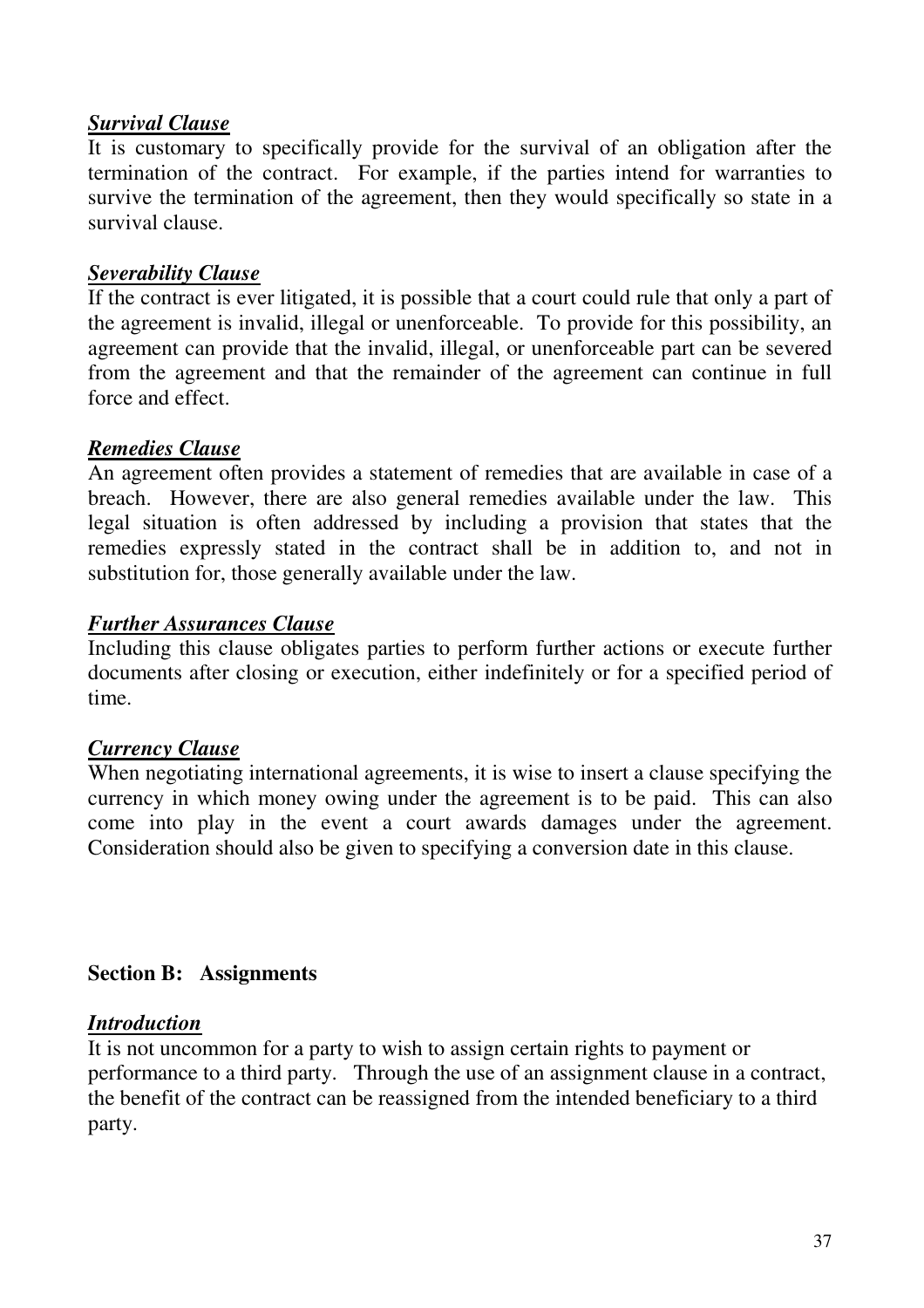***Survival Clause***

It is customary to specifically provide for the survival of an obligation after the termination of the contract. For example, if the parties intend for warranties to survive the termination of the agreement, then they would specifically so state in a survival clause.

***Severability Clause***

If the contract is ever litigated, it is possible that a court could rule that only a part of the agreement is invalid, illegal or unenforceable. To provide for this possibility, an agreement can provide that the invalid, illegal, or unenforceable part can be severed from the agreement and that the remainder of the agreement can continue in full force and effect.

***Remedies Clause***

An agreement often provides a statement of remedies that are available in case of a breach. However, there are also general remedies available under the law. This legal situation is often addressed by including a provision that states that the remedies expressly stated in the contract shall be in addition to, and not in substitution for, those generally available under the law.

***Further Assurances Clause***

Including this clause obligates parties to perform further actions or execute further documents after closing or execution, either indefinitely or for a specified period of time.

***Currency Clause***

When negotiating international agreements, it is wise to insert a clause specifying the currency in which money owing under the agreement is to be paid. This can also come into play in the event a court awards damages under the agreement. Consideration should also be given to specifying a conversion date in this clause.

## Section B: Assignments

***Introduction***

It is not uncommon for a party to wish to assign certain rights to payment or performance to a third party. Through the use of an assignment clause in a contract, the benefit of the contract can be reassigned from the intended beneficiary to a third party.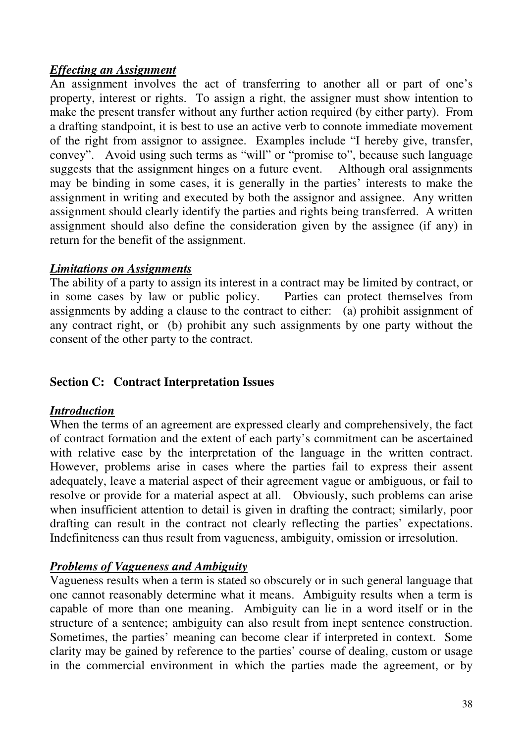***Effecting an Assignment***

An assignment involves the act of transferring to another all or part of one's property, interest or rights. To assign a right, the assigner must show intention to make the present transfer without any further action required (by either party). From a drafting standpoint, it is best to use an active verb to connote immediate movement of the right from assignor to assignee. Examples include "I hereby give, transfer, convey". Avoid using such terms as "will" or "promise to", because such language suggests that the assignment hinges on a future event. Although oral assignments may be binding in some cases, it is generally in the parties' interests to make the assignment in writing and executed by both the assignor and assignee. Any written assignment should clearly identify the parties and rights being transferred. A written assignment should also define the consideration given by the assignee (if any) in return for the benefit of the assignment.

***Limitations on Assignments***

The ability of a party to assign its interest in a contract may be limited by contract, or in some cases by law or public policy. Parties can protect themselves from assignments by adding a clause to the contract to either: (a) prohibit assignment of any contract right, or (b) prohibit any such assignments by one party without the consent of the other party to the contract.

## Section C: Contract Interpretation Issues

***Introduction***

When the terms of an agreement are expressed clearly and comprehensively, the fact of contract formation and the extent of each party's commitment can be ascertained with relative ease by the interpretation of the language in the written contract. However, problems arise in cases where the parties fail to express their assent adequately, leave a material aspect of their agreement vague or ambiguous, or fail to resolve or provide for a material aspect at all. Obviously, such problems can arise when insufficient attention to detail is given in drafting the contract; similarly, poor drafting can result in the contract not clearly reflecting the parties' expectations. Indefiniteness can thus result from vagueness, ambiguity, omission or irresolution.

***Problems of Vagueness and Ambiguity***

Vagueness results when a term is stated so obscurely or in such general language that one cannot reasonably determine what it means. Ambiguity results when a term is capable of more than one meaning. Ambiguity can lie in a word itself or in the structure of a sentence; ambiguity can also result from inept sentence construction. Sometimes, the parties' meaning can become clear if interpreted in context. Some clarity may be gained by reference to the parties' course of dealing, custom or usage in the commercial environment in which the parties made the agreement, or by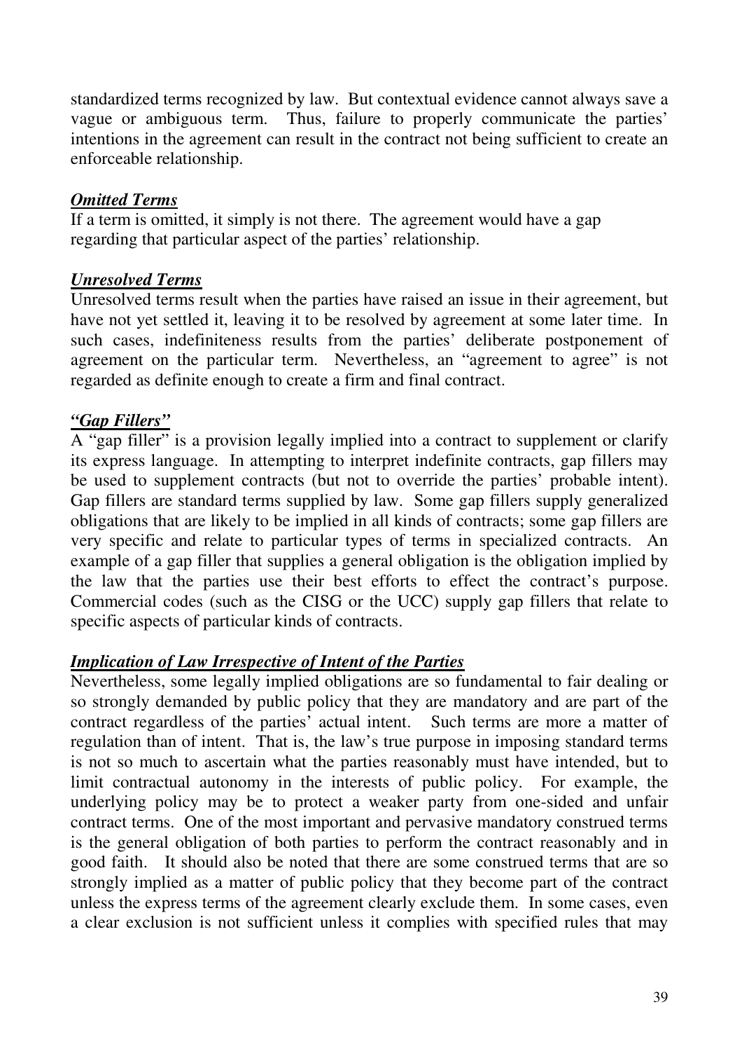standardized terms recognized by law. But contextual evidence cannot always save a vague or ambiguous term. Thus, failure to properly communicate the parties' intentions in the agreement can result in the contract not being sufficient to create an enforceable relationship.

***Omitted Terms***

If a term is omitted, it simply is not there. The agreement would have a gap regarding that particular aspect of the parties' relationship.

***Unresolved Terms***

Unresolved terms result when the parties have raised an issue in their agreement, but have not yet settled it, leaving it to be resolved by agreement at some later time. In such cases, indefiniteness results from the parties' deliberate postponement of agreement on the particular term. Nevertheless, an "agreement to agree" is not regarded as definite enough to create a firm and final contract.

***"Gap Fillers"***

A "gap filler" is a provision legally implied into a contract to supplement or clarify its express language. In attempting to interpret indefinite contracts, gap fillers may be used to supplement contracts (but not to override the parties' probable intent). Gap fillers are standard terms supplied by law. Some gap fillers supply generalized obligations that are likely to be implied in all kinds of contracts; some gap fillers are very specific and relate to particular types of terms in specialized contracts. An example of a gap filler that supplies a general obligation is the obligation implied by the law that the parties use their best efforts to effect the contract's purpose. Commercial codes (such as the CISG or the UCC) supply gap fillers that relate to specific aspects of particular kinds of contracts.

***Implication of Law Irrespective of Intent of the Parties***

Nevertheless, some legally implied obligations are so fundamental to fair dealing or so strongly demanded by public policy that they are mandatory and are part of the contract regardless of the parties' actual intent. Such terms are more a matter of regulation than of intent. That is, the law's true purpose in imposing standard terms is not so much to ascertain what the parties reasonably must have intended, but to limit contractual autonomy in the interests of public policy. For example, the underlying policy may be to protect a weaker party from one-sided and unfair contract terms. One of the most important and pervasive mandatory construed terms is the general obligation of both parties to perform the contract reasonably and in good faith. It should also be noted that there are some construed terms that are so strongly implied as a matter of public policy that they become part of the contract unless the express terms of the agreement clearly exclude them. In some cases, even a clear exclusion is not sufficient unless it complies with specified rules that may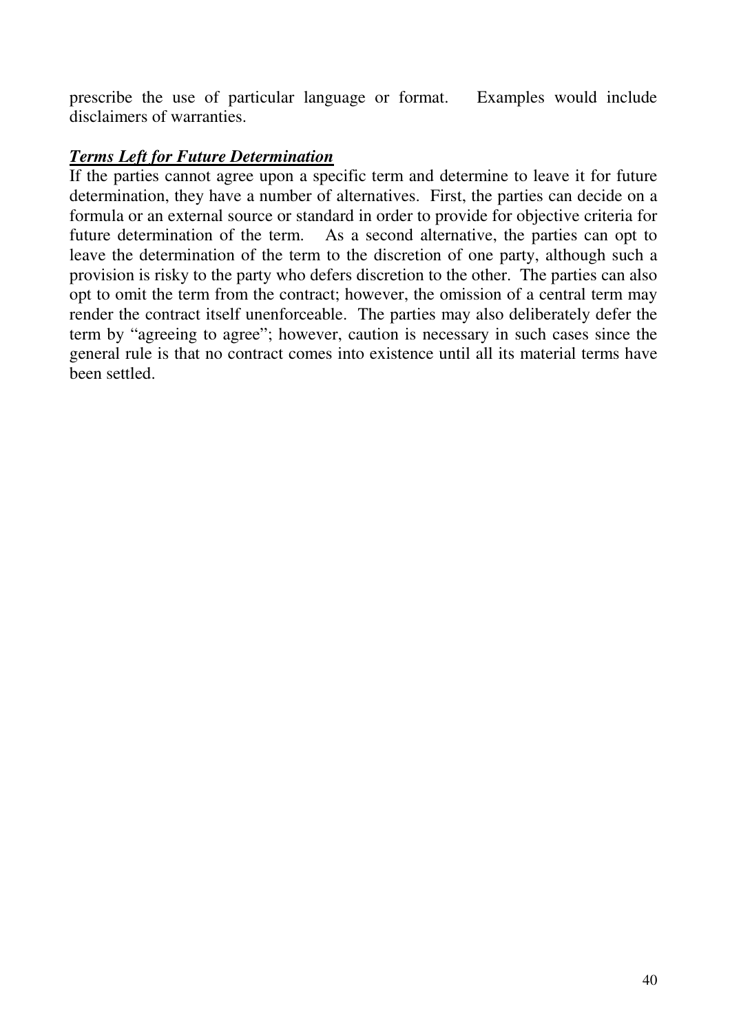prescribe the use of particular language or format. Examples would include disclaimers of warranties.

***Terms Left for Future Determination***

If the parties cannot agree upon a specific term and determine to leave it for future determination, they have a number of alternatives. First, the parties can decide on a formula or an external source or standard in order to provide for objective criteria for future determination of the term. As a second alternative, the parties can opt to leave the determination of the term to the discretion of one party, although such a provision is risky to the party who defers discretion to the other. The parties can also opt to omit the term from the contract; however, the omission of a central term may render the contract itself unenforceable. The parties may also deliberately defer the term by "agreeing to agree"; however, caution is necessary in such cases since the general rule is that no contract comes into existence until all its material terms have been settled.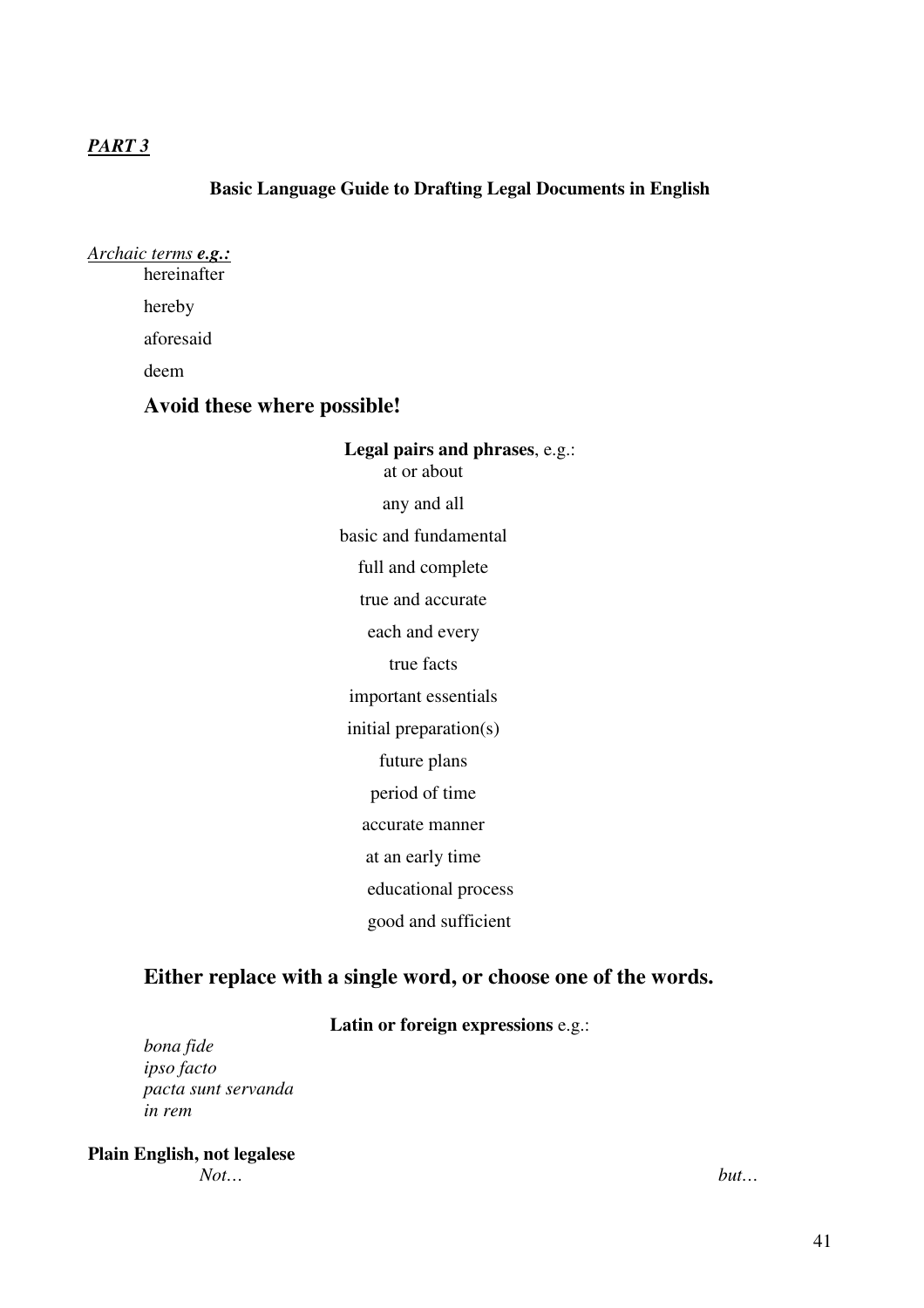***PART 3***

**Basic Language Guide to Drafting Legal Documents in English**

*Archaic terms **e.g.:***

hereinafter

hereby

aforesaid

deem

## Avoid these where possible!

**Legal pairs and phrases**, e.g.:

at or about

any and all

basic and fundamental

full and complete

true and accurate

each and every

true facts

important essentials

initial preparation(s)

future plans

period of time

accurate manner

at an early time

educational process

good and sufficient

## Either replace with a single word, or choose one of the words.

**Latin or foreign expressions** e.g.:

*bona fide*
*ipso facto*
*pacta sunt servanda*
*in rem*

**Plain English, not legalese**

*Not…* *but…*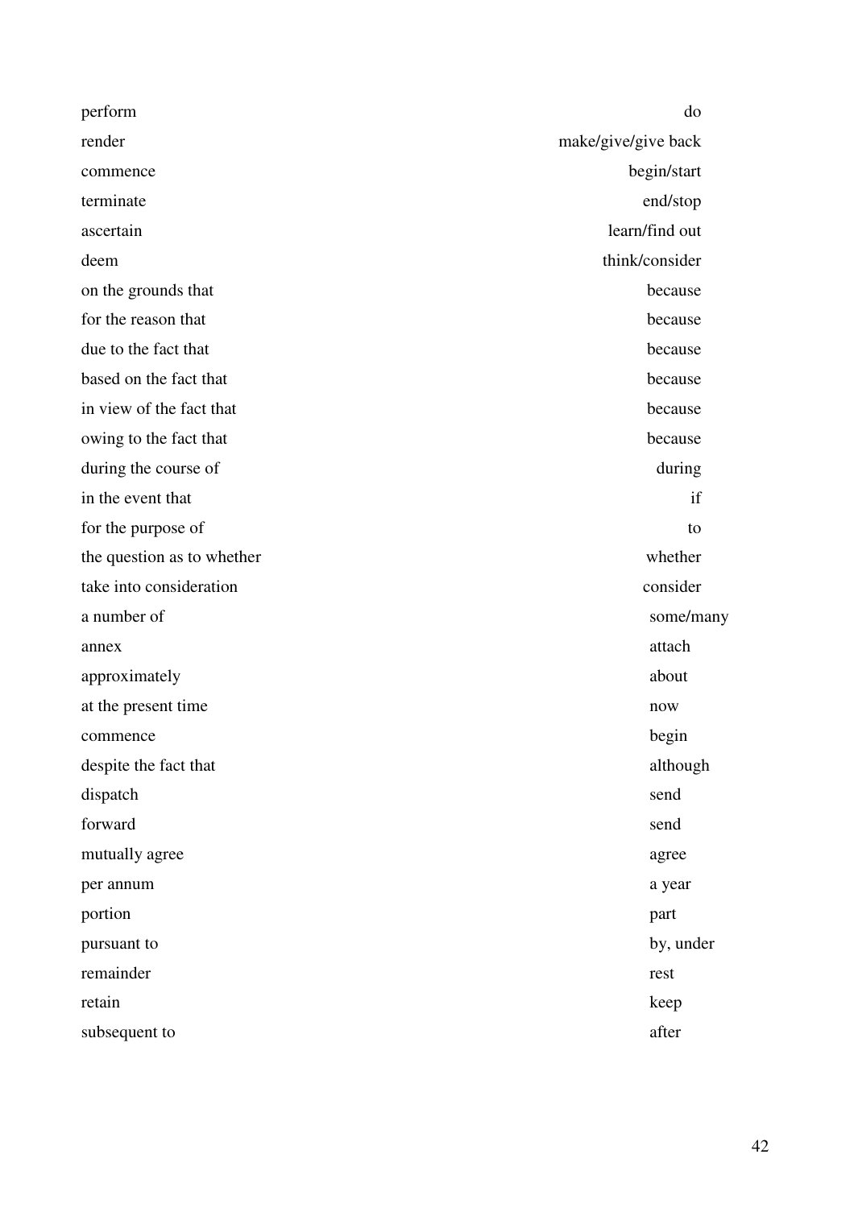| | |
|---|---|
| perform | do |
| render | make/give/give back |
| commence | begin/start |
| terminate | end/stop |
| ascertain | learn/find out |
| deem | think/consider |
| on the grounds that | because |
| for the reason that | because |
| due to the fact that | because |
| based on the fact that | because |
| in view of the fact that | because |
| owing to the fact that | because |
| during the course of | during |
| in the event that | if |
| for the purpose of | to |
| the question as to whether | whether |
| take into consideration | consider |
| a number of | some/many |
| annex | attach |
| approximately | about |
| at the present time | now |
| commence | begin |
| despite the fact that | although |
| dispatch | send |
| forward | send |
| mutually agree | agree |
| per annum | a year |
| portion | part |
| pursuant to | by, under |
| remainder | rest |
| retain | keep |
| subsequent to | after |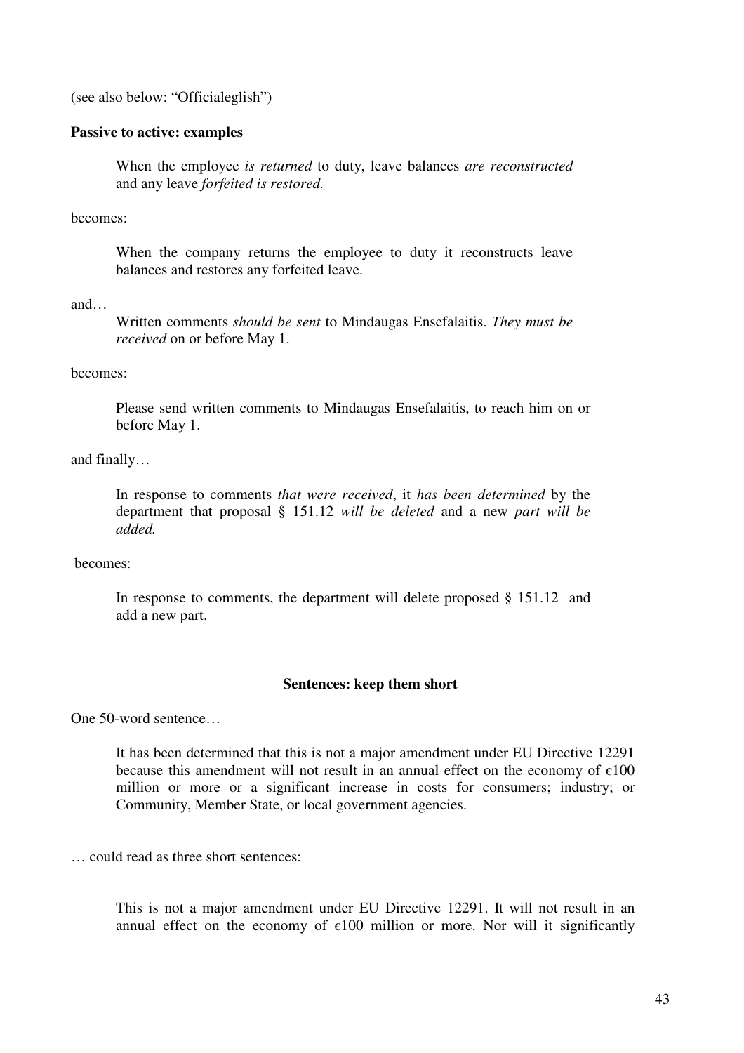(see also below: "Officialeglish")

**Passive to active: examples**

> When the employee *is returned* to duty, leave balances *are reconstructed* and any leave *forfeited is restored.*

becomes:

> When the company returns the employee to duty it reconstructs leave balances and restores any forfeited leave.

and…

> Written comments *should be sent* to Mindaugas Ensefalaitis. *They must be received* on or before May 1.

becomes:

> Please send written comments to Mindaugas Ensefalaitis, to reach him on or before May 1.

and finally…

> In response to comments *that were received*, it *has been determined* by the department that proposal § 151.12 *will be deleted* and a new *part will be added.*

becomes:

> In response to comments, the department will delete proposed § 151.12 and add a new part.

**Sentences: keep them short**

One 50-word sentence…

> It has been determined that this is not a major amendment under EU Directive 12291 because this amendment will not result in an annual effect on the economy of €100 million or more or a significant increase in costs for consumers; industry; or Community, Member State, or local government agencies.

… could read as three short sentences:

> This is not a major amendment under EU Directive 12291. It will not result in an annual effect on the economy of €100 million or more. Nor will it significantly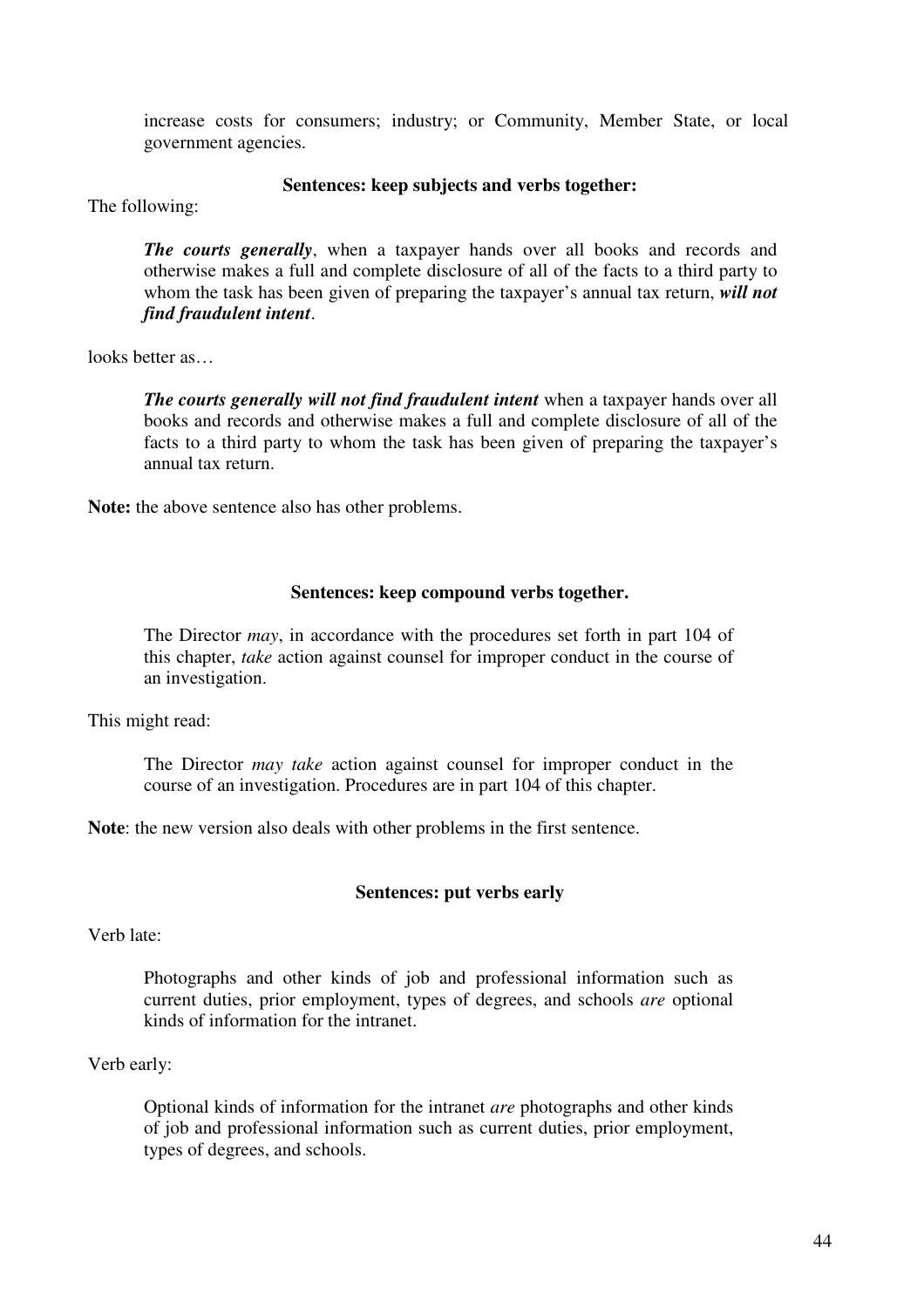increase costs for consumers; industry; or Community, Member State, or local government agencies.

**Sentences: keep subjects and verbs together:**

The following:

> ***The courts generally***, when a taxpayer hands over all books and records and otherwise makes a full and complete disclosure of all of the facts to a third party to whom the task has been given of preparing the taxpayer's annual tax return, ***will not find fraudulent intent***.

looks better as…

> ***The courts generally will not find fraudulent intent*** when a taxpayer hands over all books and records and otherwise makes a full and complete disclosure of all of the facts to a third party to whom the task has been given of preparing the taxpayer's annual tax return.

**Note:** the above sentence also has other problems.

**Sentences: keep compound verbs together.**

> The Director *may*, in accordance with the procedures set forth in part 104 of this chapter, *take* action against counsel for improper conduct in the course of an investigation.

This might read:

> The Director *may take* action against counsel for improper conduct in the course of an investigation. Procedures are in part 104 of this chapter.

**Note**: the new version also deals with other problems in the first sentence.

**Sentences: put verbs early**

Verb late:

> Photographs and other kinds of job and professional information such as current duties, prior employment, types of degrees, and schools *are* optional kinds of information for the intranet.

Verb early:

> Optional kinds of information for the intranet *are* photographs and other kinds of job and professional information such as current duties, prior employment, types of degrees, and schools.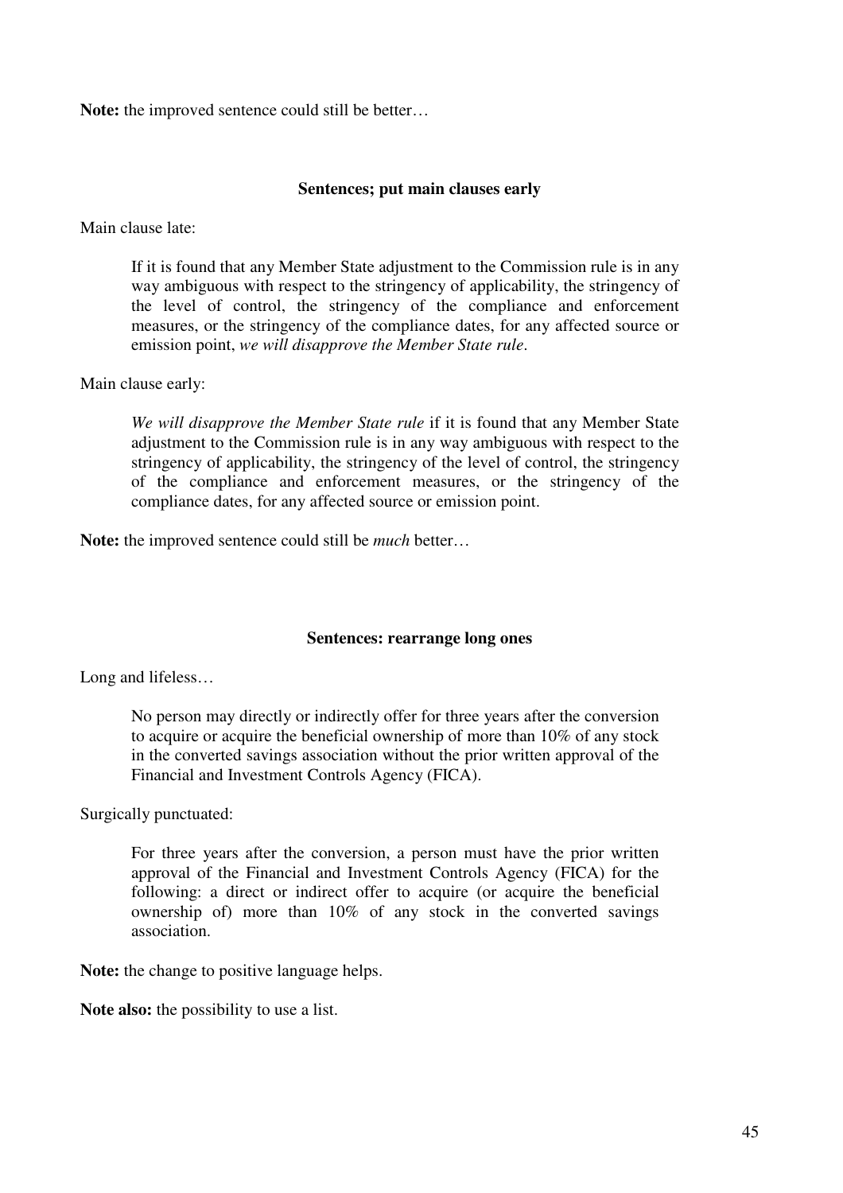**Note:** the improved sentence could still be better…

### Sentences; put main clauses early

Main clause late:

> If it is found that any Member State adjustment to the Commission rule is in any way ambiguous with respect to the stringency of applicability, the stringency of the level of control, the stringency of the compliance and enforcement measures, or the stringency of the compliance dates, for any affected source or emission point, *we will disapprove the Member State rule*.

Main clause early:

> *We will disapprove the Member State rule* if it is found that any Member State adjustment to the Commission rule is in any way ambiguous with respect to the stringency of applicability, the stringency of the level of control, the stringency of the compliance and enforcement measures, or the stringency of the compliance dates, for any affected source or emission point.

**Note:** the improved sentence could still be *much* better…

### Sentences: rearrange long ones

Long and lifeless…

> No person may directly or indirectly offer for three years after the conversion to acquire or acquire the beneficial ownership of more than 10% of any stock in the converted savings association without the prior written approval of the Financial and Investment Controls Agency (FICA).

Surgically punctuated:

> For three years after the conversion, a person must have the prior written approval of the Financial and Investment Controls Agency (FICA) for the following: a direct or indirect offer to acquire (or acquire the beneficial ownership of) more than 10% of any stock in the converted savings association.

**Note:** the change to positive language helps.

**Note also:** the possibility to use a list.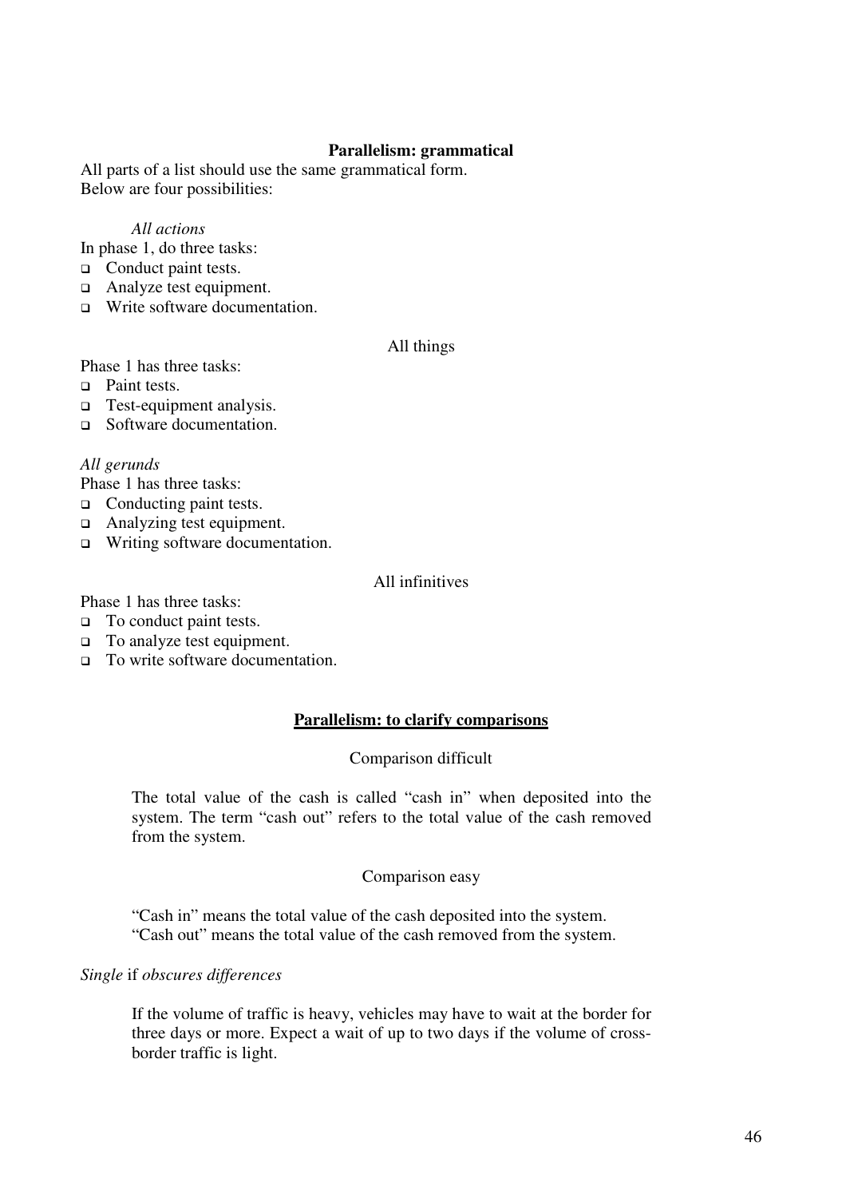**Parallelism: grammatical**

All parts of a list should use the same grammatical form.
Below are four possibilities:

*All actions*

In phase 1, do three tasks:

- Conduct paint tests.
- Analyze test equipment.
- Write software documentation.

All things

Phase 1 has three tasks:

- Paint tests.
- Test-equipment analysis.
- Software documentation.

*All gerunds*

Phase 1 has three tasks:

- Conducting paint tests.
- Analyzing test equipment.
- Writing software documentation.

All infinitives

Phase 1 has three tasks:

- To conduct paint tests.
- To analyze test equipment.
- To write software documentation.

**Parallelism: to clarify comparisons**

Comparison difficult

> The total value of the cash is called "cash in" when deposited into the system. The term "cash out" refers to the total value of the cash removed from the system.

Comparison easy

> "Cash in" means the total value of the cash deposited into the system.
> "Cash out" means the total value of the cash removed from the system.

*Single* if *obscures differences*

> If the volume of traffic is heavy, vehicles may have to wait at the border for three days or more. Expect a wait of up to two days if the volume of cross-border traffic is light.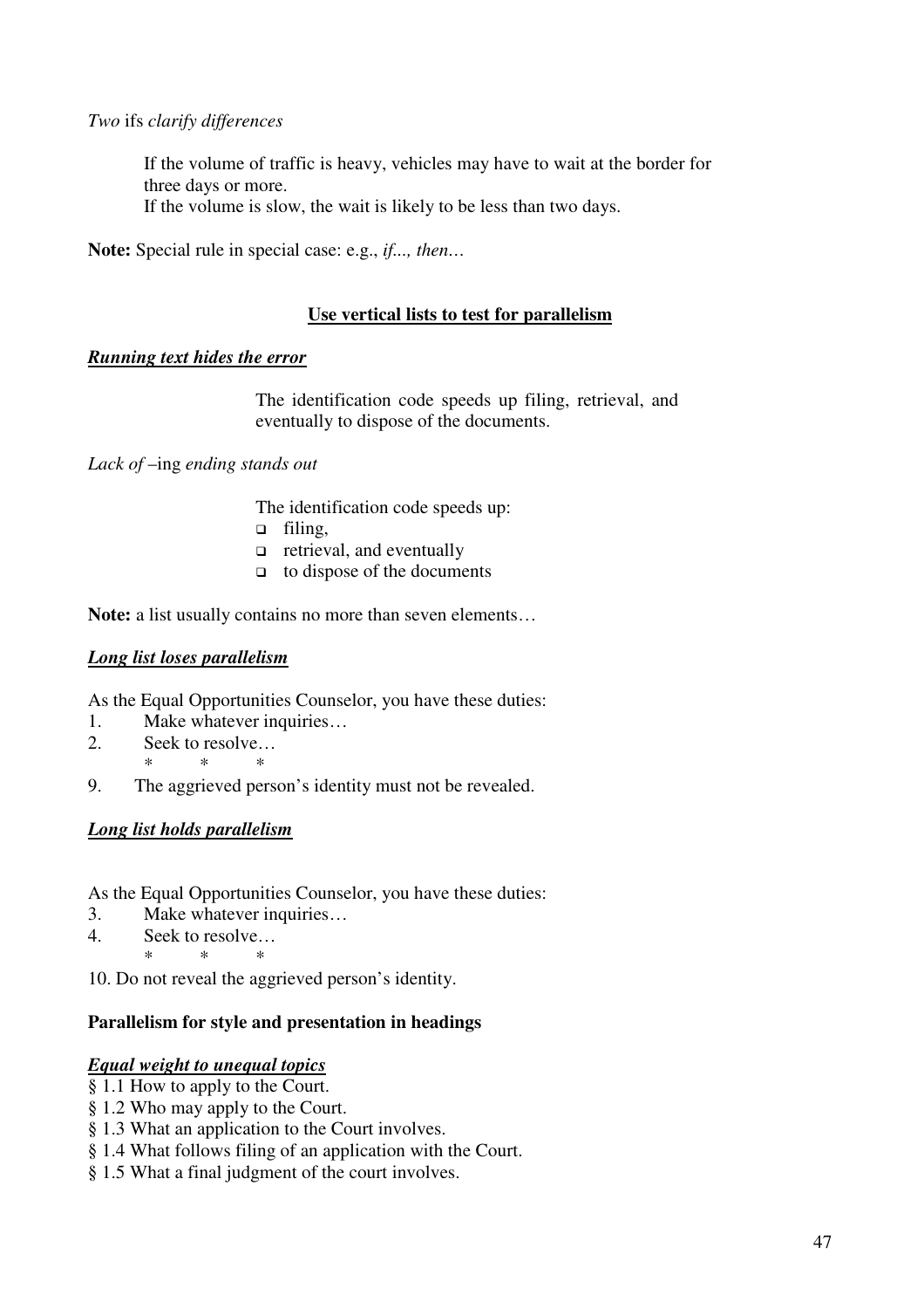*Two* ifs *clarify differences*

> If the volume of traffic is heavy, vehicles may have to wait at the border for three days or more.
> If the volume is slow, the wait is likely to be less than two days.

**Note:** Special rule in special case: e.g., *if..., then…*

## Use vertical lists to test for parallelism

***Running text hides the error***

> The identification code speeds up filing, retrieval, and eventually to dispose of the documents.

*Lack of –*ing *ending stands out*

> The identification code speeds up:
> - filing,
> - retrieval, and eventually
> - to dispose of the documents

**Note:** a list usually contains no more than seven elements…

***Long list loses parallelism***

As the Equal Opportunities Counselor, you have these duties:

1. Make whatever inquiries…
2. Seek to resolve…

   \* \* \*

9. The aggrieved person's identity must not be revealed.

***Long list holds parallelism***

As the Equal Opportunities Counselor, you have these duties:

3. Make whatever inquiries…
4. Seek to resolve…

   \* \* \*

10. Do not reveal the aggrieved person's identity.

**Parallelism for style and presentation in headings**

***Equal weight to unequal topics***

§ 1.1 How to apply to the Court.
§ 1.2 Who may apply to the Court.
§ 1.3 What an application to the Court involves.
§ 1.4 What follows filing of an application with the Court.
§ 1.5 What a final judgment of the court involves.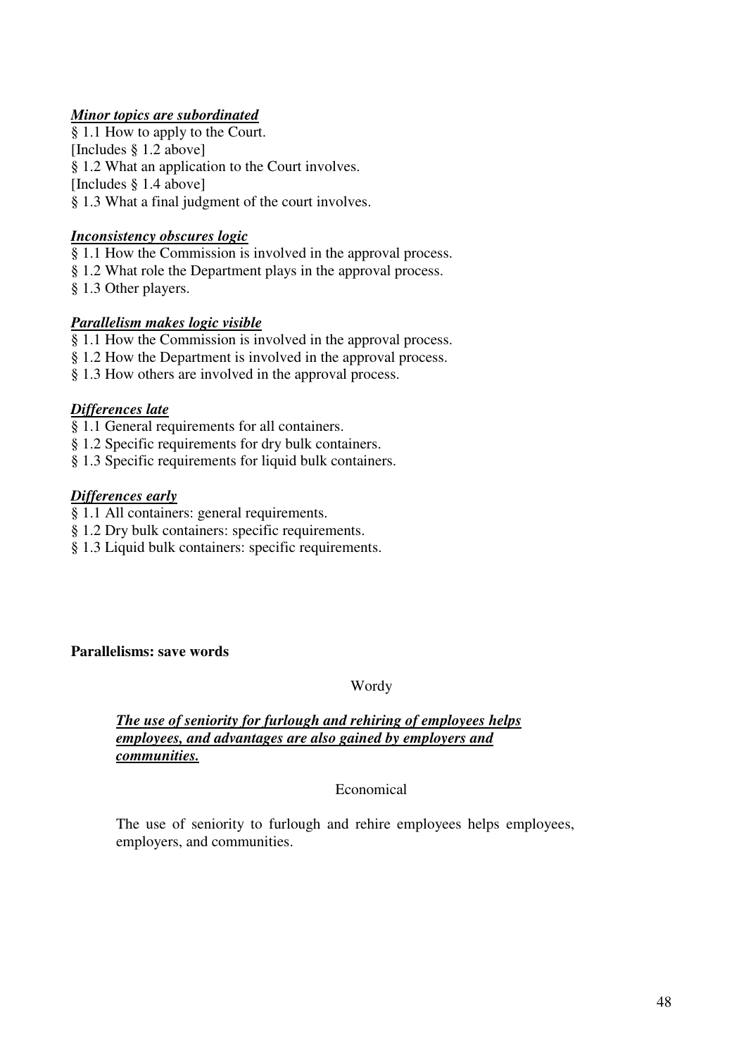***Minor topics are subordinated***

§ 1.1 How to apply to the Court.
[Includes § 1.2 above]
§ 1.2 What an application to the Court involves.
[Includes § 1.4 above]
§ 1.3 What a final judgment of the court involves.

***Inconsistency obscures logic***

§ 1.1 How the Commission is involved in the approval process.
§ 1.2 What role the Department plays in the approval process.
§ 1.3 Other players.

***Parallelism makes logic visible***

§ 1.1 How the Commission is involved in the approval process.
§ 1.2 How the Department is involved in the approval process.
§ 1.3 How others are involved in the approval process.

***Differences late***

§ 1.1 General requirements for all containers.
§ 1.2 Specific requirements for dry bulk containers.
§ 1.3 Specific requirements for liquid bulk containers.

***Differences early***

§ 1.1 All containers: general requirements.
§ 1.2 Dry bulk containers: specific requirements.
§ 1.3 Liquid bulk containers: specific requirements.

**Parallelisms: save words**

Wordy

> ***The use of seniority for furlough and rehiring of employees helps employees, and advantages are also gained by employers and communities.***

Economical

> The use of seniority to furlough and rehire employees helps employees, employers, and communities.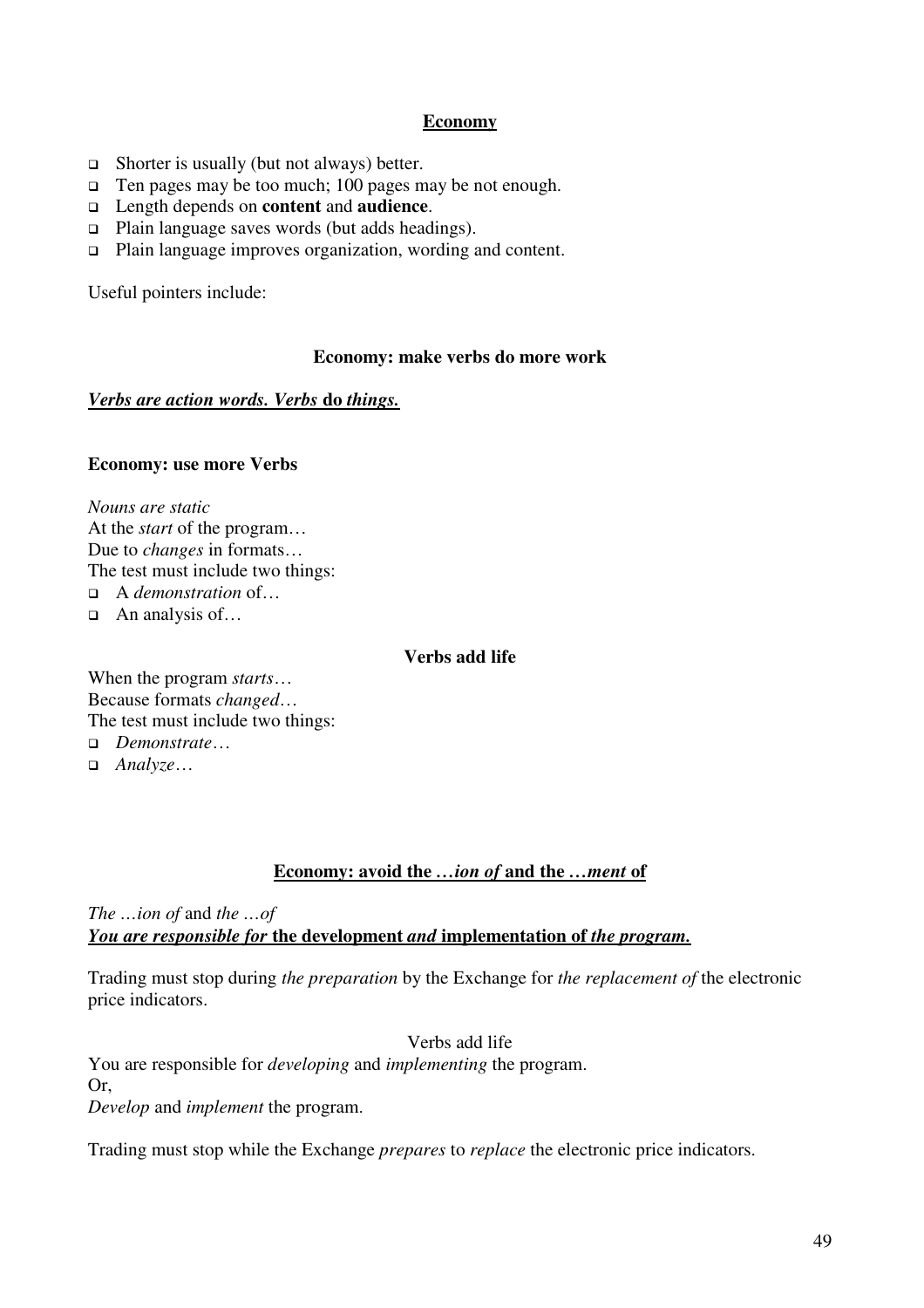## Economy

- Shorter is usually (but not always) better.
- Ten pages may be too much; 100 pages may be not enough.
- Length depends on **content** and **audience**.
- Plain language saves words (but adds headings).
- Plain language improves organization, wording and content.

Useful pointers include:

### Economy: make verbs do more work

***Verbs are action words. Verbs* do *things.***

**Economy: use more Verbs**

*Nouns are static*
At the *start* of the program…
Due to *changes* in formats…
The test must include two things:

- A *demonstration* of…
- An analysis of…

**Verbs add life**

When the program *starts*…
Because formats *changed*…
The test must include two things:

- *Demonstrate*…
- *Analyze*…

### Economy: avoid the *…ion of* and the *…ment* of

*The …ion of* and *the …of*
***You are responsible for* the development *and* implementation of *the program.***

Trading must stop during *the preparation* by the Exchange for *the replacement of* the electronic price indicators.

Verbs add life

You are responsible for *developing* and *implementing* the program.
Or,
*Develop* and *implement* the program.

Trading must stop while the Exchange *prepares* to *replace* the electronic price indicators.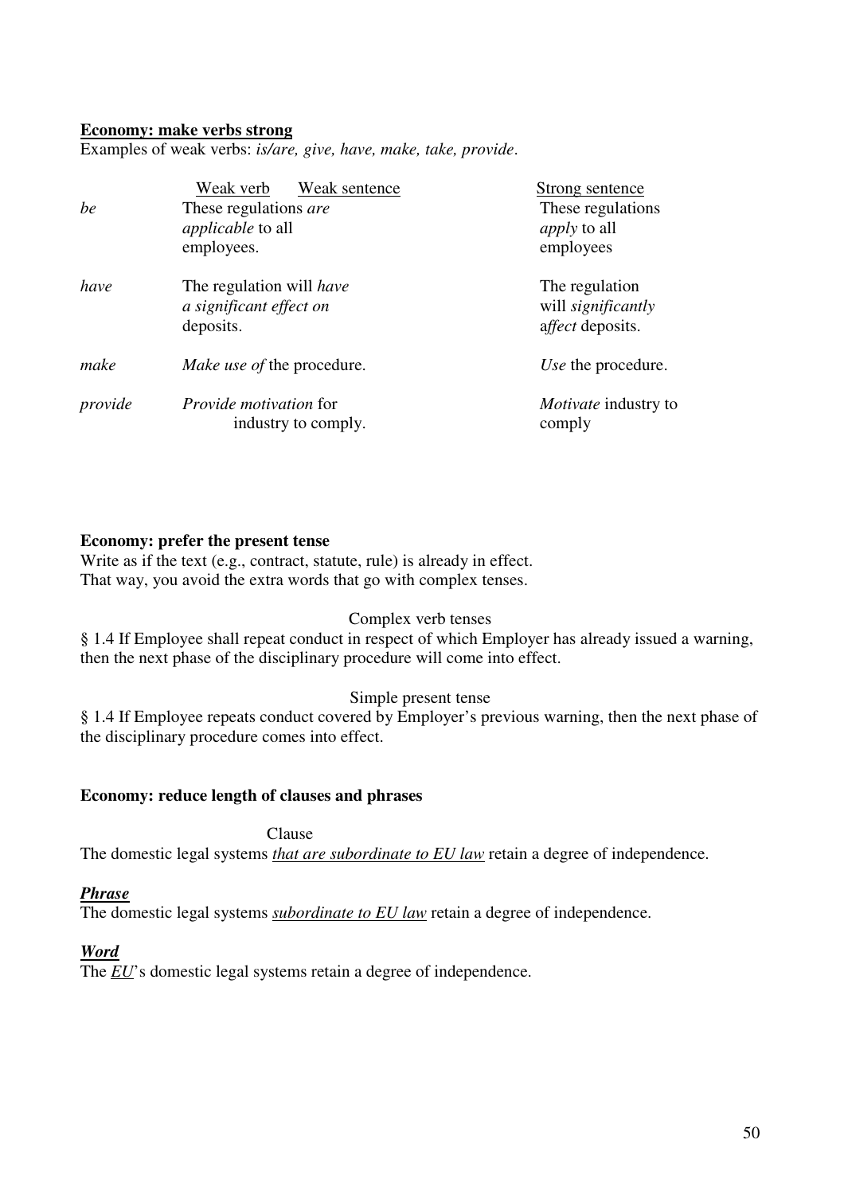**<u>Economy: make verbs strong</u>**

Examples of weak verbs: *is/are, give, have, make, take, provide*.

| | Weak verb — Weak sentence | Strong sentence |
|---|---|---|
| *be* | These regulations *are applicable* to all employees. | These regulations *apply* to all employees |
| *have* | The regulation will *have a significant effect on* deposits. | The regulation will *significantly affect* deposits. |
| *make* | *Make use of* the procedure. | *Use* the procedure. |
| *provide* | *Provide motivation* for industry to comply. | *Motivate* industry to comply |

**Economy: prefer the present tense**

Write as if the text (e.g., contract, statute, rule) is already in effect.
That way, you avoid the extra words that go with complex tenses.

Complex verb tenses

§ 1.4 If Employee shall repeat conduct in respect of which Employer has already issued a warning, then the next phase of the disciplinary procedure will come into effect.

Simple present tense

§ 1.4 If Employee repeats conduct covered by Employer's previous warning, then the next phase of the disciplinary procedure comes into effect.

**Economy: reduce length of clauses and phrases**

Clause

The domestic legal systems *<u>that are subordinate to EU law</u>* retain a degree of independence.

***<u>Phrase</u>***

The domestic legal systems *<u>subordinate to EU law</u>* retain a degree of independence.

***<u>Word</u>***

The *<u>EU</u>*'s domestic legal systems retain a degree of independence.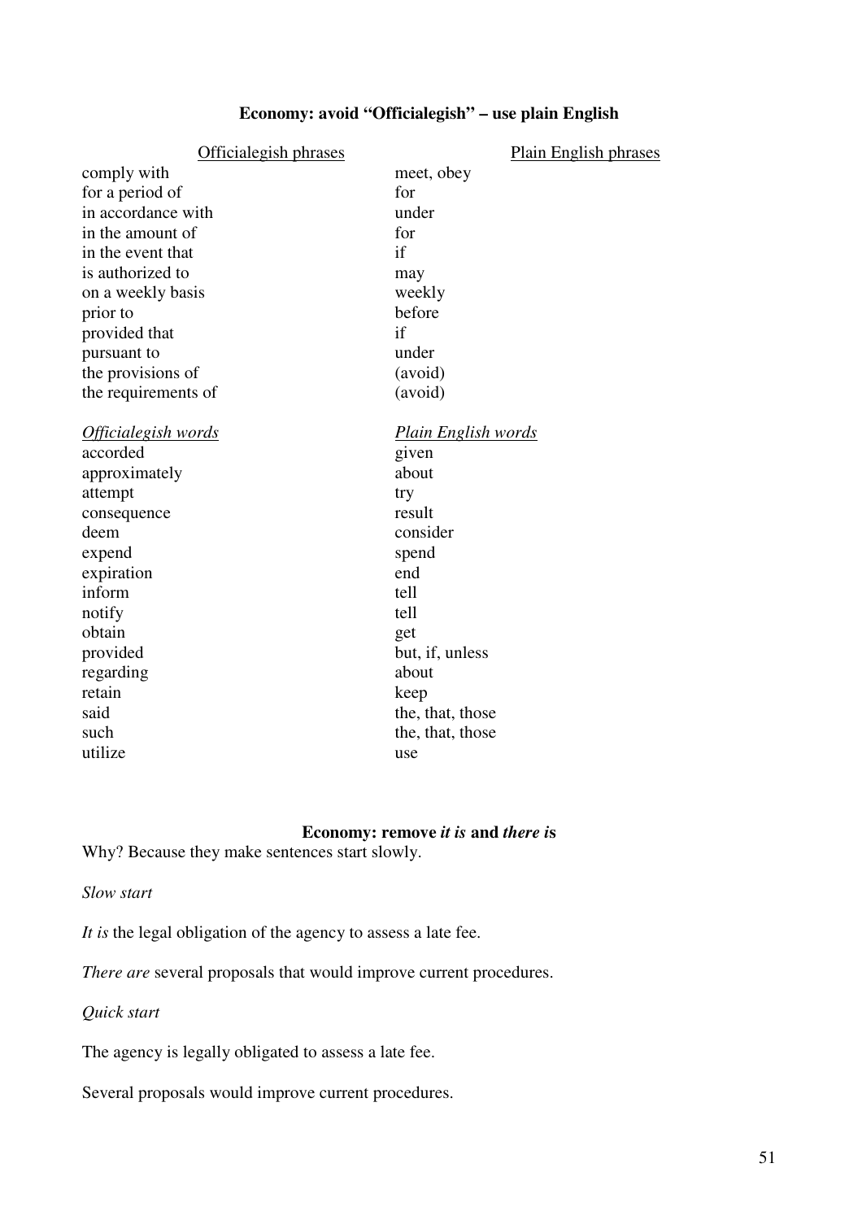## Economy: avoid "Officialegish" – use plain English

| Officialegish phrases | Plain English phrases |
| --- | --- |
| comply with | meet, obey |
| for a period of | for |
| in accordance with | under |
| in the amount of | for |
| in the event that | if |
| is authorized to | may |
| on a weekly basis | weekly |
| prior to | before |
| provided that | if |
| pursuant to | under |
| the provisions of | (avoid) |
| the requirements of | (avoid) |

| *Officialegish words* | *Plain English words* |
| --- | --- |
| accorded | given |
| approximately | about |
| attempt | try |
| consequence | result |
| deem | consider |
| expend | spend |
| expiration | end |
| inform | tell |
| notify | tell |
| obtain | get |
| provided | but, if, unless |
| regarding | about |
| retain | keep |
| said | the, that, those |
| such | the, that, those |
| utilize | use |

## Economy: remove *it is* and *there i*s

Why? Because they make sentences start slowly.

*Slow start*

*It is* the legal obligation of the agency to assess a late fee.

*There are* several proposals that would improve current procedures.

*Quick start*

The agency is legally obligated to assess a late fee.

Several proposals would improve current procedures.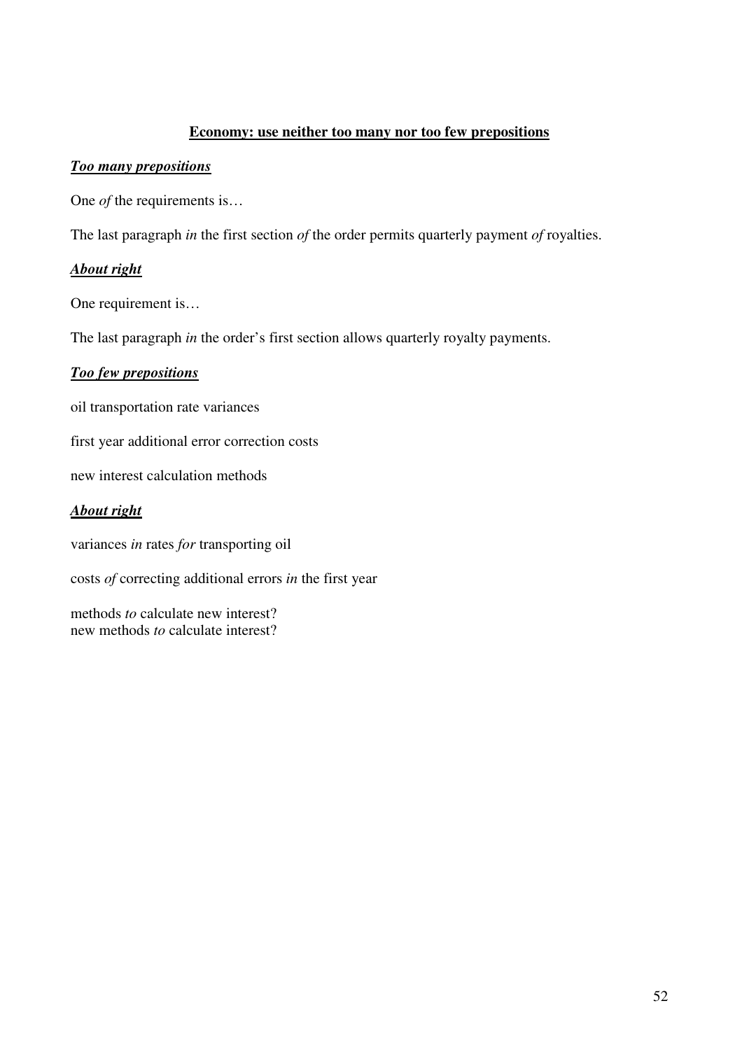## **Economy: use neither too many nor too few prepositions**

### ***Too many prepositions***

One *of* the requirements is…

The last paragraph *in* the first section *of* the order permits quarterly payment *of* royalties.

### ***About right***

One requirement is…

The last paragraph *in* the order's first section allows quarterly royalty payments.

### ***Too few prepositions***

oil transportation rate variances

first year additional error correction costs

new interest calculation methods

### ***About right***

variances *in* rates *for* transporting oil

costs *of* correcting additional errors *in* the first year

methods *to* calculate new interest?
new methods *to* calculate interest?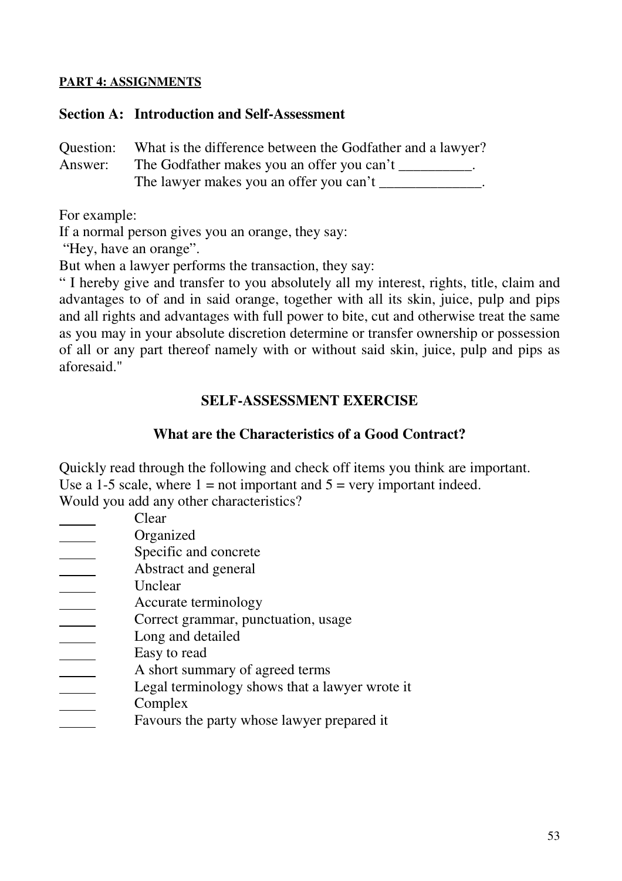**PART 4: ASSIGNMENTS**

## Section A: Introduction and Self-Assessment

Question: What is the difference between the Godfather and a lawyer?
Answer: The Godfather makes you an offer you can't __________.
The lawyer makes you an offer you can't ______________.

For example:
If a normal person gives you an orange, they say:
"Hey, have an orange".
But when a lawyer performs the transaction, they say:
" I hereby give and transfer to you absolutely all my interest, rights, title, claim and advantages to of and in said orange, together with all its skin, juice, pulp and pips and all rights and advantages with full power to bite, cut and otherwise treat the same as you may in your absolute discretion determine or transfer ownership or possession of all or any part thereof namely with or without said skin, juice, pulp and pips as aforesaid."

### SELF-ASSESSMENT EXERCISE

### What are the Characteristics of a Good Contract?

Quickly read through the following and check off items you think are important.
Use a 1-5 scale, where 1 = not important and 5 = very important indeed.
Would you add any other characteristics?

_____ Clear
_____ Organized
_____ Specific and concrete
_____ Abstract and general
_____ Unclear
_____ Accurate terminology
_____ Correct grammar, punctuation, usage
_____ Long and detailed
_____ Easy to read
_____ A short summary of agreed terms
_____ Legal terminology shows that a lawyer wrote it
_____ Complex
_____ Favours the party whose lawyer prepared it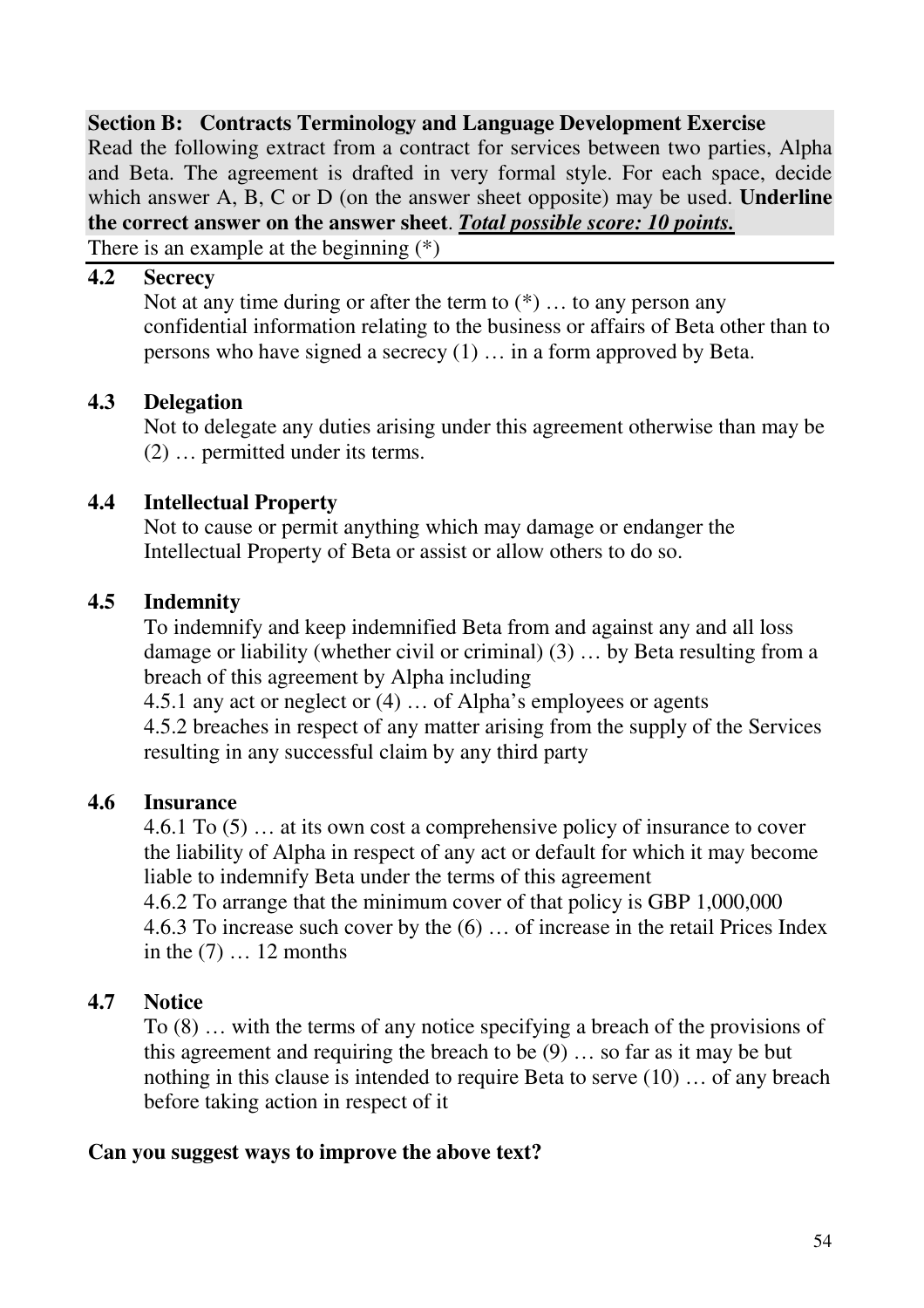**Section B: Contracts Terminology and Language Development Exercise**
Read the following extract from a contract for services between two parties, Alpha and Beta. The agreement is drafted in very formal style. For each space, decide which answer A, B, C or D (on the answer sheet opposite) may be used. **Underline the correct answer on the answer sheet**. ***<u>Total possible score: 10 points.</u>***
There is an example at the beginning (*)

**4.2 Secrecy**

Not at any time during or after the term to (*) … to any person any confidential information relating to the business or affairs of Beta other than to persons who have signed a secrecy (1) … in a form approved by Beta.

**4.3 Delegation**

Not to delegate any duties arising under this agreement otherwise than may be (2) … permitted under its terms.

**4.4 Intellectual Property**

Not to cause or permit anything which may damage or endanger the Intellectual Property of Beta or assist or allow others to do so.

**4.5 Indemnity**

To indemnify and keep indemnified Beta from and against any and all loss damage or liability (whether civil or criminal) (3) … by Beta resulting from a breach of this agreement by Alpha including

4.5.1 any act or neglect or (4) … of Alpha's employees or agents

4.5.2 breaches in respect of any matter arising from the supply of the Services resulting in any successful claim by any third party

**4.6 Insurance**

4.6.1 To (5) … at its own cost a comprehensive policy of insurance to cover the liability of Alpha in respect of any act or default for which it may become liable to indemnify Beta under the terms of this agreement

4.6.2 To arrange that the minimum cover of that policy is GBP 1,000,000

4.6.3 To increase such cover by the (6) … of increase in the retail Prices Index in the (7) … 12 months

**4.7 Notice**

To (8) … with the terms of any notice specifying a breach of the provisions of this agreement and requiring the breach to be (9) … so far as it may be but nothing in this clause is intended to require Beta to serve (10) … of any breach before taking action in respect of it

**Can you suggest ways to improve the above text?**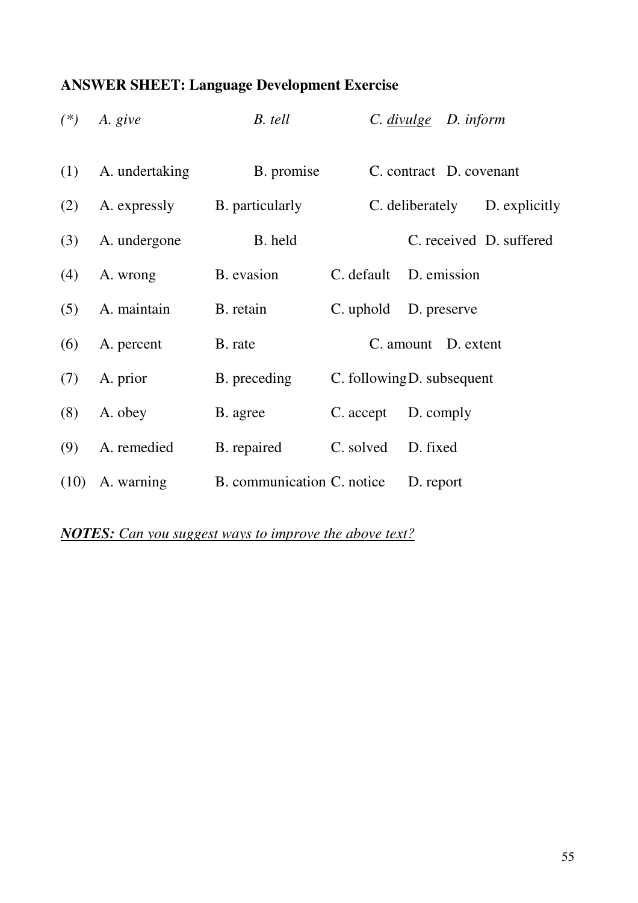**ANSWER SHEET: Language Development Exercise**

| | A | B | C | D |
|---|---|---|---|---|
| *(\*)* | *A. give* | *B. tell* | *C. <u>divulge</u>* | *D. inform* |
| (1) | A. undertaking | B. promise | C. contract | D. covenant |
| (2) | A. expressly | B. particularly | C. deliberately | D. explicitly |
| (3) | A. undergone | B. held | C. received | D. suffered |
| (4) | A. wrong | B. evasion | C. default | D. emission |
| (5) | A. maintain | B. retain | C. uphold | D. preserve |
| (6) | A. percent | B. rate | C. amount | D. extent |
| (7) | A. prior | B. preceding | C. following | D. subsequent |
| (8) | A. obey | B. agree | C. accept | D. comply |
| (9) | A. remedied | B. repaired | C. solved | D. fixed |
| (10) | A. warning | B. communication | C. notice | D. report |

***<u>NOTES:</u>*** *<u>Can you suggest ways to improve the above text?</u>*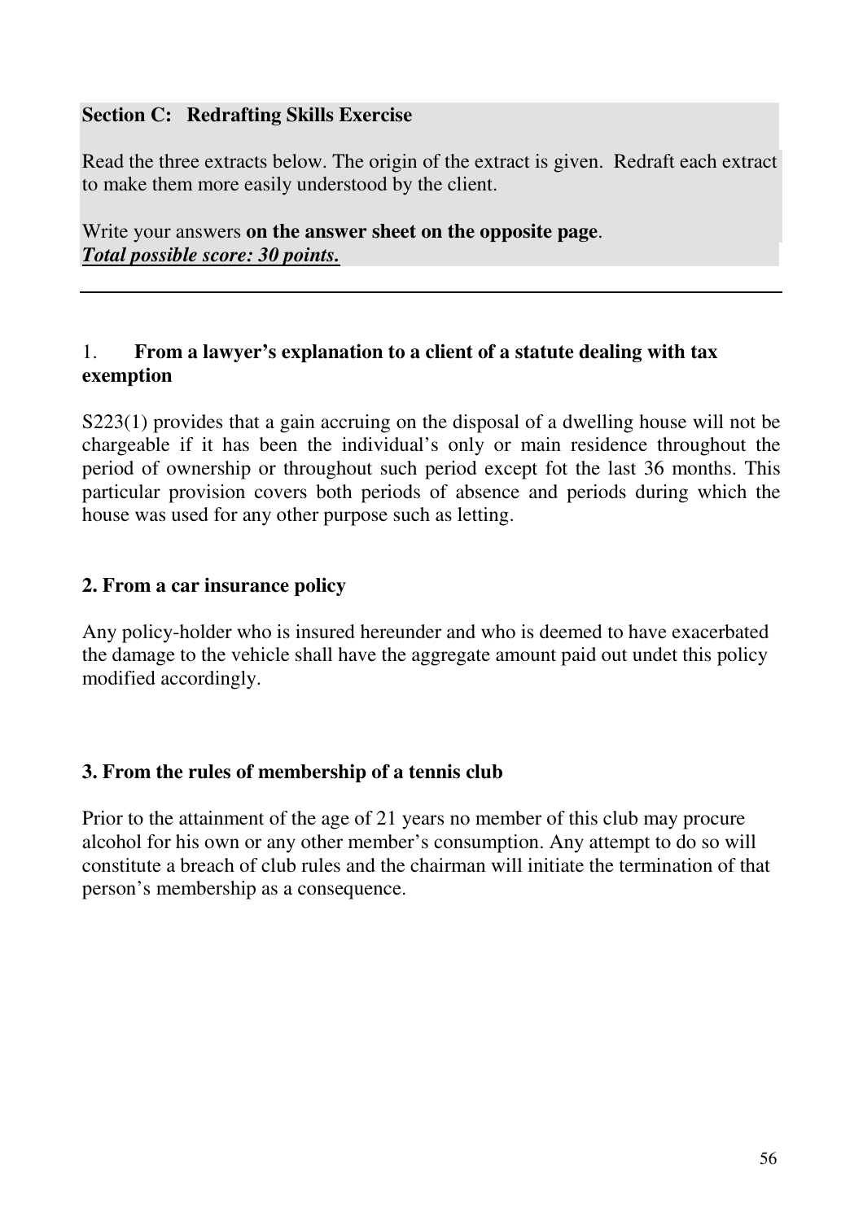**Section C: Redrafting Skills Exercise**

Read the three extracts below. The origin of the extract is given. Redraft each extract to make them more easily understood by the client.

Write your answers **on the answer sheet on the opposite page**.
***Total possible score: 30 points.***

---

1. **From a lawyer's explanation to a client of a statute dealing with tax exemption**

S223(1) provides that a gain accruing on the disposal of a dwelling house will not be chargeable if it has been the individual's only or main residence throughout the period of ownership or throughout such period except fot the last 36 months. This particular provision covers both periods of absence and periods during which the house was used for any other purpose such as letting.

**2. From a car insurance policy**

Any policy-holder who is insured hereunder and who is deemed to have exacerbated the damage to the vehicle shall have the aggregate amount paid out undet this policy modified accordingly.

**3. From the rules of membership of a tennis club**

Prior to the attainment of the age of 21 years no member of this club may procure alcohol for his own or any other member's consumption. Any attempt to do so will constitute a breach of club rules and the chairman will initiate the termination of that person's membership as a consequence.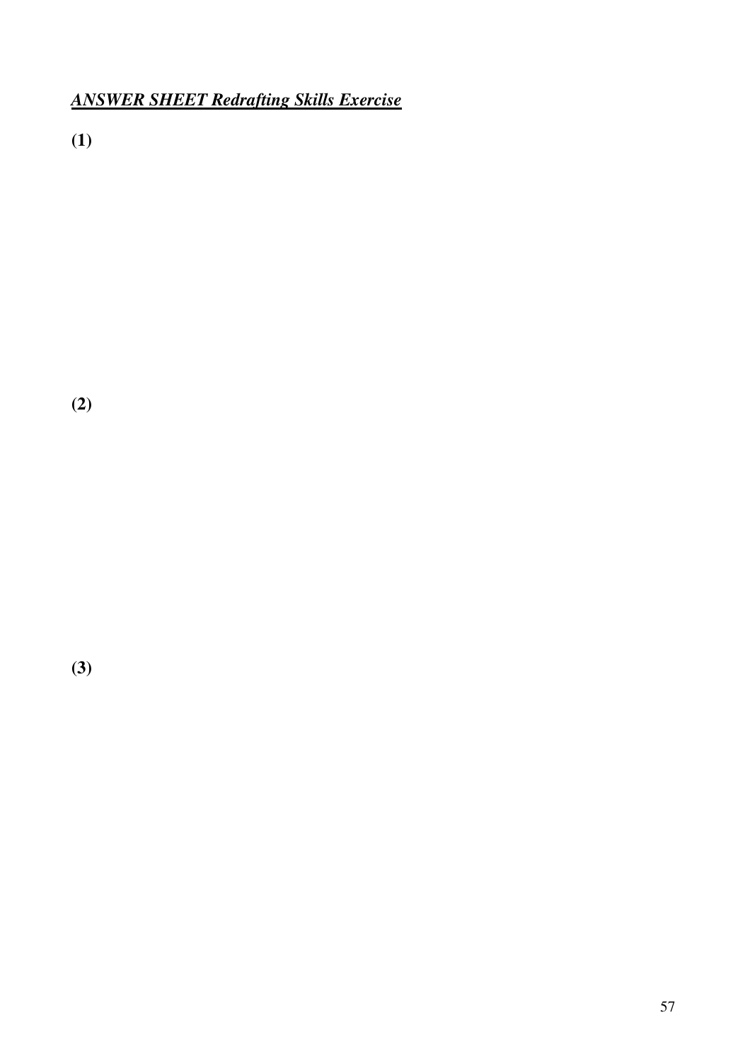***ANSWER SHEET Redrafting Skills Exercise***

**(1)**

**(2)**

**(3)**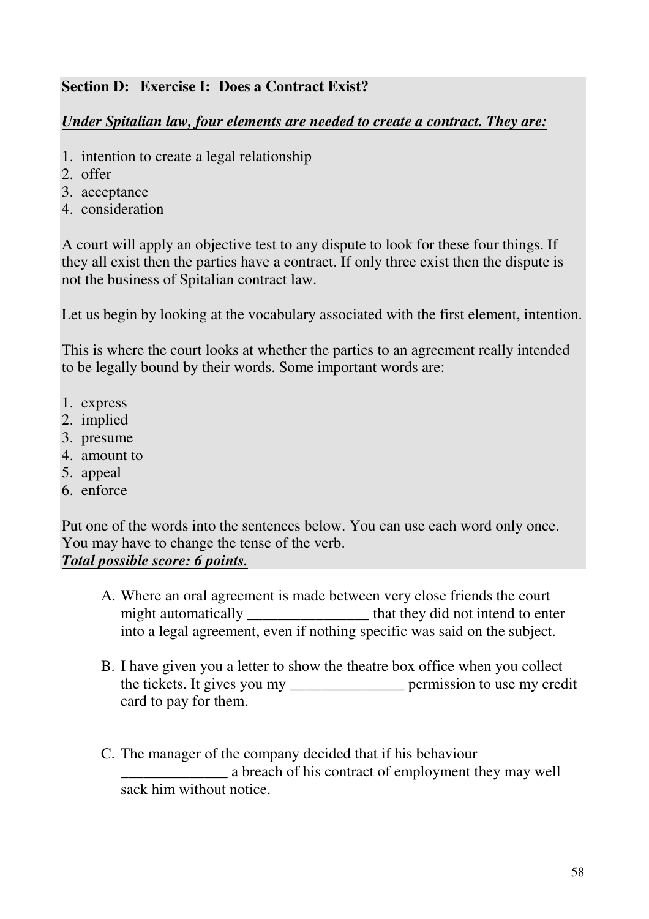**Section D: Exercise I: Does a Contract Exist?**

***Under Spitalian law, four elements are needed to create a contract. They are:***

1. intention to create a legal relationship
2. offer
3. acceptance
4. consideration

A court will apply an objective test to any dispute to look for these four things. If they all exist then the parties have a contract. If only three exist then the dispute is not the business of Spitalian contract law.

Let us begin by looking at the vocabulary associated with the first element, intention.

This is where the court looks at whether the parties to an agreement really intended to be legally bound by their words. Some important words are:

1. express
2. implied
3. presume
4. amount to
5. appeal
6. enforce

Put one of the words into the sentences below. You can use each word only once. You may have to change the tense of the verb.
***Total possible score: 6 points.***

A. Where an oral agreement is made between very close friends the court might automatically ________________ that they did not intend to enter into a legal agreement, even if nothing specific was said on the subject.

B. I have given you a letter to show the theatre box office when you collect the tickets. It gives you my _______________ permission to use my credit card to pay for them.

C. The manager of the company decided that if his behaviour ______________ a breach of his contract of employment they may well sack him without notice.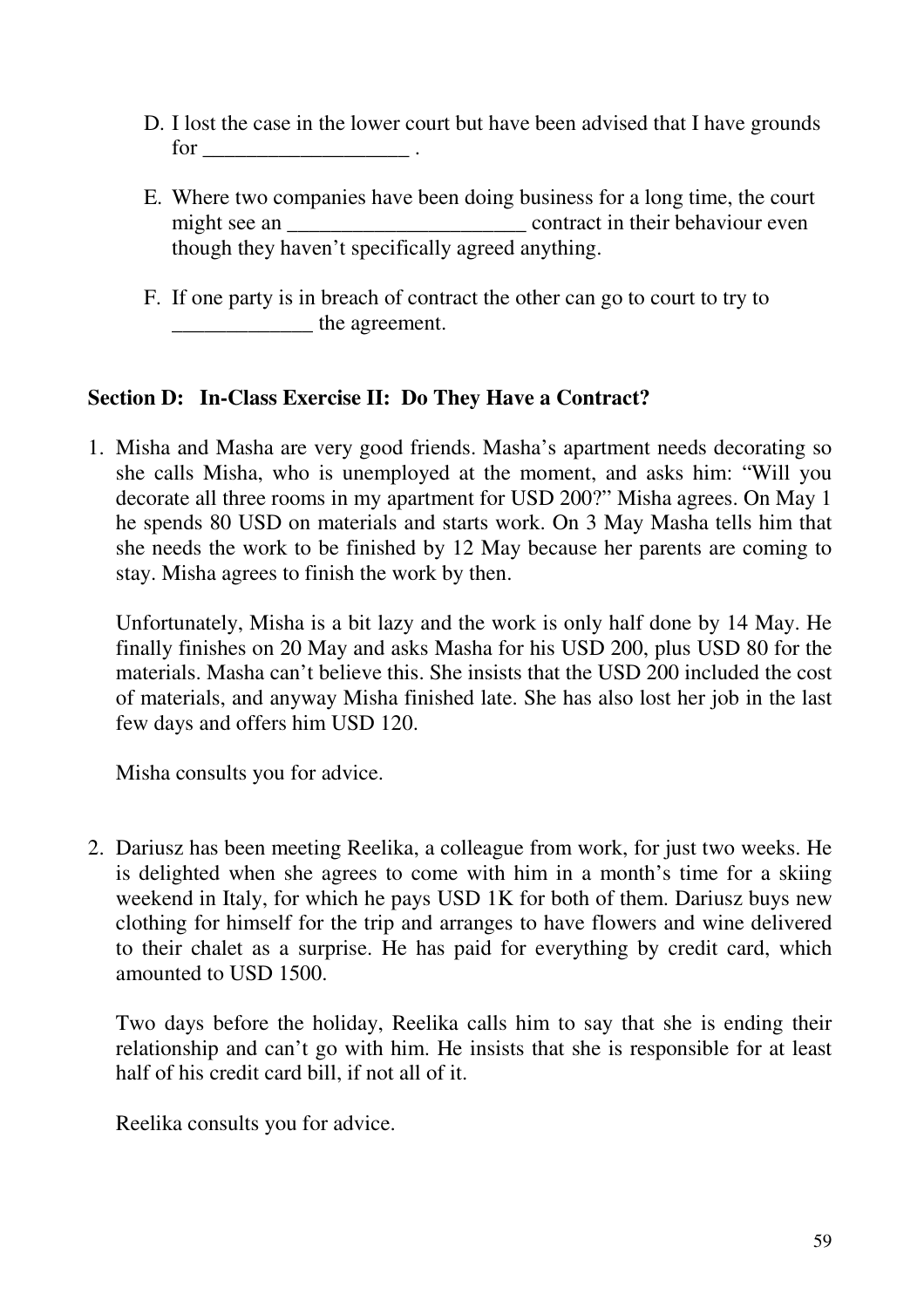D. I lost the case in the lower court but have been advised that I have grounds for ___________________ .

E. Where two companies have been doing business for a long time, the court might see an ______________________ contract in their behaviour even though they haven't specifically agreed anything.

F. If one party is in breach of contract the other can go to court to try to _____________ the agreement.

**Section D: In-Class Exercise II: Do They Have a Contract?**

1. Misha and Masha are very good friends. Masha's apartment needs decorating so she calls Misha, who is unemployed at the moment, and asks him: "Will you decorate all three rooms in my apartment for USD 200?" Misha agrees. On May 1 he spends 80 USD on materials and starts work. On 3 May Masha tells him that she needs the work to be finished by 12 May because her parents are coming to stay. Misha agrees to finish the work by then.

   Unfortunately, Misha is a bit lazy and the work is only half done by 14 May. He finally finishes on 20 May and asks Masha for his USD 200, plus USD 80 for the materials. Masha can't believe this. She insists that the USD 200 included the cost of materials, and anyway Misha finished late. She has also lost her job in the last few days and offers him USD 120.

   Misha consults you for advice.

2. Dariusz has been meeting Reelika, a colleague from work, for just two weeks. He is delighted when she agrees to come with him in a month's time for a skiing weekend in Italy, for which he pays USD 1K for both of them. Dariusz buys new clothing for himself for the trip and arranges to have flowers and wine delivered to their chalet as a surprise. He has paid for everything by credit card, which amounted to USD 1500.

   Two days before the holiday, Reelika calls him to say that she is ending their relationship and can't go with him. He insists that she is responsible for at least half of his credit card bill, if not all of it.

   Reelika consults you for advice.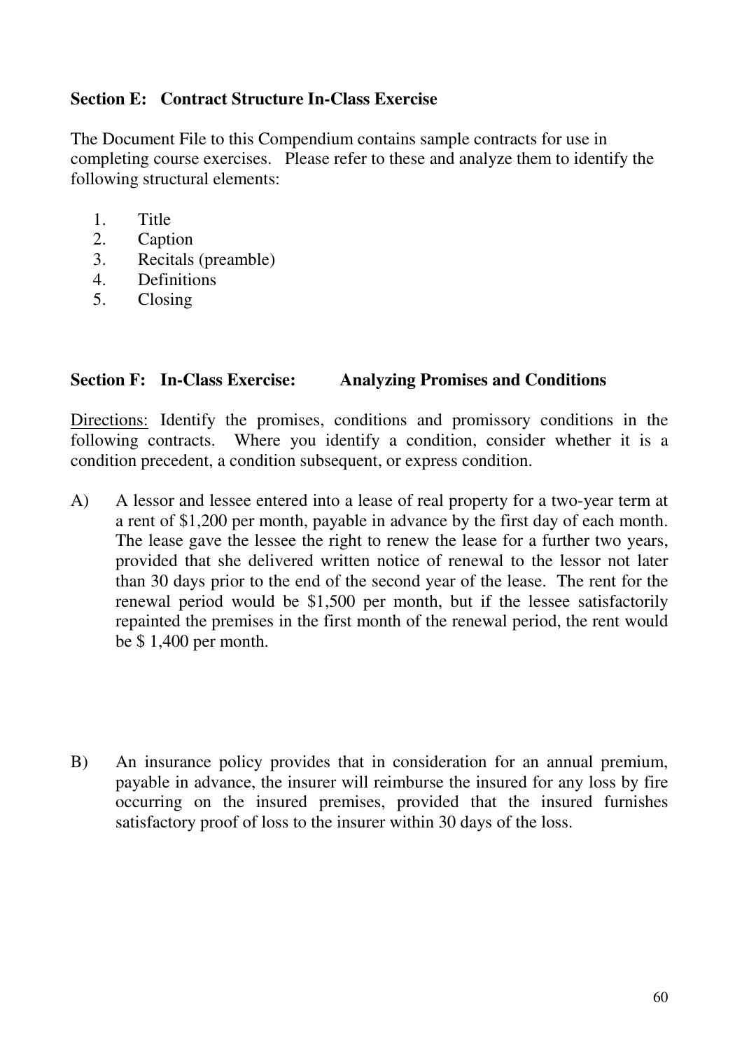### Section E: Contract Structure In-Class Exercise

The Document File to this Compendium contains sample contracts for use in completing course exercises. Please refer to these and analyze them to identify the following structural elements:

1. Title
2. Caption
3. Recitals (preamble)
4. Definitions
5. Closing

### Section F: In-Class Exercise: Analyzing Promises and Conditions

Directions: Identify the promises, conditions and promissory conditions in the following contracts. Where you identify a condition, consider whether it is a condition precedent, a condition subsequent, or express condition.

A) A lessor and lessee entered into a lease of real property for a two-year term at a rent of $1,200 per month, payable in advance by the first day of each month. The lease gave the lessee the right to renew the lease for a further two years, provided that she delivered written notice of renewal to the lessor not later than 30 days prior to the end of the second year of the lease. The rent for the renewal period would be $1,500 per month, but if the lessee satisfactorily repainted the premises in the first month of the renewal period, the rent would be $ 1,400 per month.

B) An insurance policy provides that in consideration for an annual premium, payable in advance, the insurer will reimburse the insured for any loss by fire occurring on the insured premises, provided that the insured furnishes satisfactory proof of loss to the insurer within 30 days of the loss.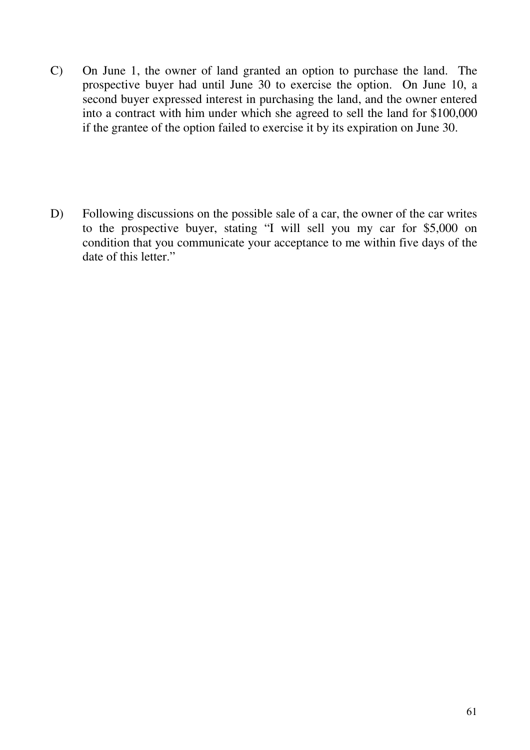C) On June 1, the owner of land granted an option to purchase the land. The prospective buyer had until June 30 to exercise the option. On June 10, a second buyer expressed interest in purchasing the land, and the owner entered into a contract with him under which she agreed to sell the land for $100,000 if the grantee of the option failed to exercise it by its expiration on June 30.

D) Following discussions on the possible sale of a car, the owner of the car writes to the prospective buyer, stating "I will sell you my car for $5,000 on condition that you communicate your acceptance to me within five days of the date of this letter."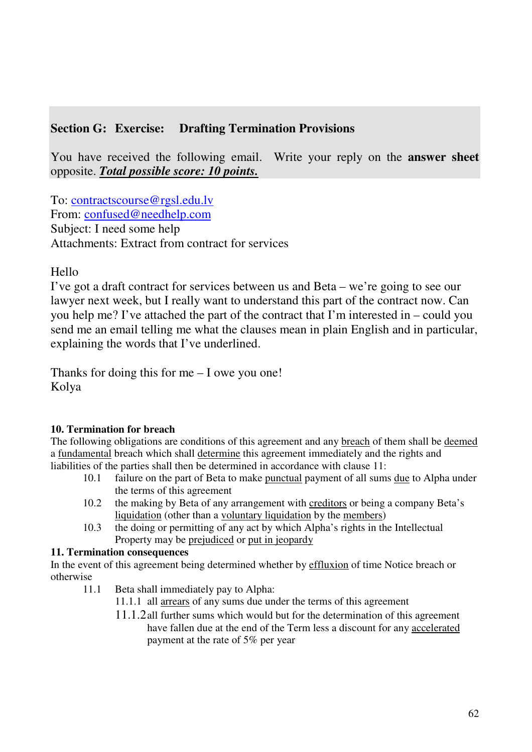## Section G: Exercise: Drafting Termination Provisions

You have received the following email. Write your reply on the **answer sheet** opposite. ***Total possible score: 10 points.***

To: contractscourse@rgsl.edu.lv
From: confused@needhelp.com
Subject: I need some help
Attachments: Extract from contract for services

Hello
I've got a draft contract for services between us and Beta – we're going to see our lawyer next week, but I really want to understand this part of the contract now. Can you help me? I've attached the part of the contract that I'm interested in – could you send me an email telling me what the clauses mean in plain English and in particular, explaining the words that I've underlined.

Thanks for doing this for me – I owe you one!
Kolya

**10. Termination for breach**
The following obligations are conditions of this agreement and any <u>breach</u> of them shall be <u>deemed</u> a <u>fundamental</u> breach which shall <u>determine</u> this agreement immediately and the rights and liabilities of the parties shall then be determined in accordance with clause 11:

- 10.1 failure on the part of Beta to make <u>punctual</u> payment of all sums <u>due</u> to Alpha under the terms of this agreement
- 10.2 the making by Beta of any arrangement with <u>creditors</u> or being a company Beta's <u>liquidation</u> (other than a <u>voluntary liquidation</u> by the <u>members</u>)
- 10.3 the doing or permitting of any act by which Alpha's rights in the Intellectual Property may be <u>prejudiced</u> or <u>put in jeopardy</u>

**11. Termination consequences**
In the event of this agreement being determined whether by <u>effluxion</u> of time Notice breach or otherwise

- 11.1 Beta shall immediately pay to Alpha:
  - 11.1.1 all <u>arrears</u> of any sums due under the terms of this agreement
  - 11.1.2 all further sums which would but for the determination of this agreement have fallen due at the end of the Term less a discount for any <u>accelerated</u> payment at the rate of 5% per year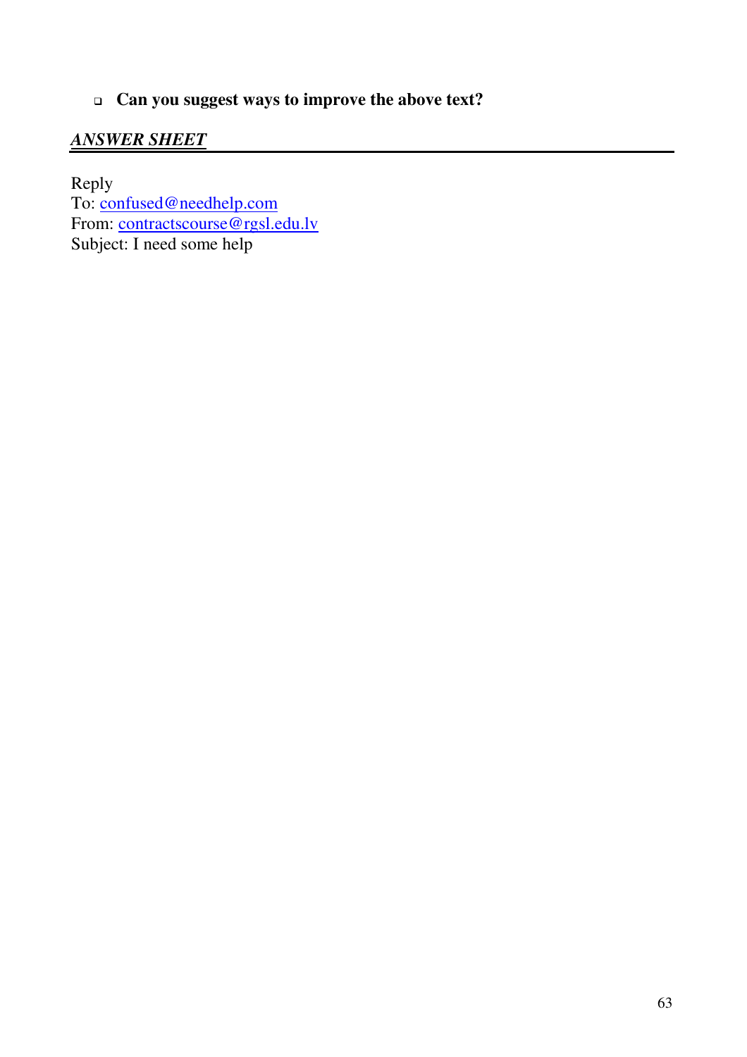- **Can you suggest ways to improve the above text?**

***ANSWER SHEET***

Reply
To: confused@needhelp.com
From: contractscourse@rgsl.edu.lv
Subject: I need some help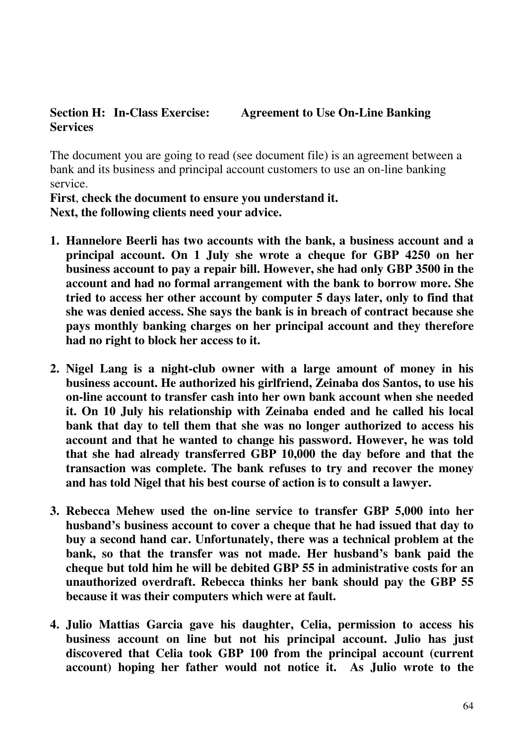**Section H: In-Class Exercise: Agreement to Use On-Line Banking Services**

The document you are going to read (see document file) is an agreement between a bank and its business and principal account customers to use an on-line banking service.

**First**, **check the document to ensure you understand it.**
**Next, the following clients need your advice.**

1. **Hannelore Beerli has two accounts with the bank, a business account and a principal account. On 1 July she wrote a cheque for GBP 4250 on her business account to pay a repair bill. However, she had only GBP 3500 in the account and had no formal arrangement with the bank to borrow more. She tried to access her other account by computer 5 days later, only to find that she was denied access. She says the bank is in breach of contract because she pays monthly banking charges on her principal account and they therefore had no right to block her access to it.**

2. **Nigel Lang is a night-club owner with a large amount of money in his business account. He authorized his girlfriend, Zeinaba dos Santos, to use his on-line account to transfer cash into her own bank account when she needed it. On 10 July his relationship with Zeinaba ended and he called his local bank that day to tell them that she was no longer authorized to access his account and that he wanted to change his password. However, he was told that she had already transferred GBP 10,000 the day before and that the transaction was complete. The bank refuses to try and recover the money and has told Nigel that his best course of action is to consult a lawyer.**

3. **Rebecca Mehew used the on-line service to transfer GBP 5,000 into her husband's business account to cover a cheque that he had issued that day to buy a second hand car. Unfortunately, there was a technical problem at the bank, so that the transfer was not made. Her husband's bank paid the cheque but told him he will be debited GBP 55 in administrative costs for an unauthorized overdraft. Rebecca thinks her bank should pay the GBP 55 because it was their computers which were at fault.**

4. **Julio Mattias Garcia gave his daughter, Celia, permission to access his business account on line but not his principal account. Julio has just discovered that Celia took GBP 100 from the principal account (current account) hoping her father would not notice it. As Julio wrote to the**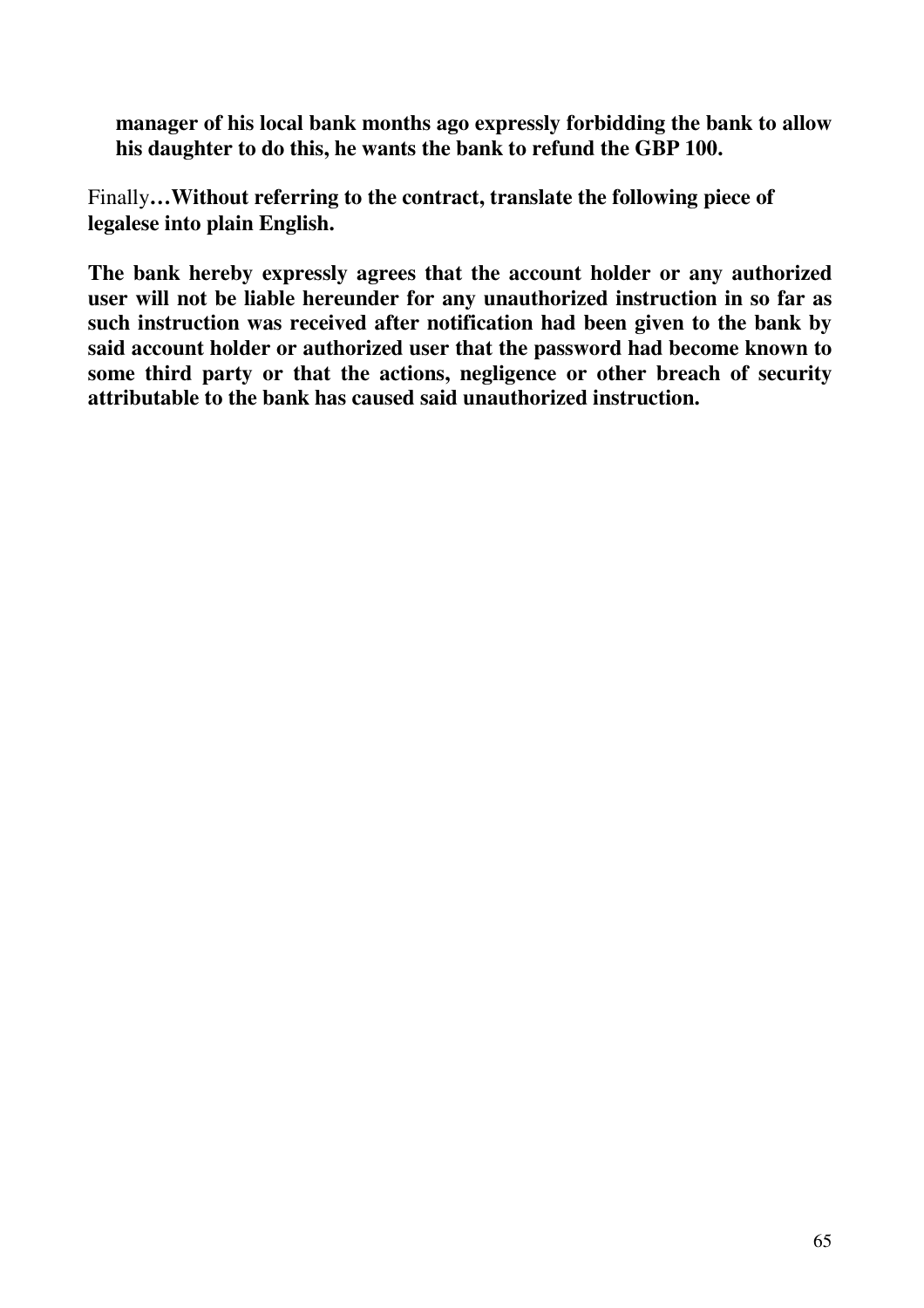**manager of his local bank months ago expressly forbidding the bank to allow his daughter to do this, he wants the bank to refund the GBP 100.**

Finally**…Without referring to the contract, translate the following piece of legalese into plain English.**

**The bank hereby expressly agrees that the account holder or any authorized user will not be liable hereunder for any unauthorized instruction in so far as such instruction was received after notification had been given to the bank by said account holder or authorized user that the password had become known to some third party or that the actions, negligence or other breach of security attributable to the bank has caused said unauthorized instruction.**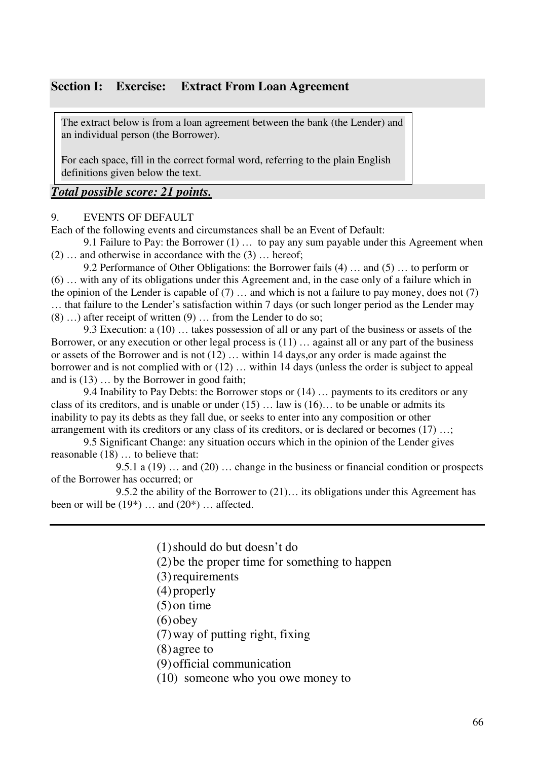## Section I: Exercise: Extract From Loan Agreement

> The extract below is from a loan agreement between the bank (the Lender) and an individual person (the Borrower).
>
> For each space, fill in the correct formal word, referring to the plain English definitions given below the text.

***Total possible score: 21 points.***

9. EVENTS OF DEFAULT

Each of the following events and circumstances shall be an Event of Default:

9.1 Failure to Pay: the Borrower (1) … to pay any sum payable under this Agreement when (2) … and otherwise in accordance with the (3) … hereof;

9.2 Performance of Other Obligations: the Borrower fails (4) … and (5) … to perform or (6) … with any of its obligations under this Agreement and, in the case only of a failure which in the opinion of the Lender is capable of (7) … and which is not a failure to pay money, does not (7) … that failure to the Lender's satisfaction within 7 days (or such longer period as the Lender may (8) …) after receipt of written (9) … from the Lender to do so;

9.3 Execution: a (10) … takes possession of all or any part of the business or assets of the Borrower, or any execution or other legal process is (11) … against all or any part of the business or assets of the Borrower and is not (12) … within 14 days,or any order is made against the borrower and is not complied with or (12) … within 14 days (unless the order is subject to appeal and is (13) … by the Borrower in good faith;

9.4 Inability to Pay Debts: the Borrower stops or (14) … payments to its creditors or any class of its creditors, and is unable or under (15) … law is (16)… to be unable or admits its inability to pay its debts as they fall due, or seeks to enter into any composition or other arrangement with its creditors or any class of its creditors, or is declared or becomes (17) …;

9.5 Significant Change: any situation occurs which in the opinion of the Lender gives reasonable (18) … to believe that:

9.5.1 a (19) … and (20) … change in the business or financial condition or prospects of the Borrower has occurred; or

9.5.2 the ability of the Borrower to (21)… its obligations under this Agreement has been or will be (19*) … and (20*) … affected.

---

(1) should do but doesn't do
(2) be the proper time for something to happen
(3) requirements
(4) properly
(5) on time
(6) obey
(7) way of putting right, fixing
(8) agree to
(9) official communication
(10) someone who you owe money to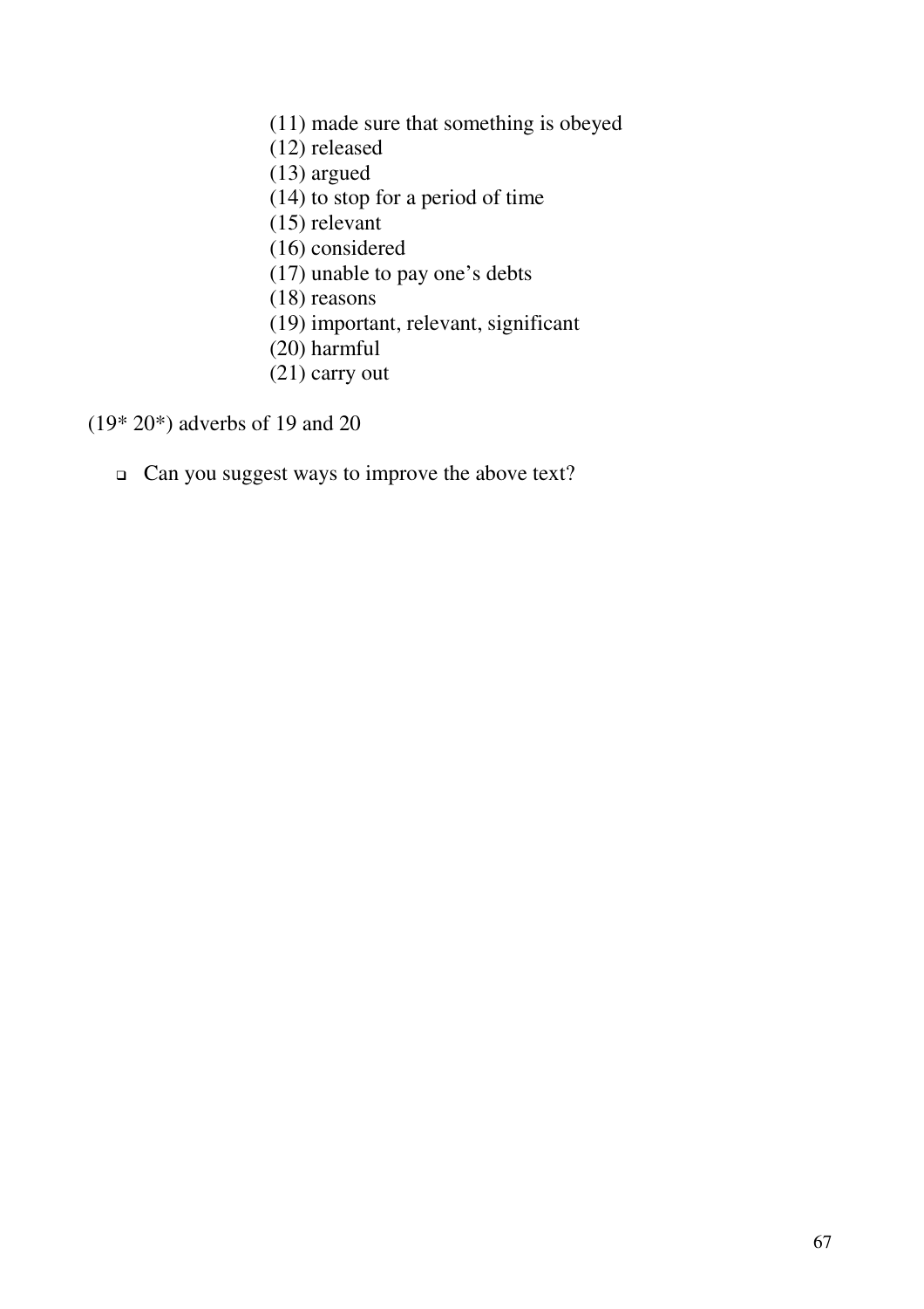(11) made sure that something is obeyed
(12) released
(13) argued
(14) to stop for a period of time
(15) relevant
(16) considered
(17) unable to pay one's debts
(18) reasons
(19) important, relevant, significant
(20) harmful
(21) carry out

(19* 20*) adverbs of 19 and 20

- Can you suggest ways to improve the above text?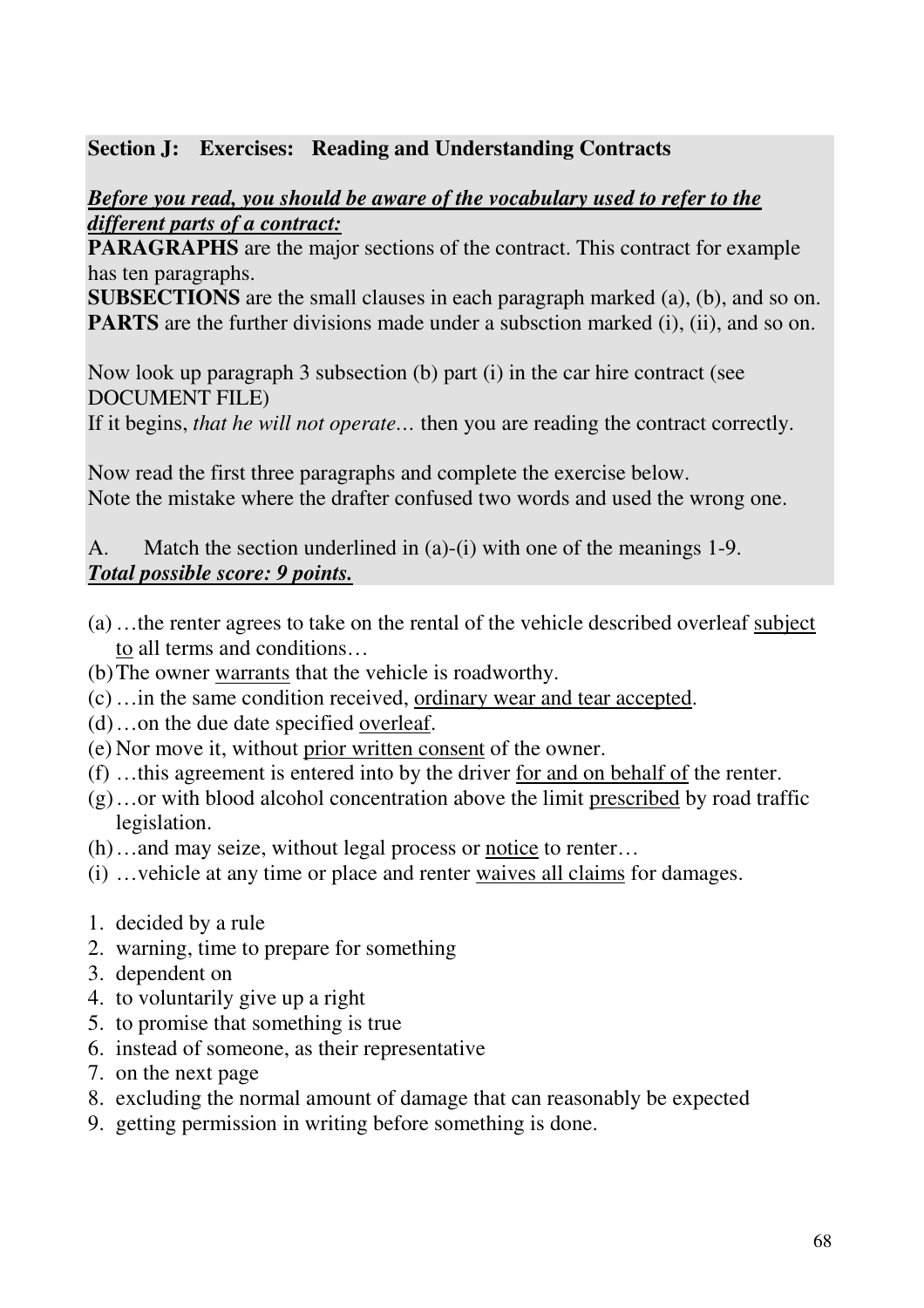**Section J: Exercises: Reading and Understanding Contracts**

***<u>Before you read, you should be aware of the vocabulary used to refer to the different parts of a contract:</u>***

**PARAGRAPHS** are the major sections of the contract. This contract for example has ten paragraphs.

**SUBSECTIONS** are the small clauses in each paragraph marked (a), (b), and so on.

**PARTS** are the further divisions made under a subsction marked (i), (ii), and so on.

Now look up paragraph 3 subsection (b) part (i) in the car hire contract (see DOCUMENT FILE)

If it begins, *that he will not operate…* then you are reading the contract correctly.

Now read the first three paragraphs and complete the exercise below.

Note the mistake where the drafter confused two words and used the wrong one.

A. Match the section underlined in (a)-(i) with one of the meanings 1-9.

***<u>Total possible score: 9 points.</u>***

(a) …the renter agrees to take on the rental of the vehicle described overleaf <u>subject to</u> all terms and conditions…

(b) The owner <u>warrants</u> that the vehicle is roadworthy.

(c) …in the same condition received, <u>ordinary wear and tear accepted</u>.

(d) …on the due date specified <u>overleaf</u>.

(e) Nor move it, without <u>prior written consent</u> of the owner.

(f) …this agreement is entered into by the driver <u>for and on behalf of</u> the renter.

(g) …or with blood alcohol concentration above the limit <u>prescribed</u> by road traffic legislation.

(h) …and may seize, without legal process or <u>notice</u> to renter…

(i) …vehicle at any time or place and renter <u>waives all claims</u> for damages.

1. decided by a rule
2. warning, time to prepare for something
3. dependent on
4. to voluntarily give up a right
5. to promise that something is true
6. instead of someone, as their representative
7. on the next page
8. excluding the normal amount of damage that can reasonably be expected
9. getting permission in writing before something is done.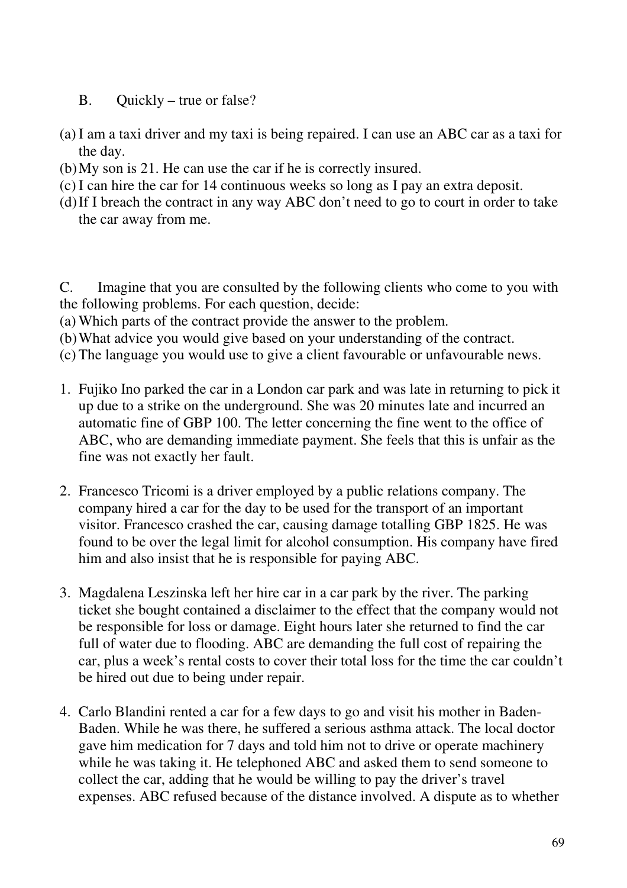B. Quickly – true or false?

(a) I am a taxi driver and my taxi is being repaired. I can use an ABC car as a taxi for the day.
(b) My son is 21. He can use the car if he is correctly insured.
(c) I can hire the car for 14 continuous weeks so long as I pay an extra deposit.
(d) If I breach the contract in any way ABC don't need to go to court in order to take the car away from me.

C. Imagine that you are consulted by the following clients who come to you with the following problems. For each question, decide:

(a) Which parts of the contract provide the answer to the problem.
(b) What advice you would give based on your understanding of the contract.
(c) The language you would use to give a client favourable or unfavourable news.

1. Fujiko Ino parked the car in a London car park and was late in returning to pick it up due to a strike on the underground. She was 20 minutes late and incurred an automatic fine of GBP 100. The letter concerning the fine went to the office of ABC, who are demanding immediate payment. She feels that this is unfair as the fine was not exactly her fault.

2. Francesco Tricomi is a driver employed by a public relations company. The company hired a car for the day to be used for the transport of an important visitor. Francesco crashed the car, causing damage totalling GBP 1825. He was found to be over the legal limit for alcohol consumption. His company have fired him and also insist that he is responsible for paying ABC.

3. Magdalena Leszinska left her hire car in a car park by the river. The parking ticket she bought contained a disclaimer to the effect that the company would not be responsible for loss or damage. Eight hours later she returned to find the car full of water due to flooding. ABC are demanding the full cost of repairing the car, plus a week's rental costs to cover their total loss for the time the car couldn't be hired out due to being under repair.

4. Carlo Blandini rented a car for a few days to go and visit his mother in Baden-Baden. While he was there, he suffered a serious asthma attack. The local doctor gave him medication for 7 days and told him not to drive or operate machinery while he was taking it. He telephoned ABC and asked them to send someone to collect the car, adding that he would be willing to pay the driver's travel expenses. ABC refused because of the distance involved. A dispute as to whether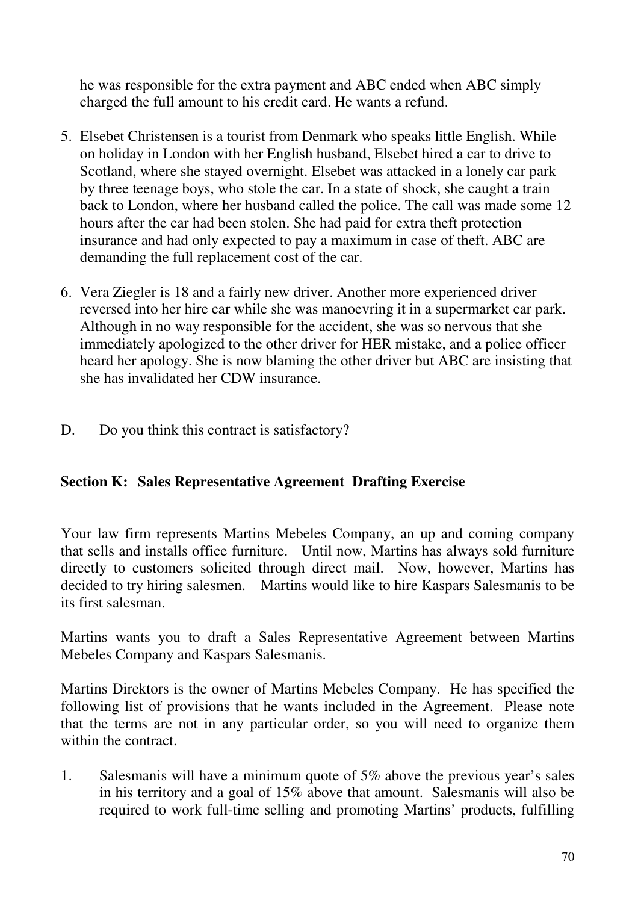he was responsible for the extra payment and ABC ended when ABC simply charged the full amount to his credit card. He wants a refund.

5. Elsebet Christensen is a tourist from Denmark who speaks little English. While on holiday in London with her English husband, Elsebet hired a car to drive to Scotland, where she stayed overnight. Elsebet was attacked in a lonely car park by three teenage boys, who stole the car. In a state of shock, she caught a train back to London, where her husband called the police. The call was made some 12 hours after the car had been stolen. She had paid for extra theft protection insurance and had only expected to pay a maximum in case of theft. ABC are demanding the full replacement cost of the car.

6. Vera Ziegler is 18 and a fairly new driver. Another more experienced driver reversed into her hire car while she was manoevring it in a supermarket car park. Although in no way responsible for the accident, she was so nervous that she immediately apologized to the other driver for HER mistake, and a police officer heard her apology. She is now blaming the other driver but ABC are insisting that she has invalidated her CDW insurance.

D. Do you think this contract is satisfactory?

## Section K: Sales Representative Agreement Drafting Exercise

Your law firm represents Martins Mebeles Company, an up and coming company that sells and installs office furniture. Until now, Martins has always sold furniture directly to customers solicited through direct mail. Now, however, Martins has decided to try hiring salesmen. Martins would like to hire Kaspars Salesmanis to be its first salesman.

Martins wants you to draft a Sales Representative Agreement between Martins Mebeles Company and Kaspars Salesmanis.

Martins Direktors is the owner of Martins Mebeles Company. He has specified the following list of provisions that he wants included in the Agreement. Please note that the terms are not in any particular order, so you will need to organize them within the contract.

1. Salesmanis will have a minimum quote of 5% above the previous year's sales in his territory and a goal of 15% above that amount. Salesmanis will also be required to work full-time selling and promoting Martins' products, fulfilling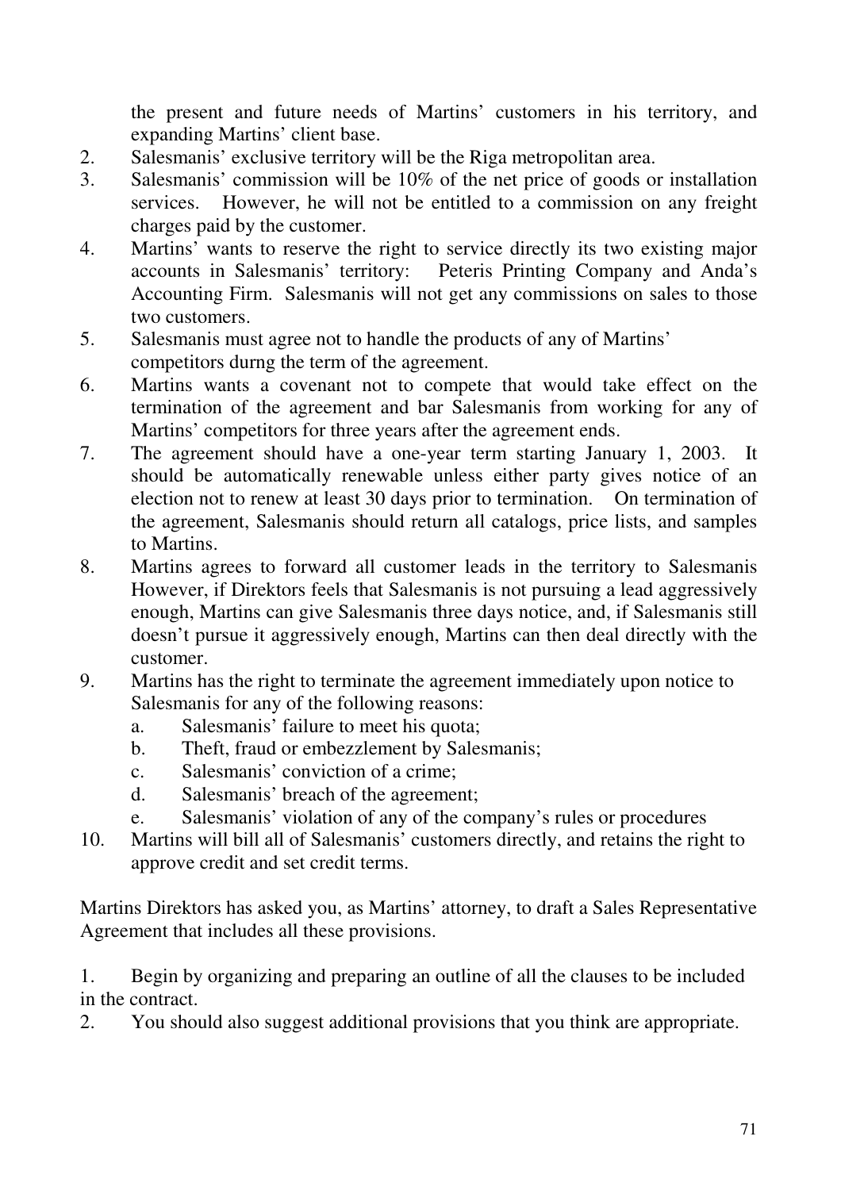the present and future needs of Martins' customers in his territory, and expanding Martins' client base.

2. Salesmanis' exclusive territory will be the Riga metropolitan area.
3. Salesmanis' commission will be 10% of the net price of goods or installation services. However, he will not be entitled to a commission on any freight charges paid by the customer.
4. Martins' wants to reserve the right to service directly its two existing major accounts in Salesmanis' territory: Peteris Printing Company and Anda's Accounting Firm. Salesmanis will not get any commissions on sales to those two customers.
5. Salesmanis must agree not to handle the products of any of Martins' competitors durng the term of the agreement.
6. Martins wants a covenant not to compete that would take effect on the termination of the agreement and bar Salesmanis from working for any of Martins' competitors for three years after the agreement ends.
7. The agreement should have a one-year term starting January 1, 2003. It should be automatically renewable unless either party gives notice of an election not to renew at least 30 days prior to termination. On termination of the agreement, Salesmanis should return all catalogs, price lists, and samples to Martins.
8. Martins agrees to forward all customer leads in the territory to Salesmanis However, if Direktors feels that Salesmanis is not pursuing a lead aggressively enough, Martins can give Salesmanis three days notice, and, if Salesmanis still doesn't pursue it aggressively enough, Martins can then deal directly with the customer.
9. Martins has the right to terminate the agreement immediately upon notice to Salesmanis for any of the following reasons:
   a. Salesmanis' failure to meet his quota;
   b. Theft, fraud or embezzlement by Salesmanis;
   c. Salesmanis' conviction of a crime;
   d. Salesmanis' breach of the agreement;
   e. Salesmanis' violation of any of the company's rules or procedures
10. Martins will bill all of Salesmanis' customers directly, and retains the right to approve credit and set credit terms.

Martins Direktors has asked you, as Martins' attorney, to draft a Sales Representative Agreement that includes all these provisions.

1. Begin by organizing and preparing an outline of all the clauses to be included in the contract.
2. You should also suggest additional provisions that you think are appropriate.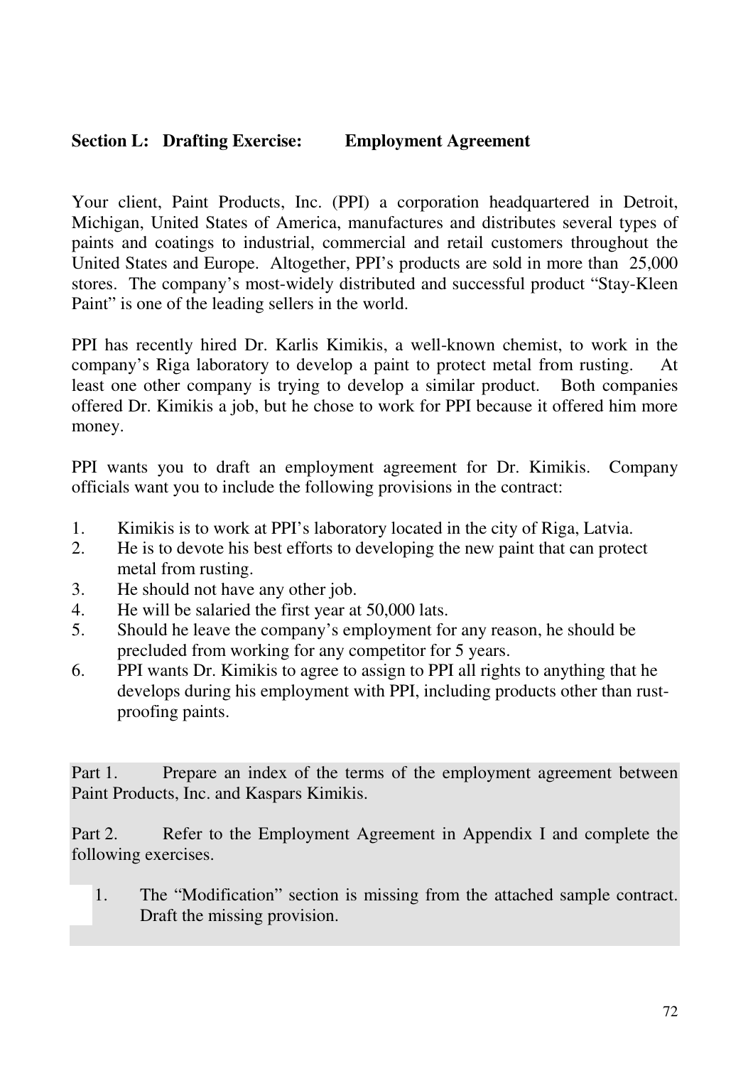## Section L: Drafting Exercise: Employment Agreement

Your client, Paint Products, Inc. (PPI) a corporation headquartered in Detroit, Michigan, United States of America, manufactures and distributes several types of paints and coatings to industrial, commercial and retail customers throughout the United States and Europe. Altogether, PPI's products are sold in more than 25,000 stores. The company's most-widely distributed and successful product "Stay-Kleen Paint" is one of the leading sellers in the world.

PPI has recently hired Dr. Karlis Kimikis, a well-known chemist, to work in the company's Riga laboratory to develop a paint to protect metal from rusting. At least one other company is trying to develop a similar product. Both companies offered Dr. Kimikis a job, but he chose to work for PPI because it offered him more money.

PPI wants you to draft an employment agreement for Dr. Kimikis. Company officials want you to include the following provisions in the contract:

1. Kimikis is to work at PPI's laboratory located in the city of Riga, Latvia.
2. He is to devote his best efforts to developing the new paint that can protect metal from rusting.
3. He should not have any other job.
4. He will be salaried the first year at 50,000 lats.
5. Should he leave the company's employment for any reason, he should be precluded from working for any competitor for 5 years.
6. PPI wants Dr. Kimikis to agree to assign to PPI all rights to anything that he develops during his employment with PPI, including products other than rust-proofing paints.

Part 1. Prepare an index of the terms of the employment agreement between Paint Products, Inc. and Kaspars Kimikis.

Part 2. Refer to the Employment Agreement in Appendix I and complete the following exercises.

1. The "Modification" section is missing from the attached sample contract. Draft the missing provision.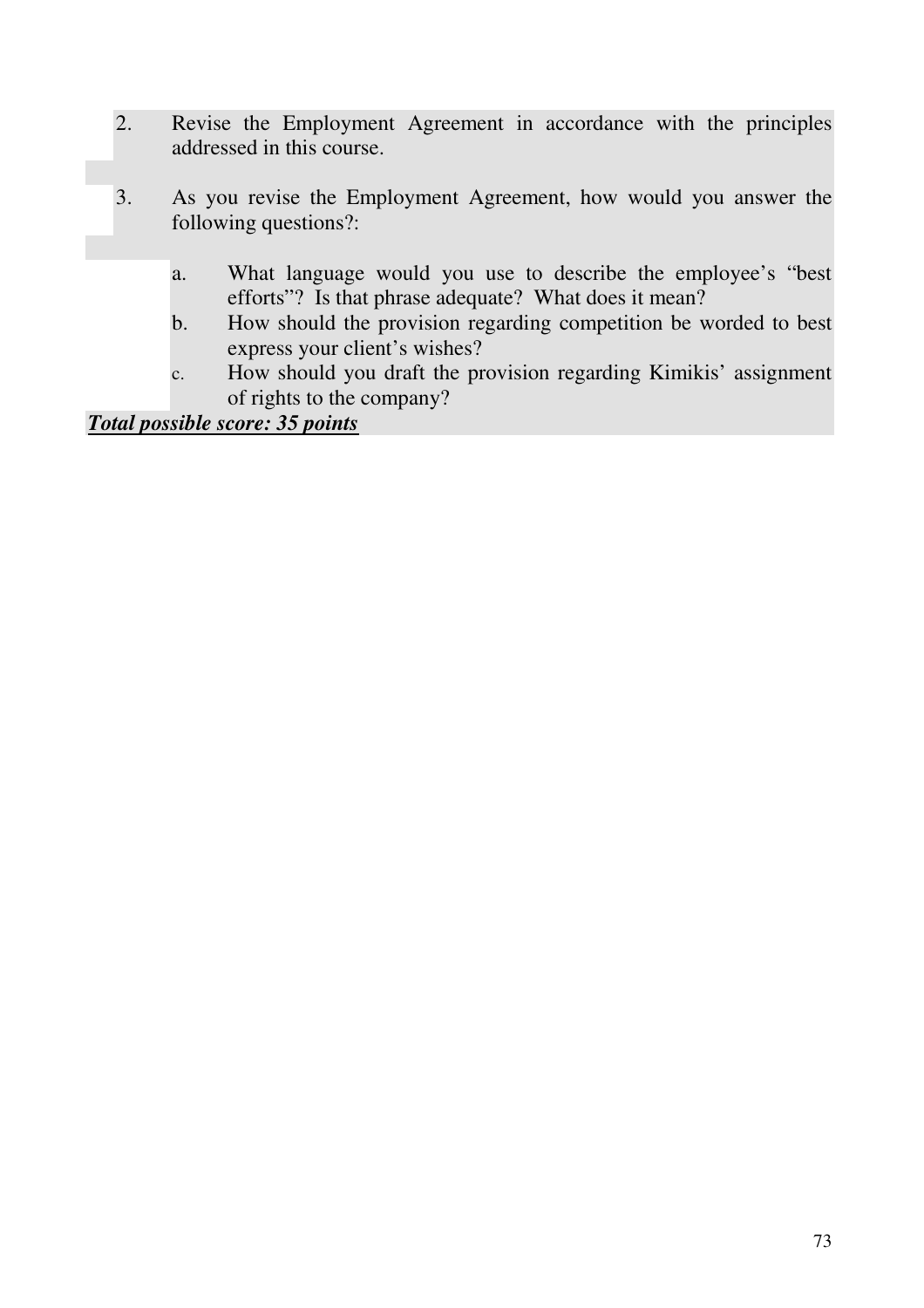2. Revise the Employment Agreement in accordance with the principles addressed in this course.

3. As you revise the Employment Agreement, how would you answer the following questions?:

   a. What language would you use to describe the employee's "best efforts"? Is that phrase adequate? What does it mean?
   b. How should the provision regarding competition be worded to best express your client's wishes?
   c. How should you draft the provision regarding Kimikis' assignment of rights to the company?

***Total possible score: 35 points***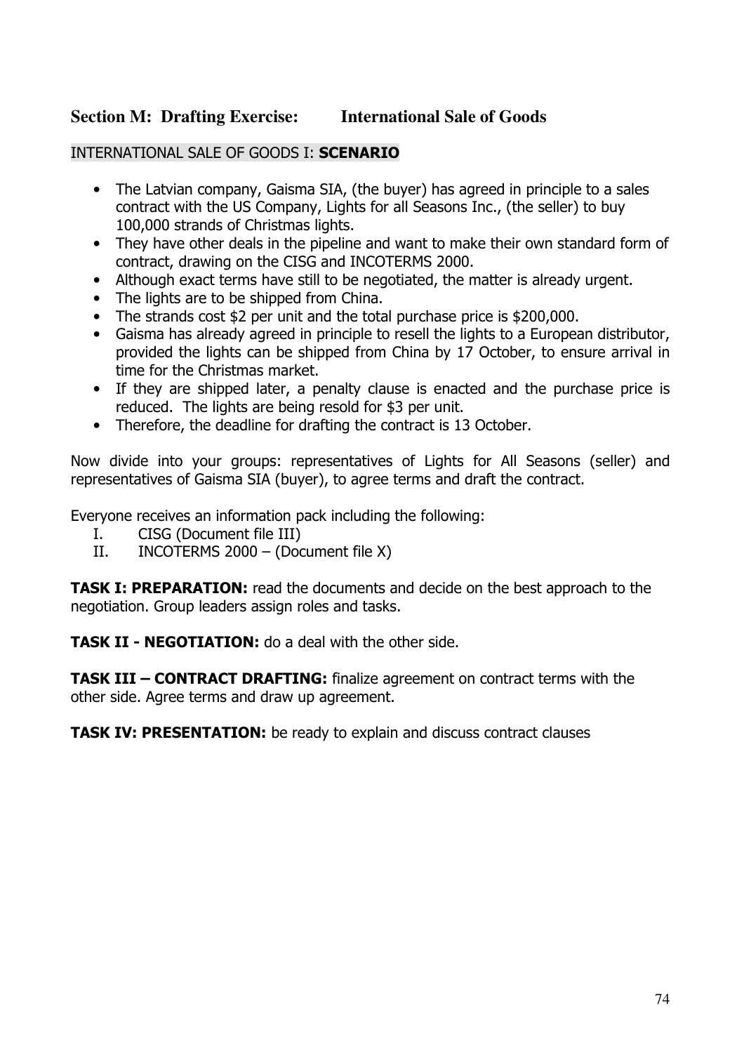## Section M: Drafting Exercise: International Sale of Goods

INTERNATIONAL SALE OF GOODS I: **SCENARIO**

- The Latvian company, Gaisma SIA, (the buyer) has agreed in principle to a sales contract with the US Company, Lights for all Seasons Inc., (the seller) to buy 100,000 strands of Christmas lights.
- They have other deals in the pipeline and want to make their own standard form of contract, drawing on the CISG and INCOTERMS 2000.
- Although exact terms have still to be negotiated, the matter is already urgent.
- The lights are to be shipped from China.
- The strands cost $2 per unit and the total purchase price is $200,000.
- Gaisma has already agreed in principle to resell the lights to a European distributor, provided the lights can be shipped from China by 17 October, to ensure arrival in time for the Christmas market.
- If they are shipped later, a penalty clause is enacted and the purchase price is reduced. The lights are being resold for $3 per unit.
- Therefore, the deadline for drafting the contract is 13 October.

Now divide into your groups: representatives of Lights for All Seasons (seller) and representatives of Gaisma SIA (buyer), to agree terms and draft the contract.

Everyone receives an information pack including the following:

I. CISG (Document file III)
II. INCOTERMS 2000 – (Document file X)

**TASK I: PREPARATION:** read the documents and decide on the best approach to the negotiation. Group leaders assign roles and tasks.

**TASK II - NEGOTIATION:** do a deal with the other side.

**TASK III – CONTRACT DRAFTING:** finalize agreement on contract terms with the other side. Agree terms and draw up agreement.

**TASK IV: PRESENTATION:** be ready to explain and discuss contract clauses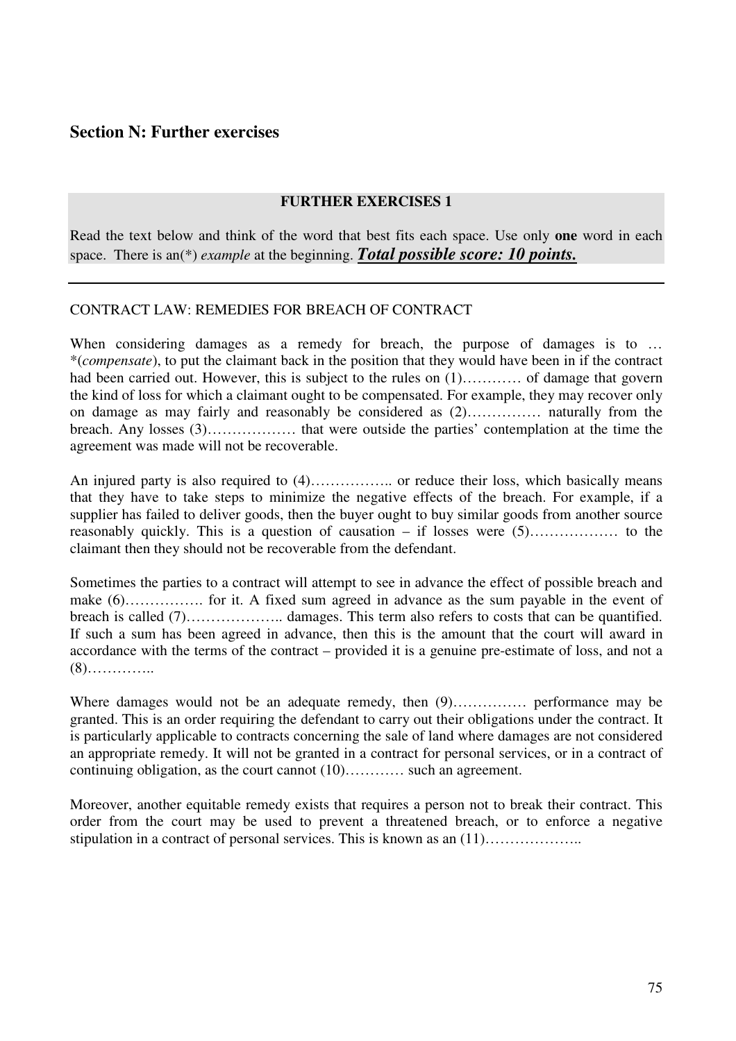## Section N: Further exercises

**FURTHER EXERCISES 1**

Read the text below and think of the word that best fits each space. Use only **one** word in each space. There is an(*) *example* at the beginning. ***Total possible score: 10 points.***

---

CONTRACT LAW: REMEDIES FOR BREACH OF CONTRACT

When considering damages as a remedy for breach, the purpose of damages is to … *(*compensate*), to put the claimant back in the position that they would have been in if the contract had been carried out. However, this is subject to the rules on (1)………… of damage that govern the kind of loss for which a claimant ought to be compensated. For example, they may recover only on damage as may fairly and reasonably be considered as (2)…………… naturally from the breach. Any losses (3)……………… that were outside the parties' contemplation at the time the agreement was made will not be recoverable.

An injured party is also required to (4)…………….. or reduce their loss, which basically means that they have to take steps to minimize the negative effects of the breach. For example, if a supplier has failed to deliver goods, then the buyer ought to buy similar goods from another source reasonably quickly. This is a question of causation – if losses were (5)……………… to the claimant then they should not be recoverable from the defendant.

Sometimes the parties to a contract will attempt to see in advance the effect of possible breach and make (6)……………. for it. A fixed sum agreed in advance as the sum payable in the event of breach is called (7)……………….. damages. This term also refers to costs that can be quantified. If such a sum has been agreed in advance, then this is the amount that the court will award in accordance with the terms of the contract – provided it is a genuine pre-estimate of loss, and not a (8)…………..

Where damages would not be an adequate remedy, then (9)…………… performance may be granted. This is an order requiring the defendant to carry out their obligations under the contract. It is particularly applicable to contracts concerning the sale of land where damages are not considered an appropriate remedy. It will not be granted in a contract for personal services, or in a contract of continuing obligation, as the court cannot (10)………… such an agreement.

Moreover, another equitable remedy exists that requires a person not to break their contract. This order from the court may be used to prevent a threatened breach, or to enforce a negative stipulation in a contract of personal services. This is known as an (11)………………..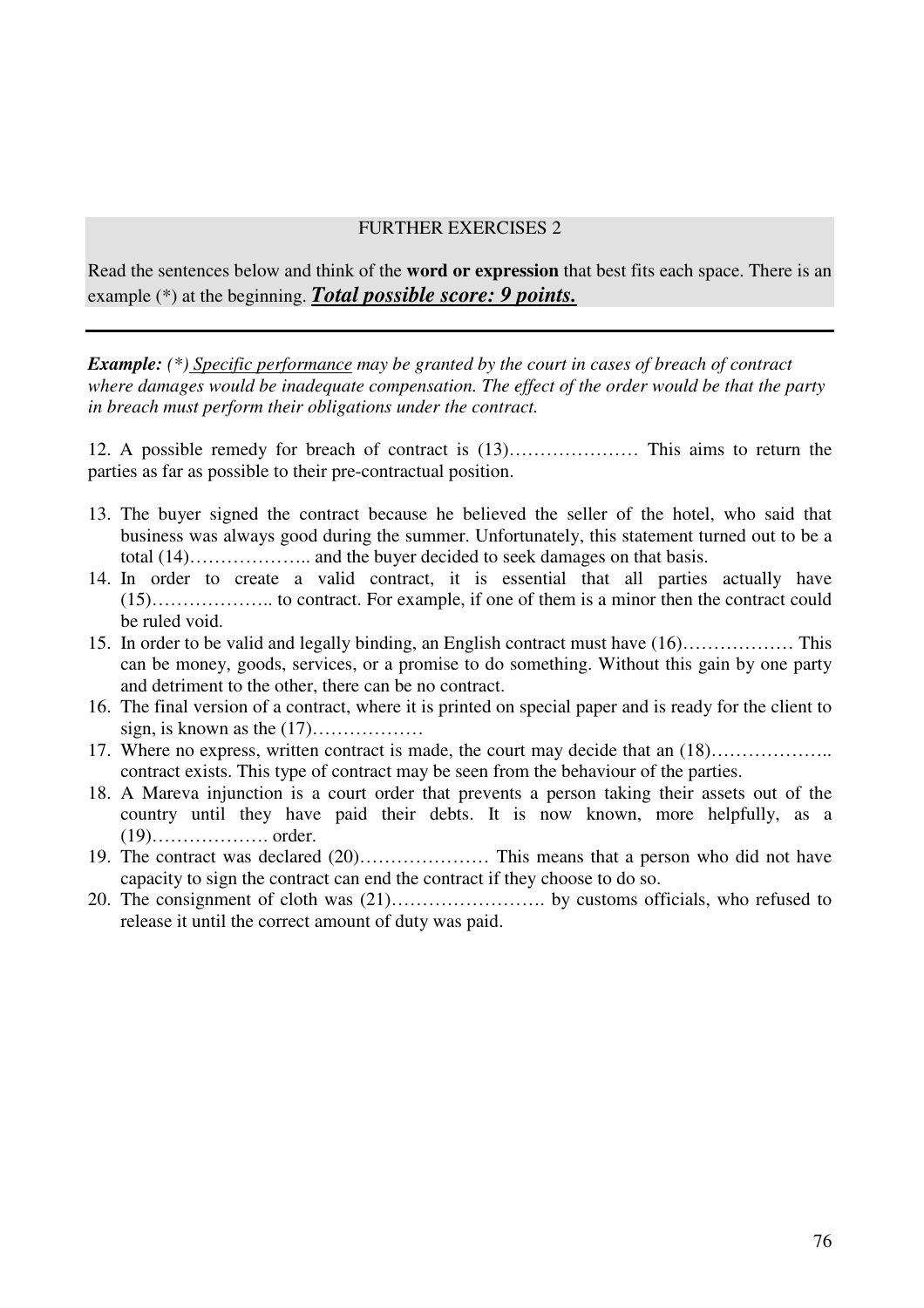FURTHER EXERCISES 2

Read the sentences below and think of the **word or expression** that best fits each space. There is an example (*) at the beginning. ***Total possible score: 9 points.***

---

***Example:*** *(*) <u>Specific performance</u> may be granted by the court in cases of breach of contract where damages would be inadequate compensation. The effect of the order would be that the party in breach must perform their obligations under the contract.*

12. A possible remedy for breach of contract is (13)………………… This aims to return the parties as far as possible to their pre-contractual position.

13. The buyer signed the contract because he believed the seller of the hotel, who said that business was always good during the summer. Unfortunately, this statement turned out to be a total (14)……………….. and the buyer decided to seek damages on that basis.
14. In order to create a valid contract, it is essential that all parties actually have (15)……………….. to contract. For example, if one of them is a minor then the contract could be ruled void.
15. In order to be valid and legally binding, an English contract must have (16)……………… This can be money, goods, services, or a promise to do something. Without this gain by one party and detriment to the other, there can be no contract.
16. The final version of a contract, where it is printed on special paper and is ready for the client to sign, is known as the (17)………………
17. Where no express, written contract is made, the court may decide that an (18)……………….. contract exists. This type of contract may be seen from the behaviour of the parties.
18. A Mareva injunction is a court order that prevents a person taking their assets out of the country until they have paid their debts. It is now known, more helpfully, as a (19)………………. order.
19. The contract was declared (20)………………… This means that a person who did not have capacity to sign the contract can end the contract if they choose to do so.
20. The consignment of cloth was (21)……………………. by customs officials, who refused to release it until the correct amount of duty was paid.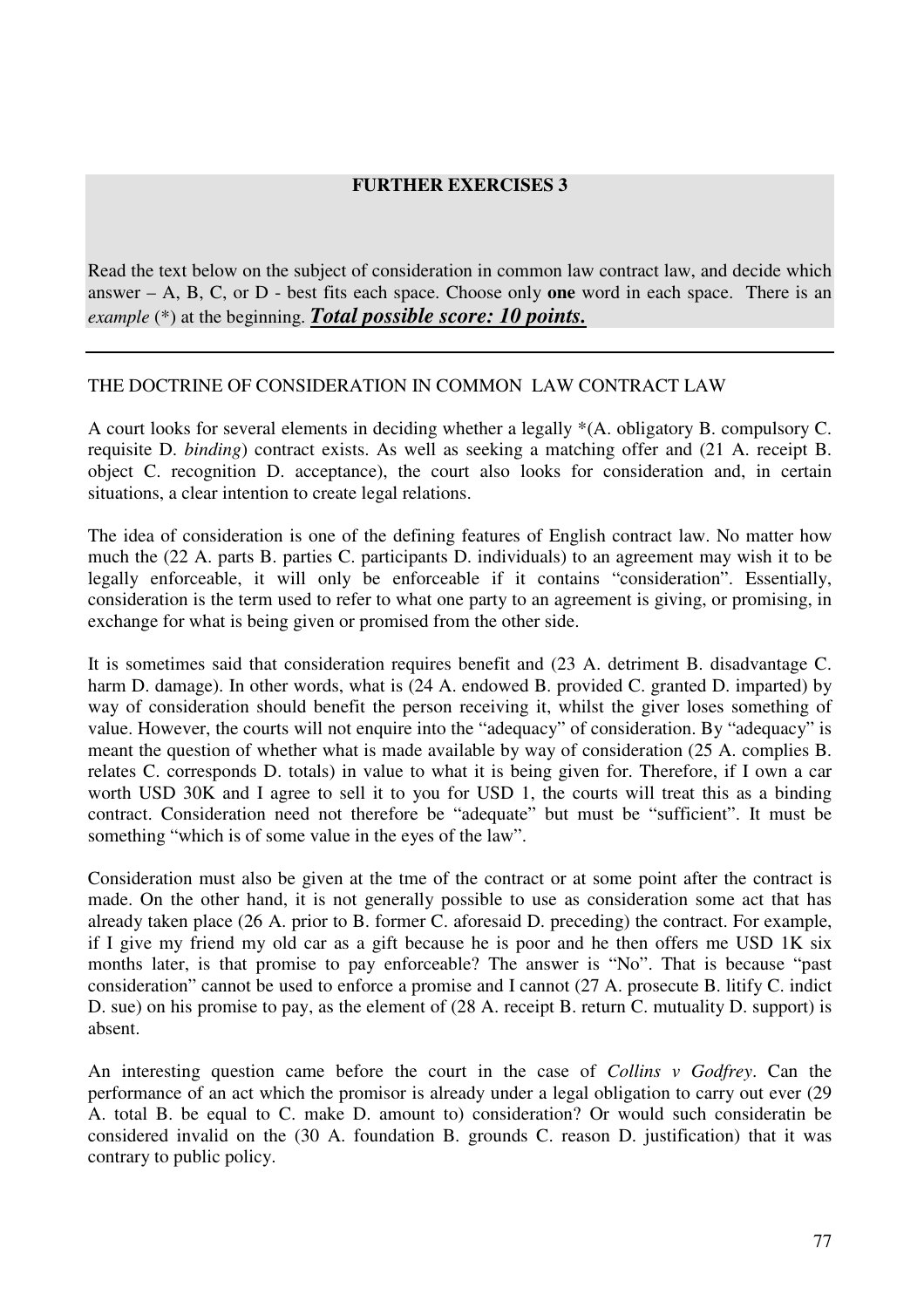## FURTHER EXERCISES 3

Read the text below on the subject of consideration in common law contract law, and decide which answer – A, B, C, or D - best fits each space. Choose only **one** word in each space. There is an *example* (*) at the beginning. ***Total possible score: 10 points.***

---

THE DOCTRINE OF CONSIDERATION IN COMMON LAW CONTRACT LAW

A court looks for several elements in deciding whether a legally *(A. obligatory B. compulsory C. requisite D. *binding*) contract exists. As well as seeking a matching offer and (21 A. receipt B. object C. recognition D. acceptance), the court also looks for consideration and, in certain situations, a clear intention to create legal relations.

The idea of consideration is one of the defining features of English contract law. No matter how much the (22 A. parts B. parties C. participants D. individuals) to an agreement may wish it to be legally enforceable, it will only be enforceable if it contains "consideration". Essentially, consideration is the term used to refer to what one party to an agreement is giving, or promising, in exchange for what is being given or promised from the other side.

It is sometimes said that consideration requires benefit and (23 A. detriment B. disadvantage C. harm D. damage). In other words, what is (24 A. endowed B. provided C. granted D. imparted) by way of consideration should benefit the person receiving it, whilst the giver loses something of value. However, the courts will not enquire into the "adequacy" of consideration. By "adequacy" is meant the question of whether what is made available by way of consideration (25 A. complies B. relates C. corresponds D. totals) in value to what it is being given for. Therefore, if I own a car worth USD 30K and I agree to sell it to you for USD 1, the courts will treat this as a binding contract. Consideration need not therefore be "adequate" but must be "sufficient". It must be something "which is of some value in the eyes of the law".

Consideration must also be given at the tme of the contract or at some point after the contract is made. On the other hand, it is not generally possible to use as consideration some act that has already taken place (26 A. prior to B. former C. aforesaid D. preceding) the contract. For example, if I give my friend my old car as a gift because he is poor and he then offers me USD 1K six months later, is that promise to pay enforceable? The answer is "No". That is because "past consideration" cannot be used to enforce a promise and I cannot (27 A. prosecute B. litify C. indict D. sue) on his promise to pay, as the element of (28 A. receipt B. return C. mutuality D. support) is absent.

An interesting question came before the court in the case of *Collins v Godfrey*. Can the performance of an act which the promisor is already under a legal obligation to carry out ever (29 A. total B. be equal to C. make D. amount to) consideration? Or would such consideratin be considered invalid on the (30 A. foundation B. grounds C. reason D. justification) that it was contrary to public policy.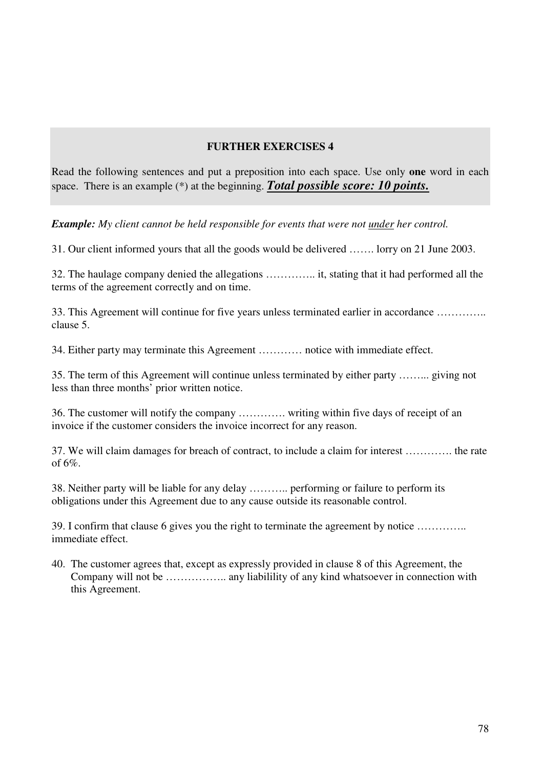**FURTHER EXERCISES 4**

Read the following sentences and put a preposition into each space. Use only **one** word in each space. There is an example (*) at the beginning. ***Total possible score: 10 points.***

***Example:*** *My client cannot be held responsible for events that were not under her control.*

31. Our client informed yours that all the goods would be delivered ……. lorry on 21 June 2003.

32. The haulage company denied the allegations ………….. it, stating that it had performed all the terms of the agreement correctly and on time.

33. This Agreement will continue for five years unless terminated earlier in accordance ………….. clause 5.

34. Either party may terminate this Agreement ………… notice with immediate effect.

35. The term of this Agreement will continue unless terminated by either party ……... giving not less than three months' prior written notice.

36. The customer will notify the company …………. writing within five days of receipt of an invoice if the customer considers the invoice incorrect for any reason.

37. We will claim damages for breach of contract, to include a claim for interest …………. the rate of 6%.

38. Neither party will be liable for any delay ……….. performing or failure to perform its obligations under this Agreement due to any cause outside its reasonable control.

39. I confirm that clause 6 gives you the right to terminate the agreement by notice ………….. immediate effect.

40. The customer agrees that, except as expressly provided in clause 8 of this Agreement, the Company will not be …………….. any liabilility of any kind whatsoever in connection with this Agreement.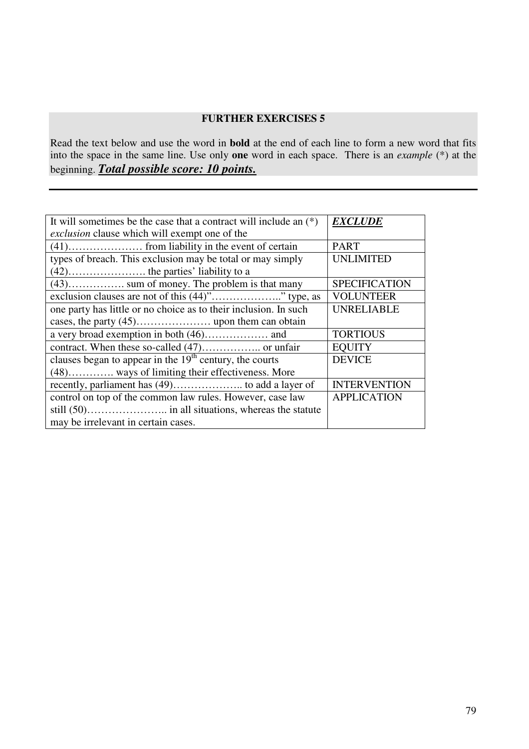## FURTHER EXERCISES 5

Read the text below and use the word in **bold** at the end of each line to form a new word that fits into the space in the same line. Use only **one** word in each space. There is an *example* (*) at the beginning. ***Total possible score: 10 points.***

---

| | |
|---|---|
| It will sometimes be the case that a contract will include an (*) *exclusion* clause which will exempt one of the | ***EXCLUDE*** |
| (41)………………… from liability in the event of certain | PART |
| types of breach. This exclusion may be total or may simply (42)…………………. the parties' liability to a | UNLIMITED |
| (43)……………. sum of money. The problem is that many | SPECIFICATION |
| exclusion clauses are not of this (44)"……………….." type, as | VOLUNTEER |
| one party has little or no choice as to their inclusion. In such cases, the party (45)………………… upon them can obtain | UNRELIABLE |
| a very broad exemption in both (46)……………… and | TORTIOUS |
| contract. When these so-called (47)…………….. or unfair | EQUITY |
| clauses began to appear in the 19th century, the courts (48)…………. ways of limiting their effectiveness. More | DEVICE |
| recently, parliament has (49)……………….. to add a layer of | INTERVENTION |
| control on top of the common law rules. However, case law still (50)………………….. in all situations, whereas the statute may be irrelevant in certain cases. | APPLICATION |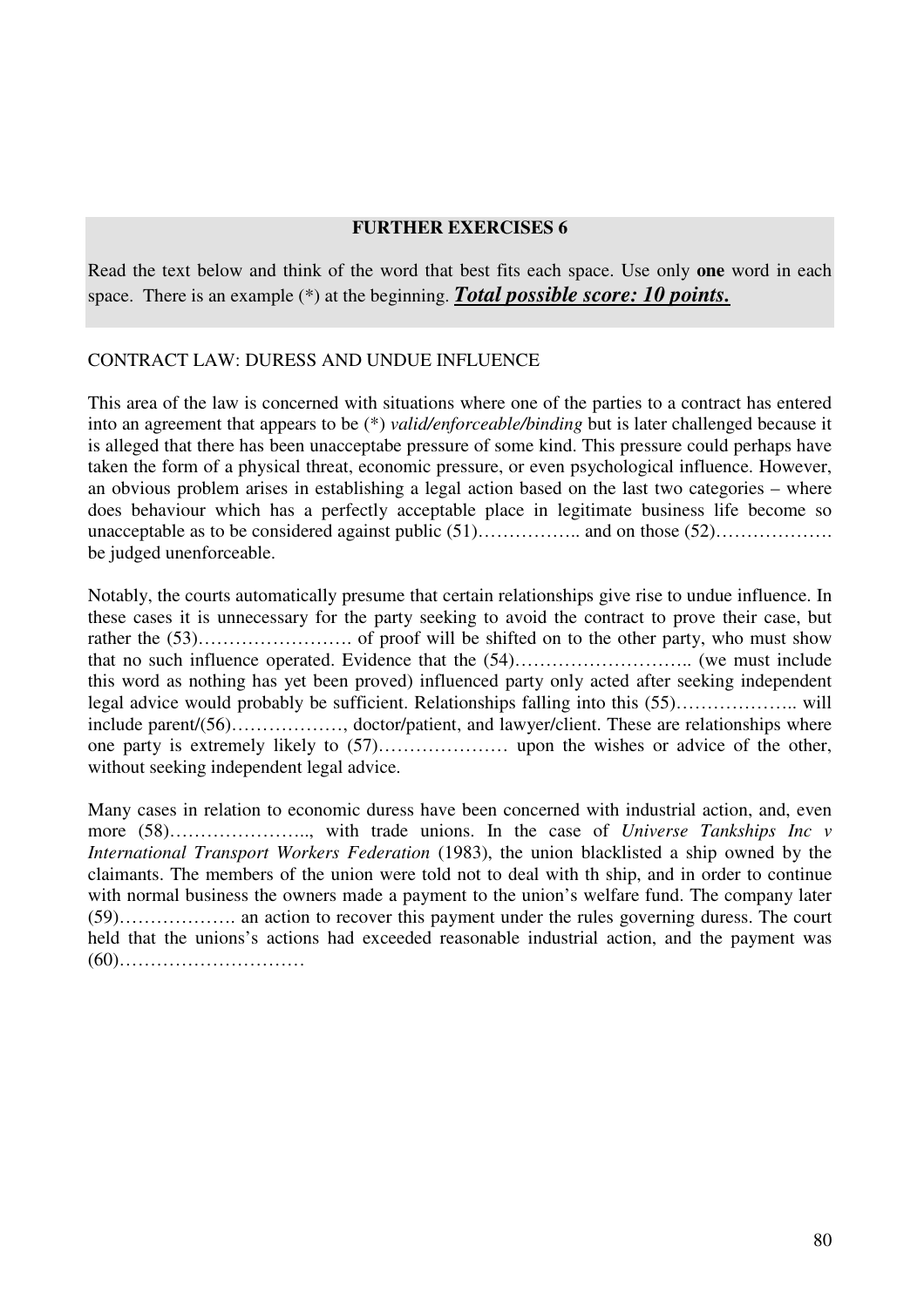**FURTHER EXERCISES 6**

Read the text below and think of the word that best fits each space. Use only **one** word in each space. There is an example (*) at the beginning. ***Total possible score: 10 points.***

CONTRACT LAW: DURESS AND UNDUE INFLUENCE

This area of the law is concerned with situations where one of the parties to a contract has entered into an agreement that appears to be (*) *valid/enforceable/binding* but is later challenged because it is alleged that there has been unacceptabe pressure of some kind. This pressure could perhaps have taken the form of a physical threat, economic pressure, or even psychological influence. However, an obvious problem arises in establishing a legal action based on the last two categories – where does behaviour which has a perfectly acceptable place in legitimate business life become so unacceptable as to be considered against public (51)…………….. and on those (52)………………. be judged unenforceable.

Notably, the courts automatically presume that certain relationships give rise to undue influence. In these cases it is unnecessary for the party seeking to avoid the contract to prove their case, but rather the (53)……………………. of proof will be shifted on to the other party, who must show that no such influence operated. Evidence that the (54)……………………….. (we must include this word as nothing has yet been proved) influenced party only acted after seeking independent legal advice would probably be sufficient. Relationships falling into this (55)……………….. will include parent/(56)………………, doctor/patient, and lawyer/client. These are relationships where one party is extremely likely to (57)………………… upon the wishes or advice of the other, without seeking independent legal advice.

Many cases in relation to economic duress have been concerned with industrial action, and, even more (58)………………….., with trade unions. In the case of *Universe Tankships Inc v International Transport Workers Federation* (1983), the union blacklisted a ship owned by the claimants. The members of the union were told not to deal with th ship, and in order to continue with normal business the owners made a payment to the union's welfare fund. The company later (59)………………. an action to recover this payment under the rules governing duress. The court held that the unions's actions had exceeded reasonable industrial action, and the payment was (60)…………………………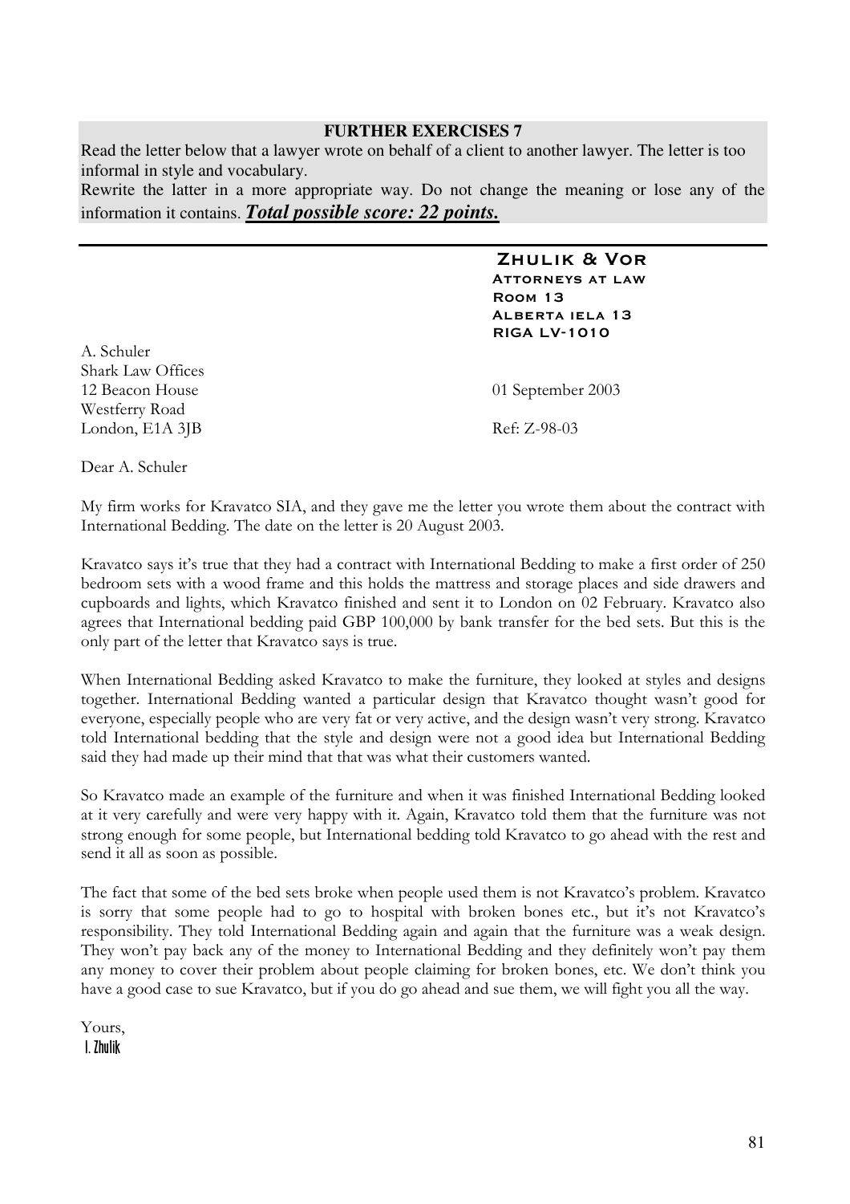**FURTHER EXERCISES 7**

Read the letter below that a lawyer wrote on behalf of a client to another lawyer. The letter is too informal in style and vocabulary.

Rewrite the latter in a more appropriate way. Do not change the meaning or lose any of the information it contains. ***Total possible score: 22 points.***

---

**ZHULIK & VOR**
ATTORNEYS AT LAW
ROOM 13
ALBERTA IELA 13
RIGA LV-1010

A. Schuler
Shark Law Offices
12 Beacon House
Westferry Road
London, E1A 3JB

01 September 2003

Ref: Z-98-03

Dear A. Schuler

My firm works for Kravatco SIA, and they gave me the letter you wrote them about the contract with International Bedding. The date on the letter is 20 August 2003.

Kravatco says it's true that they had a contract with International Bedding to make a first order of 250 bedroom sets with a wood frame and this holds the mattress and storage places and side drawers and cupboards and lights, which Kravatco finished and sent it to London on 02 February. Kravatco also agrees that International bedding paid GBP 100,000 by bank transfer for the bed sets. But this is the only part of the letter that Kravatco says is true.

When International Bedding asked Kravatco to make the furniture, they looked at styles and designs together. International Bedding wanted a particular design that Kravatco thought wasn't good for everyone, especially people who are very fat or very active, and the design wasn't very strong. Kravatco told International bedding that the style and design were not a good idea but International Bedding said they had made up their mind that that was what their customers wanted.

So Kravatco made an example of the furniture and when it was finished International Bedding looked at it very carefully and were very happy with it. Again, Kravatco told them that the furniture was not strong enough for some people, but International bedding told Kravatco to go ahead with the rest and send it all as soon as possible.

The fact that some of the bed sets broke when people used them is not Kravatco's problem. Kravatco is sorry that some people had to go to hospital with broken bones etc., but it's not Kravatco's responsibility. They told International Bedding again and again that the furniture was a weak design. They won't pay back any of the money to International Bedding and they definitely won't pay them any money to cover their problem about people claiming for broken bones, etc. We don't think you have a good case to sue Kravatco, but if you do go ahead and sue them, we will fight you all the way.

Yours,
I. Zhulik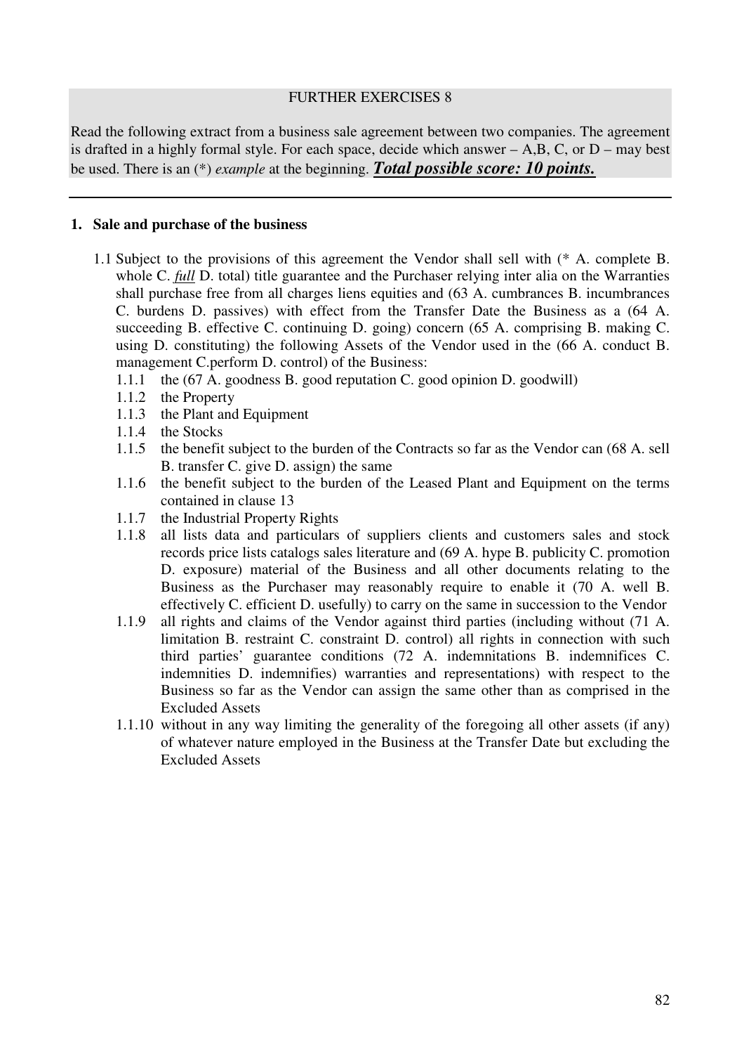FURTHER EXERCISES 8

Read the following extract from a business sale agreement between two companies. The agreement is drafted in a highly formal style. For each space, decide which answer – A,B, C, or D – may best be used. There is an (*) *example* at the beginning. ***Total possible score: 10 points.***

---

**1. Sale and purchase of the business**

1.1 Subject to the provisions of this agreement the Vendor shall sell with (* A. complete B. whole C. *full* D. total) title guarantee and the Purchaser relying inter alia on the Warranties shall purchase free from all charges liens equities and (63 A. cumbrances B. incumbrances C. burdens D. passives) with effect from the Transfer Date the Business as a (64 A. succeeding B. effective C. continuing D. going) concern (65 A. comprising B. making C. using D. constituting) the following Assets of the Vendor used in the (66 A. conduct B. management C.perform D. control) of the Business:

- 1.1.1 the (67 A. goodness B. good reputation C. good opinion D. goodwill)
- 1.1.2 the Property
- 1.1.3 the Plant and Equipment
- 1.1.4 the Stocks
- 1.1.5 the benefit subject to the burden of the Contracts so far as the Vendor can (68 A. sell B. transfer C. give D. assign) the same
- 1.1.6 the benefit subject to the burden of the Leased Plant and Equipment on the terms contained in clause 13
- 1.1.7 the Industrial Property Rights
- 1.1.8 all lists data and particulars of suppliers clients and customers sales and stock records price lists catalogs sales literature and (69 A. hype B. publicity C. promotion D. exposure) material of the Business and all other documents relating to the Business as the Purchaser may reasonably require to enable it (70 A. well B. effectively C. efficient D. usefully) to carry on the same in succession to the Vendor
- 1.1.9 all rights and claims of the Vendor against third parties (including without (71 A. limitation B. restraint C. constraint D. control) all rights in connection with such third parties' guarantee conditions (72 A. indemnitations B. indemnifices C. indemnities D. indemnifies) warranties and representations) with respect to the Business so far as the Vendor can assign the same other than as comprised in the Excluded Assets
- 1.1.10 without in any way limiting the generality of the foregoing all other assets (if any) of whatever nature employed in the Business at the Transfer Date but excluding the Excluded Assets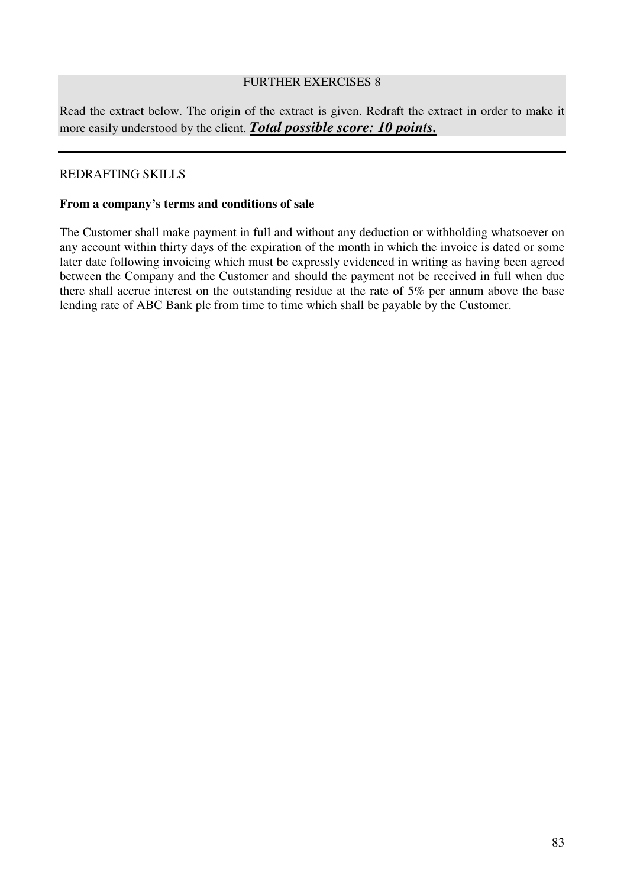FURTHER EXERCISES 8

Read the extract below. The origin of the extract is given. Redraft the extract in order to make it more easily understood by the client. ***Total possible score: 10 points.***

---

REDRAFTING SKILLS

**From a company's terms and conditions of sale**

The Customer shall make payment in full and without any deduction or withholding whatsoever on any account within thirty days of the expiration of the month in which the invoice is dated or some later date following invoicing which must be expressly evidenced in writing as having been agreed between the Company and the Customer and should the payment not be received in full when due there shall accrue interest on the outstanding residue at the rate of 5% per annum above the base lending rate of ABC Bank plc from time to time which shall be payable by the Customer.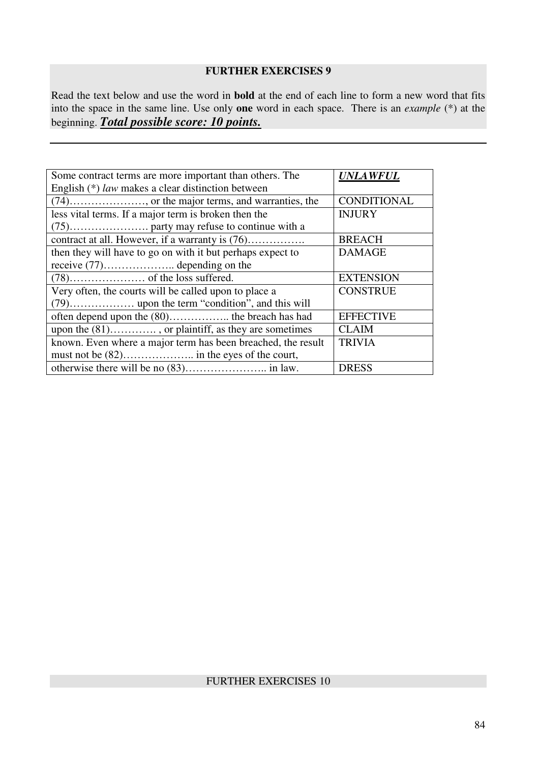**FURTHER EXERCISES 9**

Read the text below and use the word in **bold** at the end of each line to form a new word that fits into the space in the same line. Use only **one** word in each space. There is an *example* (*) at the beginning. ***Total possible score: 10 points.***

---

| | |
|---|---|
| Some contract terms are more important than others. The English (*) *law* makes a clear distinction between | ***UNLAWFUL*** |
| (74)…………………, or the major terms, and warranties, the | CONDITIONAL |
| less vital terms. If a major term is broken then the (75)…………………. party may refuse to continue with a | INJURY |
| contract at all. However, if a warranty is (76)……………. | BREACH |
| then they will have to go on with it but perhaps expect to receive (77)……………….. depending on the | DAMAGE |
| (78)………………… of the loss suffered. | EXTENSION |
| Very often, the courts will be called upon to place a (79)……………… upon the term "condition", and this will | CONSTRUE |
| often depend upon the (80)…………….. the breach has had | EFFECTIVE |
| upon the (81)…………. , or plaintiff, as they are sometimes | CLAIM |
| known. Even where a major term has been breached, the result must not be (82)……………….. in the eyes of the court, | TRIVIA |
| otherwise there will be no (83)………………….. in law. | DRESS |

FURTHER EXERCISES 10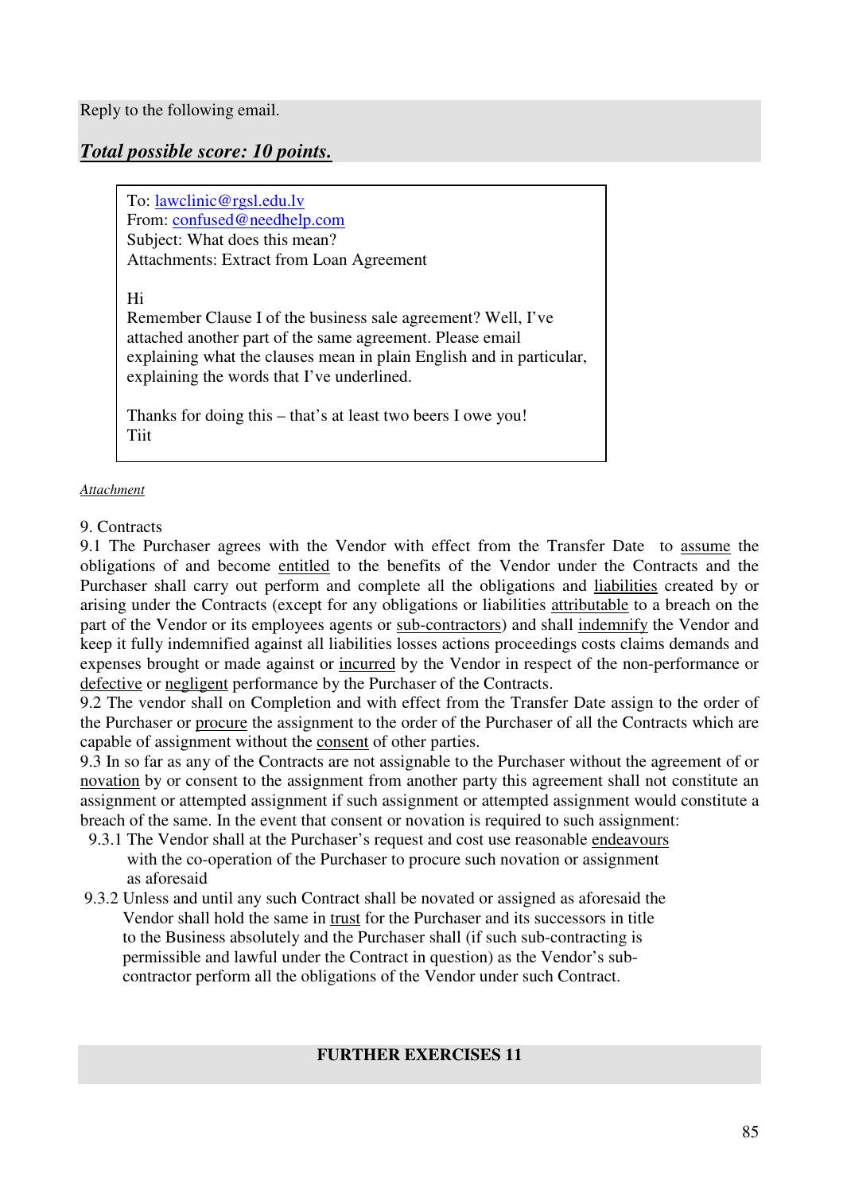Reply to the following email.

***Total possible score: 10 points.***

To: lawclinic@rgsl.edu.lv
From: confused@needhelp.com
Subject: What does this mean?
Attachments: Extract from Loan Agreement

Hi
Remember Clause I of the business sale agreement? Well, I've attached another part of the same agreement. Please email explaining what the clauses mean in plain English and in particular, explaining the words that I've underlined.

Thanks for doing this – that's at least two beers I owe you!
Tiit

*Attachment*

9. Contracts
9.1 The Purchaser agrees with the Vendor with effect from the Transfer Date to <u>assume</u> the obligations of and become <u>entitled</u> to the benefits of the Vendor under the Contracts and the Purchaser shall carry out perform and complete all the obligations and <u>liabilities</u> created by or arising under the Contracts (except for any obligations or liabilities <u>attributable</u> to a breach on the part of the Vendor or its employees agents or <u>sub-contractors</u>) and shall <u>indemnify</u> the Vendor and keep it fully indemnified against all liabilities losses actions proceedings costs claims demands and expenses brought or made against or <u>incurred</u> by the Vendor in respect of the non-performance or <u>defective</u> or <u>negligent</u> performance by the Purchaser of the Contracts.
9.2 The vendor shall on Completion and with effect from the Transfer Date assign to the order of the Purchaser or <u>procure</u> the assignment to the order of the Purchaser of all the Contracts which are capable of assignment without the <u>consent</u> of other parties.
9.3 In so far as any of the Contracts are not assignable to the Purchaser without the agreement of or <u>novation</u> by or consent to the assignment from another party this agreement shall not constitute an assignment or attempted assignment if such assignment or attempted assignment would constitute a breach of the same. In the event that consent or novation is required to such assignment:

9.3.1 The Vendor shall at the Purchaser's request and cost use reasonable <u>endeavours</u> with the co-operation of the Purchaser to procure such novation or assignment as aforesaid

9.3.2 Unless and until any such Contract shall be novated or assigned as aforesaid the Vendor shall hold the same in <u>trust</u> for the Purchaser and its successors in title to the Business absolutely and the Purchaser shall (if such sub-contracting is permissible and lawful under the Contract in question) as the Vendor's sub-contractor perform all the obligations of the Vendor under such Contract.

**FURTHER EXERCISES 11**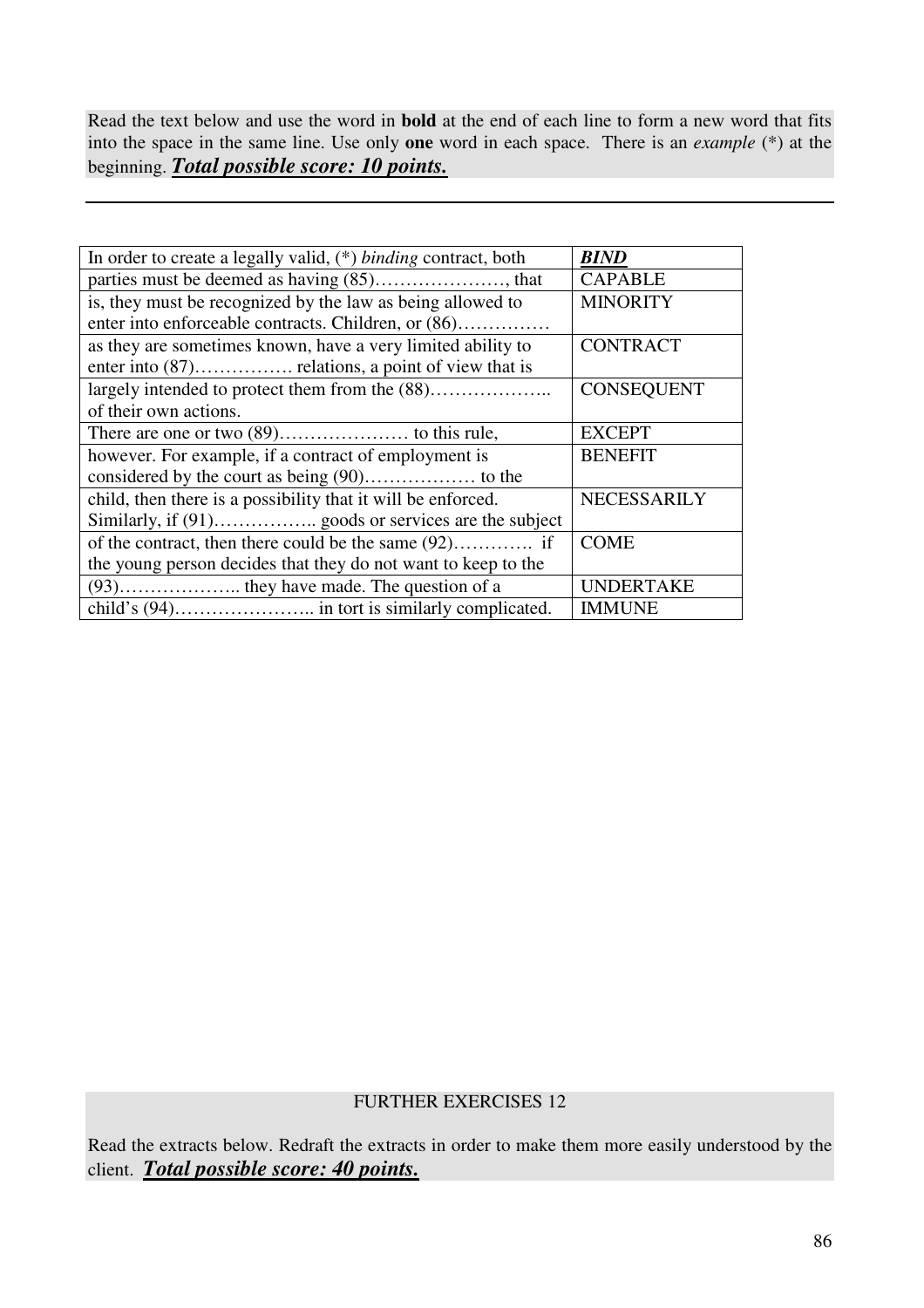Read the text below and use the word in **bold** at the end of each line to form a new word that fits into the space in the same line. Use only **one** word in each space. There is an *example* (*) at the beginning. ***Total possible score: 10 points.***

---

| | |
|---|---|
| In order to create a legally valid, (*) *binding* contract, both | ***BIND*** |
| parties must be deemed as having (85)…………………, that | CAPABLE |
| is, they must be recognized by the law as being allowed to enter into enforceable contracts. Children, or (86)…………… | MINORITY |
| as they are sometimes known, have a very limited ability to enter into (87)……………. relations, a point of view that is | CONTRACT |
| largely intended to protect them from the (88)……………….. of their own actions. | CONSEQUENT |
| There are one or two (89)………………… to this rule, | EXCEPT |
| however. For example, if a contract of employment is considered by the court as being (90)……………… to the | BENEFIT |
| child, then there is a possibility that it will be enforced. Similarly, if (91)…………….. goods or services are the subject | NECESSARILY |
| of the contract, then there could be the same (92)…………. if the young person decides that they do not want to keep to the | COME |
| (93)……………….. they have made. The question of a | UNDERTAKE |
| child's (94)………………….. in tort is similarly complicated. | IMMUNE |

FURTHER EXERCISES 12

Read the extracts below. Redraft the extracts in order to make them more easily understood by the client. ***Total possible score: 40 points.***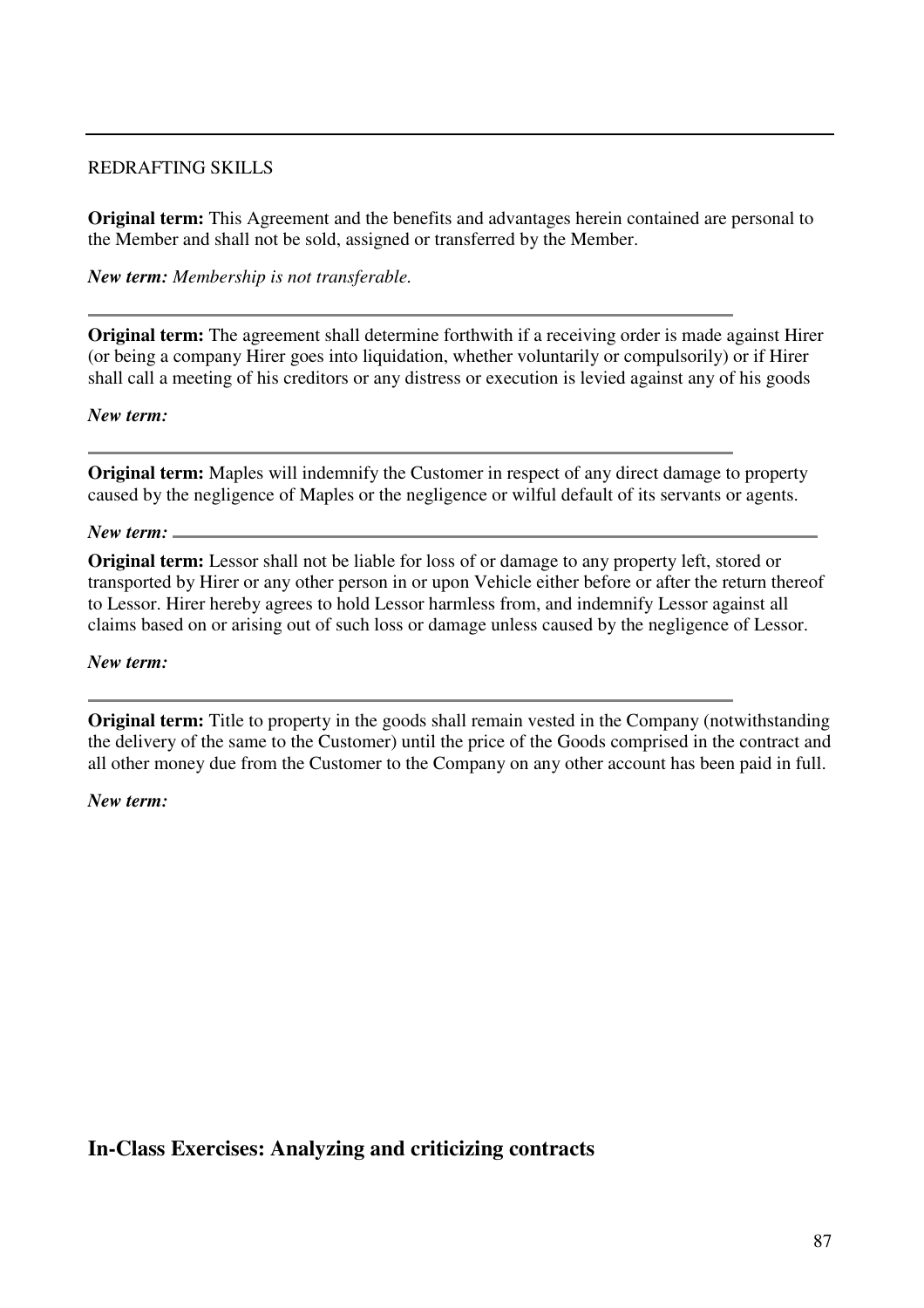---

REDRAFTING SKILLS

**Original term:** This Agreement and the benefits and advantages herein contained are personal to the Member and shall not be sold, assigned or transferred by the Member.

***New term:*** *Membership is not transferable.*

---

**Original term:** The agreement shall determine forthwith if a receiving order is made against Hirer (or being a company Hirer goes into liquidation, whether voluntarily or compulsorily) or if Hirer shall call a meeting of his creditors or any distress or execution is levied against any of his goods

***New term:***

---

**Original term:** Maples will indemnify the Customer in respect of any direct damage to property caused by the negligence of Maples or the negligence or wilful default of its servants or agents.

***New term:*** ______

**Original term:** Lessor shall not be liable for loss of or damage to any property left, stored or transported by Hirer or any other person in or upon Vehicle either before or after the return thereof to Lessor. Hirer hereby agrees to hold Lessor harmless from, and indemnify Lessor against all claims based on or arising out of such loss or damage unless caused by the negligence of Lessor.

***New term:***

---

**Original term:** Title to property in the goods shall remain vested in the Company (notwithstanding the delivery of the same to the Customer) until the price of the Goods comprised in the contract and all other money due from the Customer to the Company on any other account has been paid in full.

***New term:***

## In-Class Exercises: Analyzing and criticizing contracts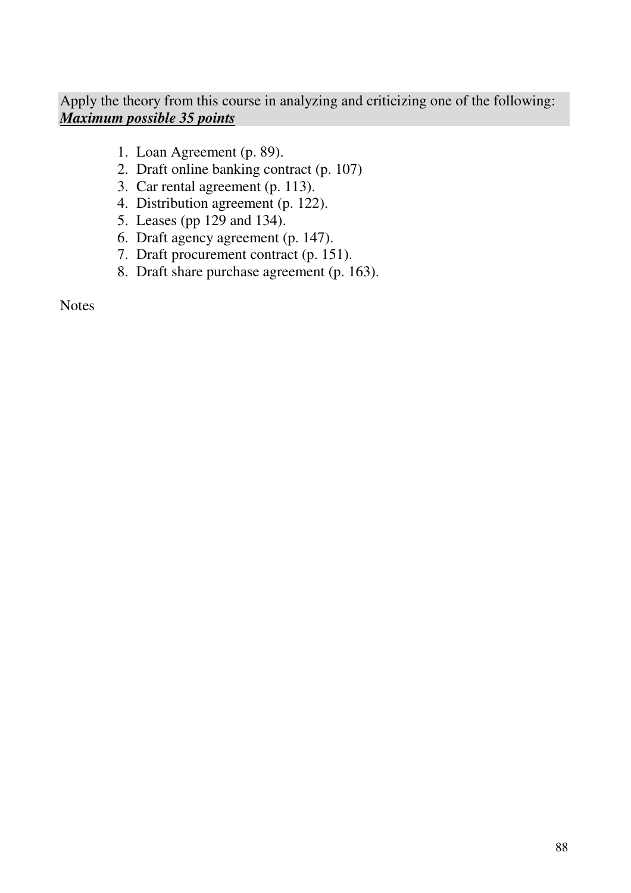Apply the theory from this course in analyzing and criticizing one of the following:
***Maximum possible 35 points***

1. Loan Agreement (p. 89).
2. Draft online banking contract (p. 107)
3. Car rental agreement (p. 113).
4. Distribution agreement (p. 122).
5. Leases (pp 129 and 134).
6. Draft agency agreement (p. 147).
7. Draft procurement contract (p. 151).
8. Draft share purchase agreement (p. 163).

Notes